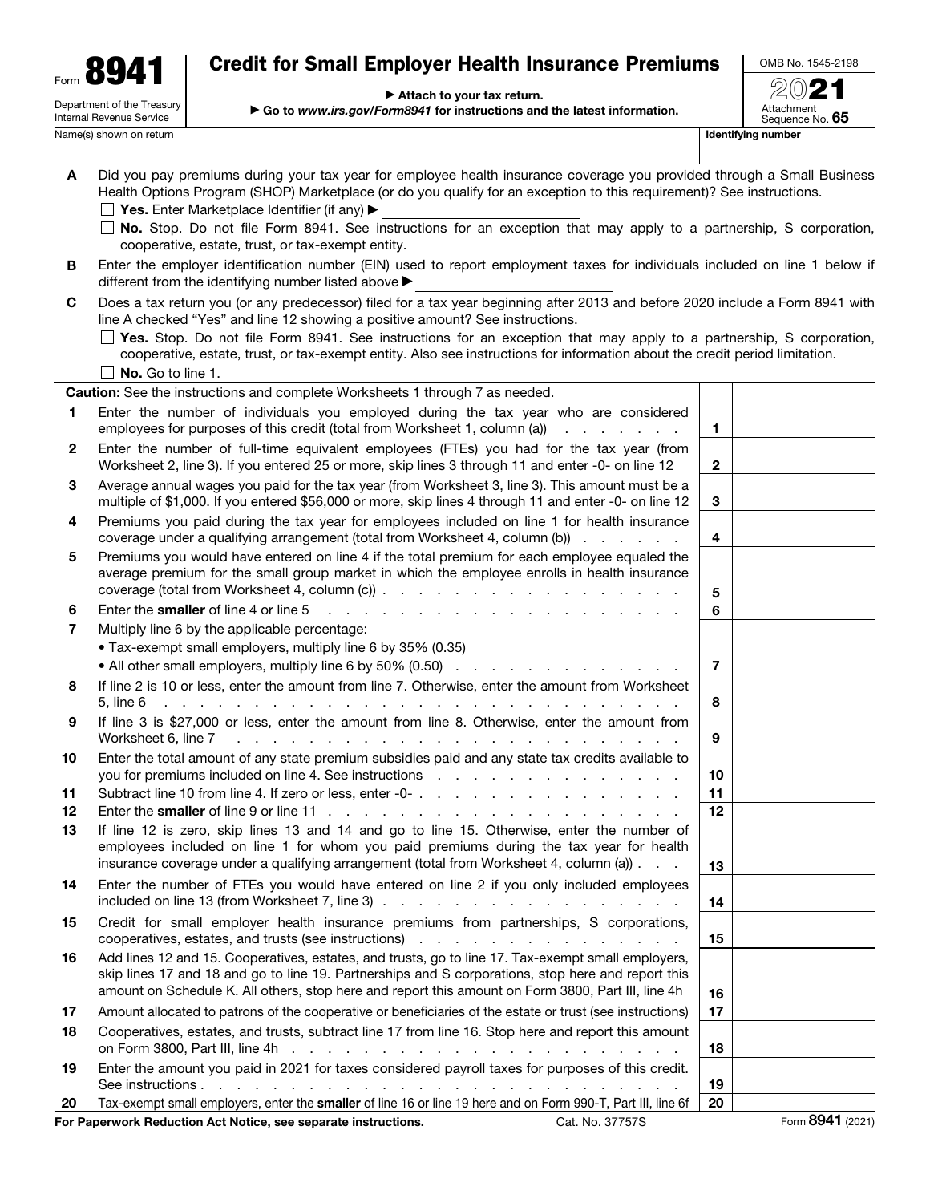Form **8941**

Department of the Treasury
Internal Revenue Service

# Credit for Small Employer Health Insurance Premiums

▶ Attach to your tax return.
▶ Go to *www.irs.gov/Form8941* for instructions and the latest information.

OMB No. 1545-2198

**2021**

Attachment Sequence No. **65**

Name(s) shown on return | **Identifying number**

**A** Did you pay premiums during your tax year for employee health insurance coverage you provided through a Small Business Health Options Program (SHOP) Marketplace (or do you qualify for an exception to this requirement)? See instructions.

☐ **Yes.** Enter Marketplace Identifier (if any) ▶ ____________

☐ **No.** Stop. Do not file Form 8941. See instructions for an exception that may apply to a partnership, S corporation, cooperative, estate, trust, or tax-exempt entity.

**B** Enter the employer identification number (EIN) used to report employment taxes for individuals included on line 1 below if different from the identifying number listed above ▶ ____________

**C** Does a tax return you (or any predecessor) filed for a tax year beginning after 2013 and before 2020 include a Form 8941 with line A checked "Yes" and line 12 showing a positive amount? See instructions.

☐ **Yes.** Stop. Do not file Form 8941. See instructions for an exception that may apply to a partnership, S corporation, cooperative, estate, trust, or tax-exempt entity. Also see instructions for information about the credit period limitation.

☐ **No.** Go to line 1.

**Caution:** See the instructions and complete Worksheets 1 through 7 as needed.

| Line | Description | Line | Amount |
|---|---|---|---|
| 1 | Enter the number of individuals you employed during the tax year who are considered employees for purposes of this credit (total from Worksheet 1, column (a)) | 1 | |
| 2 | Enter the number of full-time equivalent employees (FTEs) you had for the tax year (from Worksheet 2, line 3). If you entered 25 or more, skip lines 3 through 11 and enter -0- on line 12 | 2 | |
| 3 | Average annual wages you paid for the tax year (from Worksheet 3, line 3). This amount must be a multiple of $1,000. If you entered $56,000 or more, skip lines 4 through 11 and enter -0- on line 12 | 3 | |
| 4 | Premiums you paid during the tax year for employees included on line 1 for health insurance coverage under a qualifying arrangement (total from Worksheet 4, column (b)) | 4 | |
| 5 | Premiums you would have entered on line 4 if the total premium for each employee equaled the average premium for the small group market in which the employee enrolls in health insurance coverage (total from Worksheet 4, column (c)) | 5 | |
| 6 | Enter the **smaller** of line 4 or line 5 | 6 | |
| 7 | Multiply line 6 by the applicable percentage:<br>• Tax-exempt small employers, multiply line 6 by 35% (0.35)<br>• All other small employers, multiply line 6 by 50% (0.50) | 7 | |
| 8 | If line 2 is 10 or less, enter the amount from line 7. Otherwise, enter the amount from Worksheet 5, line 6 | 8 | |
| 9 | If line 3 is $27,000 or less, enter the amount from line 8. Otherwise, enter the amount from Worksheet 6, line 7 | 9 | |
| 10 | Enter the total amount of any state premium subsidies paid and any state tax credits available to you for premiums included on line 4. See instructions | 10 | |
| 11 | Subtract line 10 from line 4. If zero or less, enter -0- | 11 | |
| 12 | Enter the **smaller** of line 9 or line 11 | 12 | |
| 13 | If line 12 is zero, skip lines 13 and 14 and go to line 15. Otherwise, enter the number of employees included on line 1 for whom you paid premiums during the tax year for health insurance coverage under a qualifying arrangement (total from Worksheet 4, column (a)) | 13 | |
| 14 | Enter the number of FTEs you would have entered on line 2 if you only included employees included on line 13 (from Worksheet 7, line 3) | 14 | |
| 15 | Credit for small employer health insurance premiums from partnerships, S corporations, cooperatives, estates, and trusts (see instructions) | 15 | |
| 16 | Add lines 12 and 15. Cooperatives, estates, and trusts, go to line 17. Tax-exempt small employers, skip lines 17 and 18 and go to line 19. Partnerships and S corporations, stop here and report this amount on Schedule K. All others, stop here and report this amount on Form 3800, Part III, line 4h | 16 | |
| 17 | Amount allocated to patrons of the cooperative or beneficiaries of the estate or trust (see instructions) | 17 | |
| 18 | Cooperatives, estates, and trusts, subtract line 17 from line 16. Stop here and report this amount on Form 3800, Part III, line 4h | 18 | |
| 19 | Enter the amount you paid in 2021 for taxes considered payroll taxes for purposes of this credit. See instructions | 19 | |
| 20 | Tax-exempt small employers, enter the **smaller** of line 16 or line 19 here and on Form 990-T, Part III, line 6f | 20 | |

**For Paperwork Reduction Act Notice, see separate instructions.** Cat. No. 37757S Form **8941** (2021)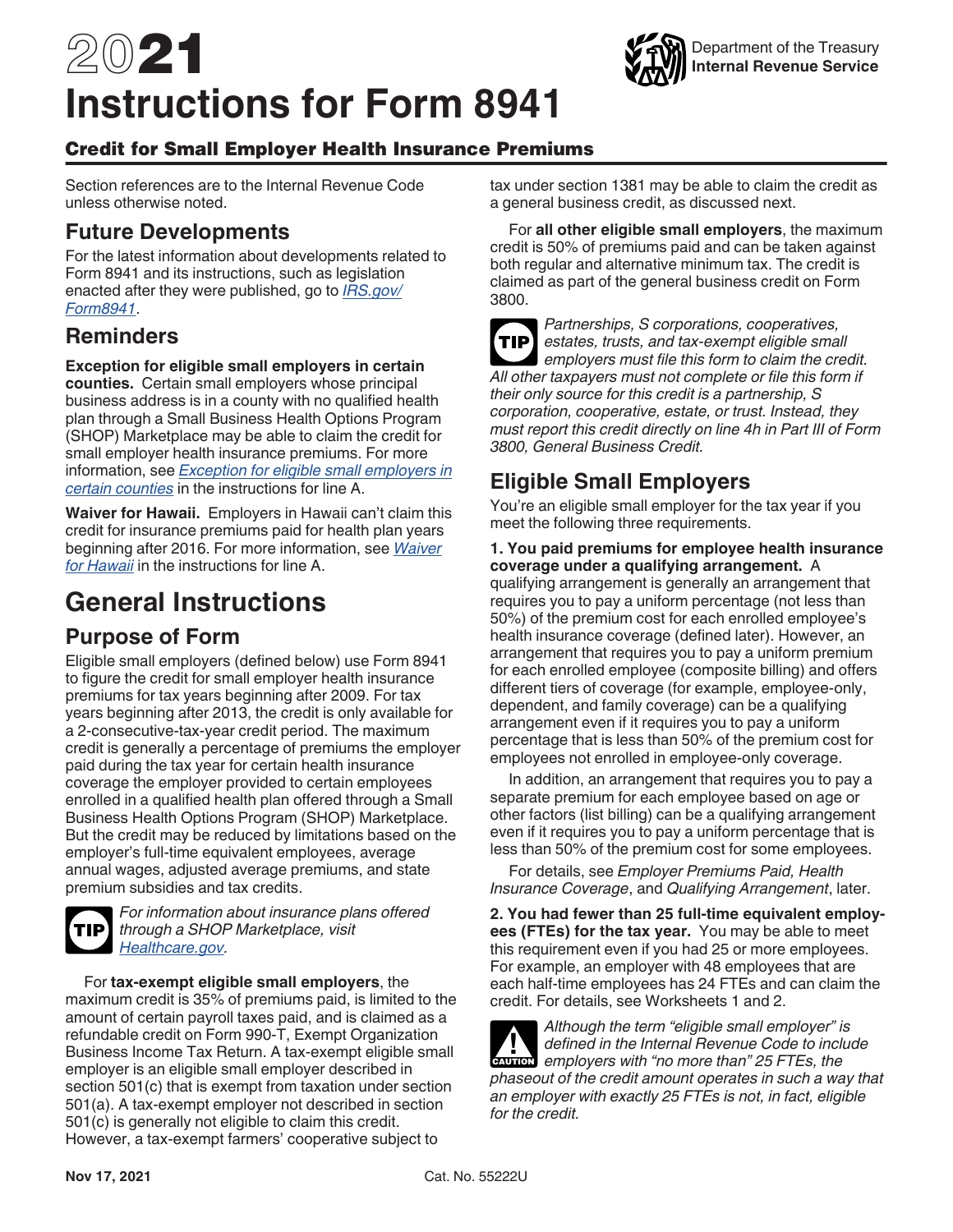# 2021 Instructions for Form 8941

Department of the Treasury
**Internal Revenue Service**

## Credit for Small Employer Health Insurance Premiums

Section references are to the Internal Revenue Code unless otherwise noted.

## Future Developments

For the latest information about developments related to Form 8941 and its instructions, such as legislation enacted after they were published, go to *IRS.gov/Form8941*.

## Reminders

**Exception for eligible small employers in certain counties.** Certain small employers whose principal business address is in a county with no qualified health plan through a Small Business Health Options Program (SHOP) Marketplace may be able to claim the credit for small employer health insurance premiums. For more information, see *Exception for eligible small employers in certain counties* in the instructions for line A.

**Waiver for Hawaii.** Employers in Hawaii can't claim this credit for insurance premiums paid for health plan years beginning after 2016. For more information, see *Waiver for Hawaii* in the instructions for line A.

# General Instructions

## Purpose of Form

Eligible small employers (defined below) use Form 8941 to figure the credit for small employer health insurance premiums for tax years beginning after 2009. For tax years beginning after 2013, the credit is only available for a 2-consecutive-tax-year credit period. The maximum credit is generally a percentage of premiums the employer paid during the tax year for certain health insurance coverage the employer provided to certain employees enrolled in a qualified health plan offered through a Small Business Health Options Program (SHOP) Marketplace. But the credit may be reduced by limitations based on the employer's full-time equivalent employees, average annual wages, adjusted average premiums, and state premium subsidies and tax credits.

**TIP** *For information about insurance plans offered through a SHOP Marketplace, visit Healthcare.gov.*

For **tax-exempt eligible small employers**, the maximum credit is 35% of premiums paid, is limited to the amount of certain payroll taxes paid, and is claimed as a refundable credit on Form 990-T, Exempt Organization Business Income Tax Return. A tax-exempt eligible small employer is an eligible small employer described in section 501(c) that is exempt from taxation under section 501(a). A tax-exempt employer not described in section 501(c) is generally not eligible to claim this credit. However, a tax-exempt farmers' cooperative subject to tax under section 1381 may be able to claim the credit as a general business credit, as discussed next.

For **all other eligible small employers**, the maximum credit is 50% of premiums paid and can be taken against both regular and alternative minimum tax. The credit is claimed as part of the general business credit on Form 3800.

**TIP** *Partnerships, S corporations, cooperatives, estates, trusts, and tax-exempt eligible small employers must file this form to claim the credit. All other taxpayers must not complete or file this form if their only source for this credit is a partnership, S corporation, cooperative, estate, or trust. Instead, they must report this credit directly on line 4h in Part III of Form 3800, General Business Credit.*

## Eligible Small Employers

You're an eligible small employer for the tax year if you meet the following three requirements.

**1. You paid premiums for employee health insurance coverage under a qualifying arrangement.** A qualifying arrangement is generally an arrangement that requires you to pay a uniform percentage (not less than 50%) of the premium cost for each enrolled employee's health insurance coverage (defined later). However, an arrangement that requires you to pay a uniform premium for each enrolled employee (composite billing) and offers different tiers of coverage (for example, employee-only, dependent, and family coverage) can be a qualifying arrangement even if it requires you to pay a uniform percentage that is less than 50% of the premium cost for employees not enrolled in employee-only coverage.

In addition, an arrangement that requires you to pay a separate premium for each employee based on age or other factors (list billing) can be a qualifying arrangement even if it requires you to pay a uniform percentage that is less than 50% of the premium cost for some employees.

For details, see *Employer Premiums Paid, Health Insurance Coverage*, and *Qualifying Arrangement*, later.

**2. You had fewer than 25 full-time equivalent employees (FTEs) for the tax year.** You may be able to meet this requirement even if you had 25 or more employees. For example, an employer with 48 employees that are each half-time employees has 24 FTEs and can claim the credit. For details, see Worksheets 1 and 2.

**CAUTION** *Although the term "eligible small employer" is defined in the Internal Revenue Code to include employers with "no more than" 25 FTEs, the phaseout of the credit amount operates in such a way that an employer with exactly 25 FTEs is not, in fact, eligible for the credit.*

Nov 17, 2021 Cat. No. 55222U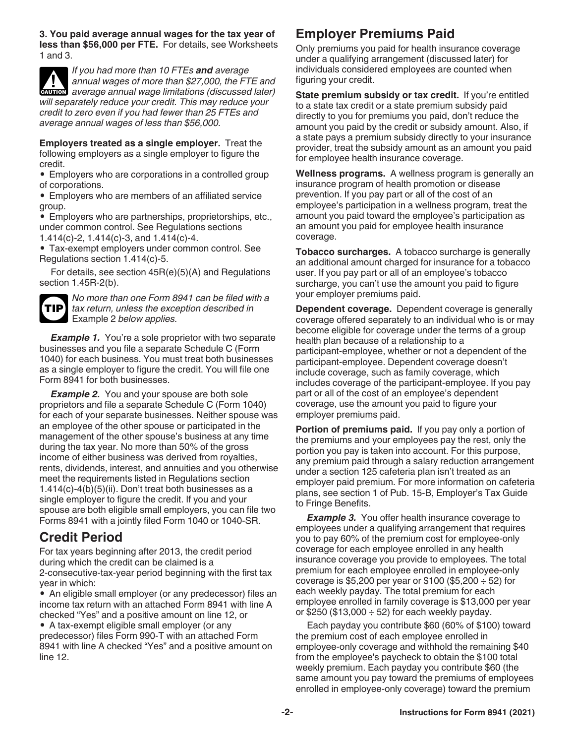**3. You paid average annual wages for the tax year of less than $56,000 per FTE.** For details, see Worksheets 1 and 3.

*If you had more than 10 FTEs **and** average annual wages of more than $27,000, the FTE and average annual wage limitations (discussed later) will separately reduce your credit. This may reduce your credit to zero even if you had fewer than 25 FTEs and average annual wages of less than $56,000.*

**Employers treated as a single employer.** Treat the following employers as a single employer to figure the credit.

- Employers who are corporations in a controlled group of corporations.
- Employers who are members of an affiliated service group.
- Employers who are partnerships, proprietorships, etc., under common control. See Regulations sections 1.414(c)-2, 1.414(c)-3, and 1.414(c)-4.
- Tax-exempt employers under common control. See Regulations section 1.414(c)-5.

For details, see section 45R(e)(5)(A) and Regulations section 1.45R-2(b).

*No more than one Form 8941 can be filed with a tax return, unless the exception described in* Example 2 *below applies.*

***Example 1.*** You're a sole proprietor with two separate businesses and you file a separate Schedule C (Form 1040) for each business. You must treat both businesses as a single employer to figure the credit. You will file one Form 8941 for both businesses.

***Example 2.*** You and your spouse are both sole proprietors and file a separate Schedule C (Form 1040) for each of your separate businesses. Neither spouse was an employee of the other spouse or participated in the management of the other spouse's business at any time during the tax year. No more than 50% of the gross income of either business was derived from royalties, rents, dividends, interest, and annuities and you otherwise meet the requirements listed in Regulations section 1.414(c)-4(b)(5)(ii). Don't treat both businesses as a single employer to figure the credit. If you and your spouse are both eligible small employers, you can file two Forms 8941 with a jointly filed Form 1040 or 1040-SR.

## Credit Period

For tax years beginning after 2013, the credit period during which the credit can be claimed is a 2-consecutive-tax-year period beginning with the first tax year in which:

- An eligible small employer (or any predecessor) files an income tax return with an attached Form 8941 with line A checked "Yes" and a positive amount on line 12, or
- A tax-exempt eligible small employer (or any predecessor) files Form 990-T with an attached Form 8941 with line A checked "Yes" and a positive amount on line 12.

## Employer Premiums Paid

Only premiums you paid for health insurance coverage under a qualifying arrangement (discussed later) for individuals considered employees are counted when figuring your credit.

**State premium subsidy or tax credit.** If you're entitled to a state tax credit or a state premium subsidy paid directly to you for premiums you paid, don't reduce the amount you paid by the credit or subsidy amount. Also, if a state pays a premium subsidy directly to your insurance provider, treat the subsidy amount as an amount you paid for employee health insurance coverage.

**Wellness programs.** A wellness program is generally an insurance program of health promotion or disease prevention. If you pay part or all of the cost of an employee's participation in a wellness program, treat the amount you paid toward the employee's participation as an amount you paid for employee health insurance coverage.

**Tobacco surcharges.** A tobacco surcharge is generally an additional amount charged for insurance for a tobacco user. If you pay part or all of an employee's tobacco surcharge, you can't use the amount you paid to figure your employer premiums paid.

**Dependent coverage.** Dependent coverage is generally coverage offered separately to an individual who is or may become eligible for coverage under the terms of a group health plan because of a relationship to a participant-employee, whether or not a dependent of the participant-employee. Dependent coverage doesn't include coverage, such as family coverage, which includes coverage of the participant-employee. If you pay part or all of the cost of an employee's dependent coverage, use the amount you paid to figure your employer premiums paid.

**Portion of premiums paid.** If you pay only a portion of the premiums and your employees pay the rest, only the portion you pay is taken into account. For this purpose, any premium paid through a salary reduction arrangement under a section 125 cafeteria plan isn't treated as an employer paid premium. For more information on cafeteria plans, see section 1 of Pub. 15-B, Employer's Tax Guide to Fringe Benefits.

***Example 3.*** You offer health insurance coverage to employees under a qualifying arrangement that requires you to pay 60% of the premium cost for employee-only coverage for each employee enrolled in any health insurance coverage you provide to employees. The total premium for each employee enrolled in employee-only coverage is $5,200 per year or $100 ($5,200 ÷ 52) for each weekly payday. The total premium for each employee enrolled in family coverage is $13,000 per year or $250 ($13,000 ÷ 52) for each weekly payday.

Each payday you contribute $60 (60% of $100) toward the premium cost of each employee enrolled in employee-only coverage and withhold the remaining $40 from the employee's paycheck to obtain the $100 total weekly premium. Each payday you contribute $60 (the same amount you pay toward the premiums of employees enrolled in employee-only coverage) toward the premium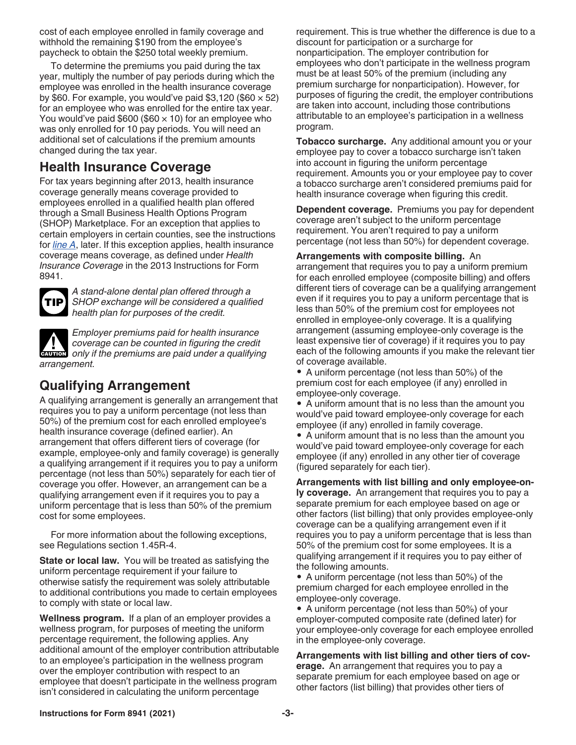cost of each employee enrolled in family coverage and withhold the remaining $190 from the employee's paycheck to obtain the $250 total weekly premium.

To determine the premiums you paid during the tax year, multiply the number of pay periods during which the employee was enrolled in the health insurance coverage by $60. For example, you would've paid $3,120 ($60 × 52) for an employee who was enrolled for the entire tax year. You would've paid $600 ($60 × 10) for an employee who was only enrolled for 10 pay periods. You will need an additional set of calculations if the premium amounts changed during the tax year.

## Health Insurance Coverage

For tax years beginning after 2013, health insurance coverage generally means coverage provided to employees enrolled in a qualified health plan offered through a Small Business Health Options Program (SHOP) Marketplace. For an exception that applies to certain employers in certain counties, see the instructions for *line A*, later. If this exception applies, health insurance coverage means coverage, as defined under *Health Insurance Coverage* in the 2013 Instructions for Form 8941.

**TIP** *A stand-alone dental plan offered through a SHOP exchange will be considered a qualified health plan for purposes of the credit.*

**CAUTION** *Employer premiums paid for health insurance coverage can be counted in figuring the credit only if the premiums are paid under a qualifying arrangement.*

## Qualifying Arrangement

A qualifying arrangement is generally an arrangement that requires you to pay a uniform percentage (not less than 50%) of the premium cost for each enrolled employee's health insurance coverage (defined earlier). An arrangement that offers different tiers of coverage (for example, employee-only and family coverage) is generally a qualifying arrangement if it requires you to pay a uniform percentage (not less than 50%) separately for each tier of coverage you offer. However, an arrangement can be a qualifying arrangement even if it requires you to pay a uniform percentage that is less than 50% of the premium cost for some employees.

For more information about the following exceptions, see Regulations section 1.45R-4.

**State or local law.** You will be treated as satisfying the uniform percentage requirement if your failure to otherwise satisfy the requirement was solely attributable to additional contributions you made to certain employees to comply with state or local law.

**Wellness program.** If a plan of an employer provides a wellness program, for purposes of meeting the uniform percentage requirement, the following applies. Any additional amount of the employer contribution attributable to an employee's participation in the wellness program over the employer contribution with respect to an employee that doesn't participate in the wellness program isn't considered in calculating the uniform percentage requirement. This is true whether the difference is due to a discount for participation or a surcharge for nonparticipation. The employer contribution for employees who don't participate in the wellness program must be at least 50% of the premium (including any premium surcharge for nonparticipation). However, for purposes of figuring the credit, the employer contributions are taken into account, including those contributions attributable to an employee's participation in a wellness program.

**Tobacco surcharge.** Any additional amount you or your employee pay to cover a tobacco surcharge isn't taken into account in figuring the uniform percentage requirement. Amounts you or your employee pay to cover a tobacco surcharge aren't considered premiums paid for health insurance coverage when figuring this credit.

**Dependent coverage.** Premiums you pay for dependent coverage aren't subject to the uniform percentage requirement. You aren't required to pay a uniform percentage (not less than 50%) for dependent coverage.

**Arrangements with composite billing.** An arrangement that requires you to pay a uniform premium for each enrolled employee (composite billing) and offers different tiers of coverage can be a qualifying arrangement even if it requires you to pay a uniform percentage that is less than 50% of the premium cost for employees not enrolled in employee-only coverage. It is a qualifying arrangement (assuming employee-only coverage is the least expensive tier of coverage) if it requires you to pay each of the following amounts if you make the relevant tier of coverage available.

- A uniform percentage (not less than 50%) of the premium cost for each employee (if any) enrolled in employee-only coverage.
- A uniform amount that is no less than the amount you would've paid toward employee-only coverage for each employee (if any) enrolled in family coverage.
- A uniform amount that is no less than the amount you would've paid toward employee-only coverage for each employee (if any) enrolled in any other tier of coverage (figured separately for each tier).

**Arrangements with list billing and only employee-only coverage.** An arrangement that requires you to pay a separate premium for each employee based on age or other factors (list billing) that only provides employee-only coverage can be a qualifying arrangement even if it requires you to pay a uniform percentage that is less than 50% of the premium cost for some employees. It is a qualifying arrangement if it requires you to pay either of the following amounts.

- A uniform percentage (not less than 50%) of the premium charged for each employee enrolled in the employee-only coverage.
- A uniform percentage (not less than 50%) of your employer-computed composite rate (defined later) for your employee-only coverage for each employee enrolled in the employee-only coverage.

**Arrangements with list billing and other tiers of coverage.** An arrangement that requires you to pay a separate premium for each employee based on age or other factors (list billing) that provides other tiers of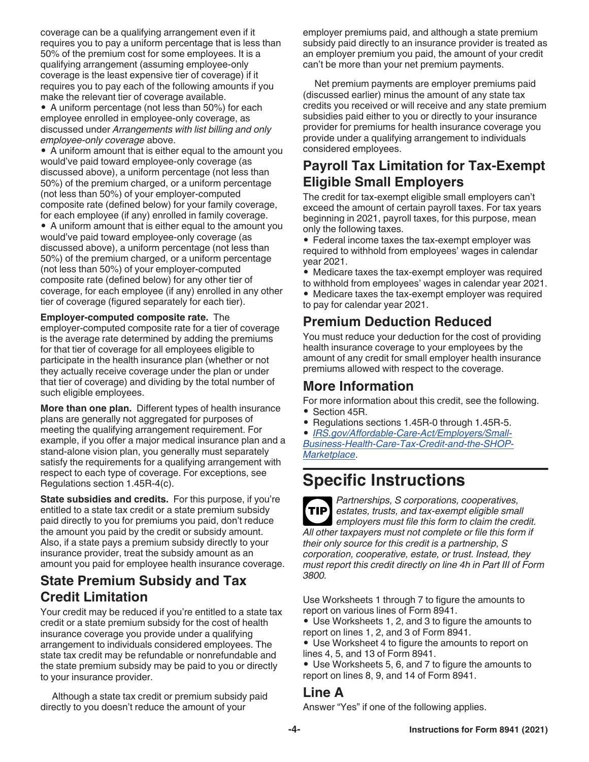coverage can be a qualifying arrangement even if it requires you to pay a uniform percentage that is less than 50% of the premium cost for some employees. It is a qualifying arrangement (assuming employee-only coverage is the least expensive tier of coverage) if it requires you to pay each of the following amounts if you make the relevant tier of coverage available.

- A uniform percentage (not less than 50%) for each employee enrolled in employee-only coverage, as discussed under *Arrangements with list billing and only employee-only coverage* above.
- A uniform amount that is either equal to the amount you would've paid toward employee-only coverage (as discussed above), a uniform percentage (not less than 50%) of the premium charged, or a uniform percentage (not less than 50%) of your employer-computed composite rate (defined below) for your family coverage, for each employee (if any) enrolled in family coverage.
- A uniform amount that is either equal to the amount you would've paid toward employee-only coverage (as discussed above), a uniform percentage (not less than 50%) of the premium charged, or a uniform percentage (not less than 50%) of your employer-computed composite rate (defined below) for any other tier of coverage, for each employee (if any) enrolled in any other tier of coverage (figured separately for each tier).

**Employer-computed composite rate.** The employer-computed composite rate for a tier of coverage is the average rate determined by adding the premiums for that tier of coverage for all employees eligible to participate in the health insurance plan (whether or not they actually receive coverage under the plan or under that tier of coverage) and dividing by the total number of such eligible employees.

**More than one plan.** Different types of health insurance plans are generally not aggregated for purposes of meeting the qualifying arrangement requirement. For example, if you offer a major medical insurance plan and a stand-alone vision plan, you generally must separately satisfy the requirements for a qualifying arrangement with respect to each type of coverage. For exceptions, see Regulations section 1.45R-4(c).

**State subsidies and credits.** For this purpose, if you're entitled to a state tax credit or a state premium subsidy paid directly to you for premiums you paid, don't reduce the amount you paid by the credit or subsidy amount. Also, if a state pays a premium subsidy directly to your insurance provider, treat the subsidy amount as an amount you paid for employee health insurance coverage.

## State Premium Subsidy and Tax Credit Limitation

Your credit may be reduced if you're entitled to a state tax credit or a state premium subsidy for the cost of health insurance coverage you provide under a qualifying arrangement to individuals considered employees. The state tax credit may be refundable or nonrefundable and the state premium subsidy may be paid to you or directly to your insurance provider.

Although a state tax credit or premium subsidy paid directly to you doesn't reduce the amount of your employer premiums paid, and although a state premium subsidy paid directly to an insurance provider is treated as an employer premium you paid, the amount of your credit can't be more than your net premium payments.

Net premium payments are employer premiums paid (discussed earlier) minus the amount of any state tax credits you received or will receive and any state premium subsidies paid either to you or directly to your insurance provider for premiums for health insurance coverage you provide under a qualifying arrangement to individuals considered employees.

## Payroll Tax Limitation for Tax-Exempt Eligible Small Employers

The credit for tax-exempt eligible small employers can't exceed the amount of certain payroll taxes. For tax years beginning in 2021, payroll taxes, for this purpose, mean only the following taxes.

- Federal income taxes the tax-exempt employer was required to withhold from employees' wages in calendar year 2021.
- Medicare taxes the tax-exempt employer was required to withhold from employees' wages in calendar year 2021.
- Medicare taxes the tax-exempt employer was required to pay for calendar year 2021.

## Premium Deduction Reduced

You must reduce your deduction for the cost of providing health insurance coverage to your employees by the amount of any credit for small employer health insurance premiums allowed with respect to the coverage.

## More Information

For more information about this credit, see the following.

- Section 45R.
- Regulations sections 1.45R-0 through 1.45R-5.
- *IRS.gov/Affordable-Care-Act/Employers/Small-Business-Health-Care-Tax-Credit-and-the-SHOP-Marketplace*.

# Specific Instructions

**TIP** *Partnerships, S corporations, cooperatives, estates, trusts, and tax-exempt eligible small employers must file this form to claim the credit. All other taxpayers must not complete or file this form if their only source for this credit is a partnership, S corporation, cooperative, estate, or trust. Instead, they must report this credit directly on line 4h in Part III of Form 3800.*

Use Worksheets 1 through 7 to figure the amounts to report on various lines of Form 8941.

- Use Worksheets 1, 2, and 3 to figure the amounts to report on lines 1, 2, and 3 of Form 8941.
- Use Worksheet 4 to figure the amounts to report on lines 4, 5, and 13 of Form 8941.
- Use Worksheets 5, 6, and 7 to figure the amounts to report on lines 8, 9, and 14 of Form 8941.

## Line A

Answer "Yes" if one of the following applies.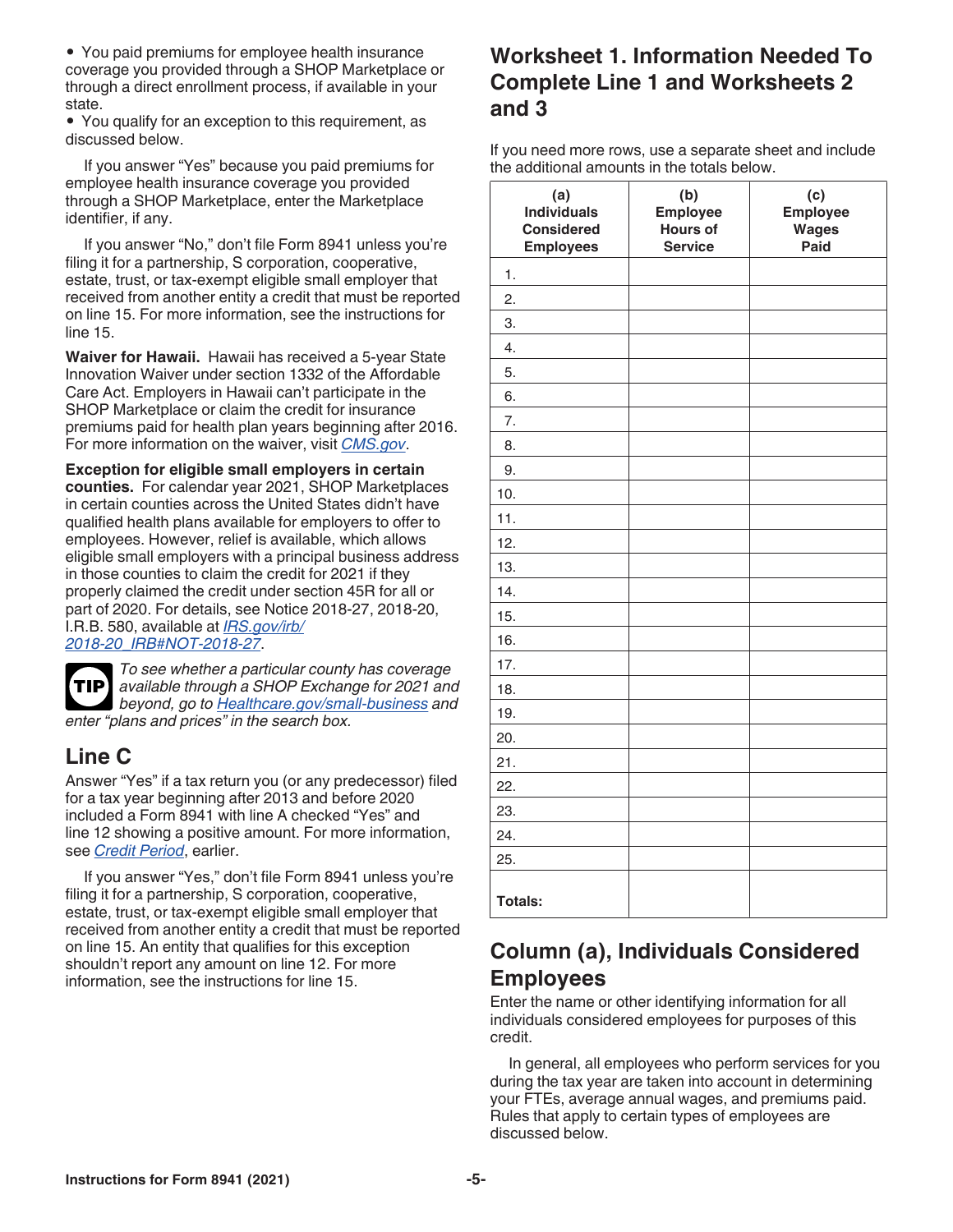- You paid premiums for employee health insurance coverage you provided through a SHOP Marketplace or through a direct enrollment process, if available in your state.
- You qualify for an exception to this requirement, as discussed below.

If you answer "Yes" because you paid premiums for employee health insurance coverage you provided through a SHOP Marketplace, enter the Marketplace identifier, if any.

If you answer "No," don't file Form 8941 unless you're filing it for a partnership, S corporation, cooperative, estate, trust, or tax-exempt eligible small employer that received from another entity a credit that must be reported on line 15. For more information, see the instructions for line 15.

**Waiver for Hawaii.** Hawaii has received a 5-year State Innovation Waiver under section 1332 of the Affordable Care Act. Employers in Hawaii can't participate in the SHOP Marketplace or claim the credit for insurance premiums paid for health plan years beginning after 2016. For more information on the waiver, visit *CMS.gov*.

**Exception for eligible small employers in certain counties.** For calendar year 2021, SHOP Marketplaces in certain counties across the United States didn't have qualified health plans available for employers to offer to employees. However, relief is available, which allows eligible small employers with a principal business address in those counties to claim the credit for 2021 if they properly claimed the credit under section 45R for all or part of 2020. For details, see Notice 2018-27, 2018-20, I.R.B. 580, available at *IRS.gov/irb/2018-20_IRB#NOT-2018-27*.

**TIP** *To see whether a particular county has coverage available through a SHOP Exchange for 2021 and beyond, go to Healthcare.gov/small-business and enter "plans and prices" in the search box.*

## Line C

Answer "Yes" if a tax return you (or any predecessor) filed for a tax year beginning after 2013 and before 2020 included a Form 8941 with line A checked "Yes" and line 12 showing a positive amount. For more information, see *Credit Period*, earlier.

If you answer "Yes," don't file Form 8941 unless you're filing it for a partnership, S corporation, cooperative, estate, trust, or tax-exempt eligible small employer that received from another entity a credit that must be reported on line 15. An entity that qualifies for this exception shouldn't report any amount on line 12. For more information, see the instructions for line 15.

## Worksheet 1. Information Needed To Complete Line 1 and Worksheets 2 and 3

If you need more rows, use a separate sheet and include the additional amounts in the totals below.

| (a) Individuals Considered Employees | (b) Employee Hours of Service | (c) Employee Wages Paid |
|---|---|---|
| 1. | | |
| 2. | | |
| 3. | | |
| 4. | | |
| 5. | | |
| 6. | | |
| 7. | | |
| 8. | | |
| 9. | | |
| 10. | | |
| 11. | | |
| 12. | | |
| 13. | | |
| 14. | | |
| 15. | | |
| 16. | | |
| 17. | | |
| 18. | | |
| 19. | | |
| 20. | | |
| 21. | | |
| 22. | | |
| 23. | | |
| 24. | | |
| 25. | | |
| **Totals:** | | |

## Column (a), Individuals Considered Employees

Enter the name or other identifying information for all individuals considered employees for purposes of this credit.

In general, all employees who perform services for you during the tax year are taken into account in determining your FTEs, average annual wages, and premiums paid. Rules that apply to certain types of employees are discussed below.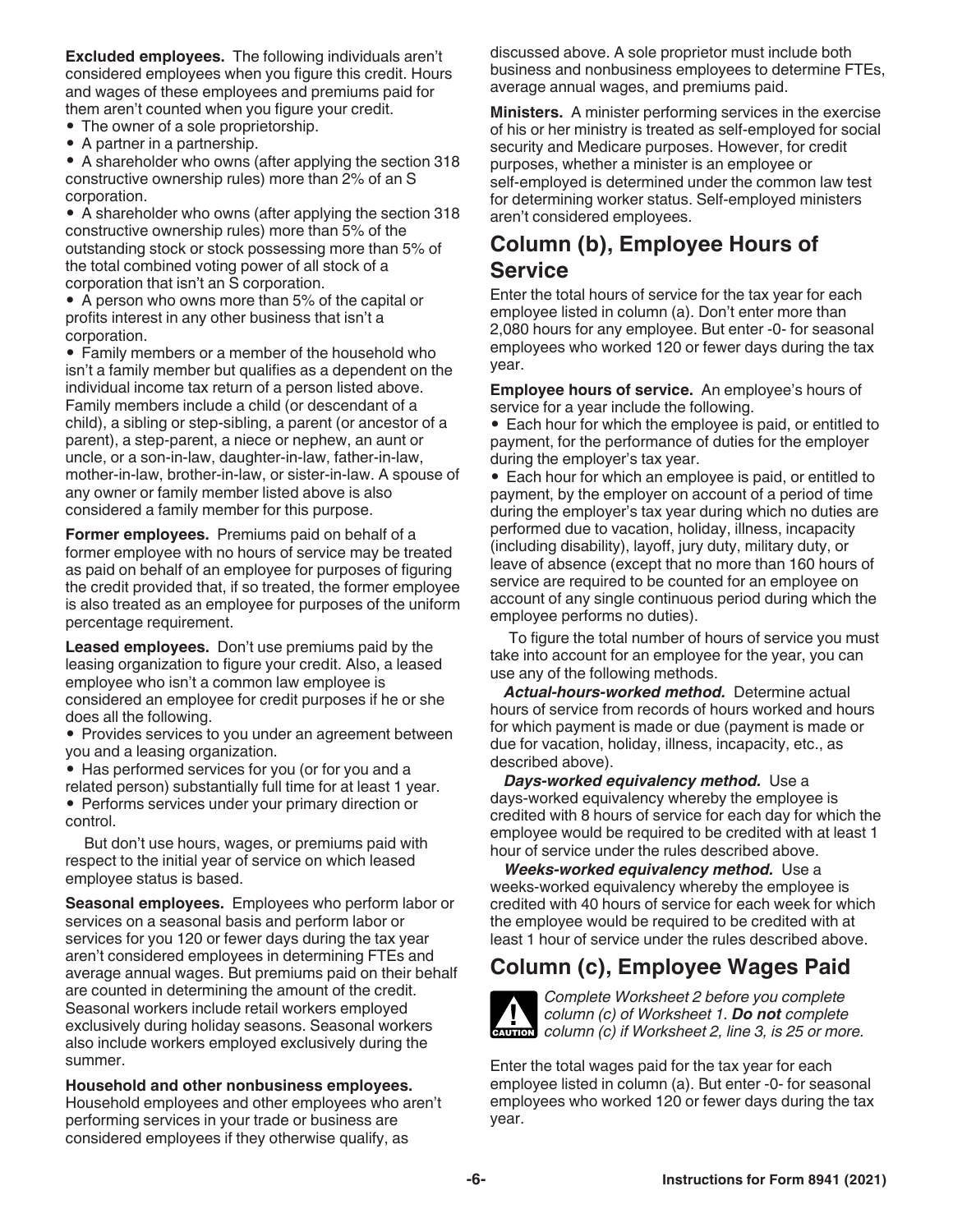**Excluded employees.** The following individuals aren't considered employees when you figure this credit. Hours and wages of these employees and premiums paid for them aren't counted when you figure your credit.

- The owner of a sole proprietorship.
- A partner in a partnership.
- A shareholder who owns (after applying the section 318 constructive ownership rules) more than 2% of an S corporation.
- A shareholder who owns (after applying the section 318 constructive ownership rules) more than 5% of the outstanding stock or stock possessing more than 5% of the total combined voting power of all stock of a corporation that isn't an S corporation.
- A person who owns more than 5% of the capital or profits interest in any other business that isn't a corporation.
- Family members or a member of the household who isn't a family member but qualifies as a dependent on the individual income tax return of a person listed above. Family members include a child (or descendant of a child), a sibling or step-sibling, a parent (or ancestor of a parent), a step-parent, a niece or nephew, an aunt or uncle, or a son-in-law, daughter-in-law, father-in-law, mother-in-law, brother-in-law, or sister-in-law. A spouse of any owner or family member listed above is also considered a family member for this purpose.

**Former employees.** Premiums paid on behalf of a former employee with no hours of service may be treated as paid on behalf of an employee for purposes of figuring the credit provided that, if so treated, the former employee is also treated as an employee for purposes of the uniform percentage requirement.

**Leased employees.** Don't use premiums paid by the leasing organization to figure your credit. Also, a leased employee who isn't a common law employee is considered an employee for credit purposes if he or she does all the following.

- Provides services to you under an agreement between you and a leasing organization.
- Has performed services for you (or for you and a related person) substantially full time for at least 1 year.
- Performs services under your primary direction or control.

But don't use hours, wages, or premiums paid with respect to the initial year of service on which leased employee status is based.

**Seasonal employees.** Employees who perform labor or services on a seasonal basis and perform labor or services for you 120 or fewer days during the tax year aren't considered employees in determining FTEs and average annual wages. But premiums paid on their behalf are counted in determining the amount of the credit. Seasonal workers include retail workers employed exclusively during holiday seasons. Seasonal workers also include workers employed exclusively during the summer.

**Household and other nonbusiness employees.** Household employees and other employees who aren't performing services in your trade or business are considered employees if they otherwise qualify, as discussed above. A sole proprietor must include both business and nonbusiness employees to determine FTEs, average annual wages, and premiums paid.

**Ministers.** A minister performing services in the exercise of his or her ministry is treated as self-employed for social security and Medicare purposes. However, for credit purposes, whether a minister is an employee or self-employed is determined under the common law test for determining worker status. Self-employed ministers aren't considered employees.

## Column (b), Employee Hours of Service

Enter the total hours of service for the tax year for each employee listed in column (a). Don't enter more than 2,080 hours for any employee. But enter -0- for seasonal employees who worked 120 or fewer days during the tax year.

**Employee hours of service.** An employee's hours of service for a year include the following.

- Each hour for which the employee is paid, or entitled to payment, for the performance of duties for the employer during the employer's tax year.
- Each hour for which an employee is paid, or entitled to payment, by the employer on account of a period of time during the employer's tax year during which no duties are performed due to vacation, holiday, illness, incapacity (including disability), layoff, jury duty, military duty, or leave of absence (except that no more than 160 hours of service are required to be counted for an employee on account of any single continuous period during which the employee performs no duties).

To figure the total number of hours of service you must take into account for an employee for the year, you can use any of the following methods.

***Actual-hours-worked method.*** Determine actual hours of service from records of hours worked and hours for which payment is made or due (payment is made or due for vacation, holiday, illness, incapacity, etc., as described above).

***Days-worked equivalency method.*** Use a days-worked equivalency whereby the employee is credited with 8 hours of service for each day for which the employee would be required to be credited with at least 1 hour of service under the rules described above.

***Weeks-worked equivalency method.*** Use a weeks-worked equivalency whereby the employee is credited with 40 hours of service for each week for which the employee would be required to be credited with at least 1 hour of service under the rules described above.

## Column (c), Employee Wages Paid

CAUTION: *Complete Worksheet 2 before you complete column (c) of Worksheet 1.* ***Do not*** *complete column (c) if Worksheet 2, line 3, is 25 or more.*

Enter the total wages paid for the tax year for each employee listed in column (a). But enter -0- for seasonal employees who worked 120 or fewer days during the tax year.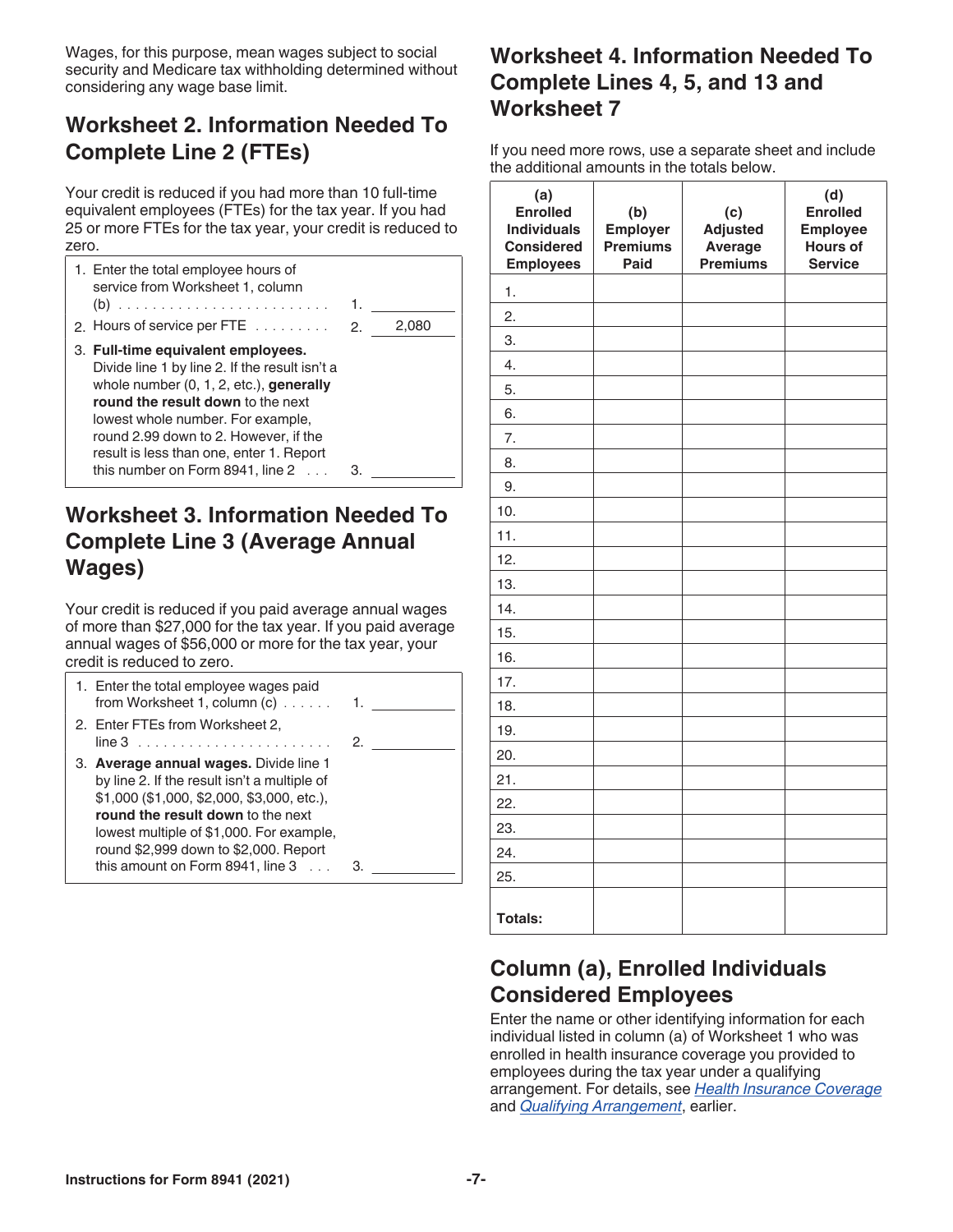Wages, for this purpose, mean wages subject to social security and Medicare tax withholding determined without considering any wage base limit.

## Worksheet 2. Information Needed To Complete Line 2 (FTEs)

Your credit is reduced if you had more than 10 full-time equivalent employees (FTEs) for the tax year. If you had 25 or more FTEs for the tax year, your credit is reduced to zero.

| | | |
|---|---|---|
| 1. Enter the total employee hours of service from Worksheet 1, column (b) . . . . . . . . . . . . . . . . . . . . . . . . . | 1. | |
| 2. Hours of service per FTE . . . . . . . . . | 2. | 2,080 |
| 3. **Full-time equivalent employees.** Divide line 1 by line 2. If the result isn't a whole number (0, 1, 2, etc.), **generally round the result down** to the next lowest whole number. For example, round 2.99 down to 2. However, if the result is less than one, enter 1. Report this number on Form 8941, line 2 . . . | 3. | |

## Worksheet 3. Information Needed To Complete Line 3 (Average Annual Wages)

Your credit is reduced if you paid average annual wages of more than $27,000 for the tax year. If you paid average annual wages of $56,000 or more for the tax year, your credit is reduced to zero.

| | | |
|---|---|---|
| 1. Enter the total employee wages paid from Worksheet 1, column (c) . . . . . . | 1. | |
| 2. Enter FTEs from Worksheet 2, line 3 . . . . . . . . . . . . . . . . . . . . . . . | 2. | |
| 3. **Average annual wages.** Divide line 1 by line 2. If the result isn't a multiple of $1,000 ($1,000, $2,000, $3,000, etc.), **round the result down** to the next lowest multiple of $1,000. For example, round $2,999 down to $2,000. Report this amount on Form 8941, line 3 . . . | 3. | |

## Worksheet 4. Information Needed To Complete Lines 4, 5, and 13 and Worksheet 7

If you need more rows, use a separate sheet and include the additional amounts in the totals below.

| (a) Enrolled Individuals Considered Employees | (b) Employer Premiums Paid | (c) Adjusted Average Premiums | (d) Enrolled Employee Hours of Service |
|---|---|---|---|
| 1. | | | |
| 2. | | | |
| 3. | | | |
| 4. | | | |
| 5. | | | |
| 6. | | | |
| 7. | | | |
| 8. | | | |
| 9. | | | |
| 10. | | | |
| 11. | | | |
| 12. | | | |
| 13. | | | |
| 14. | | | |
| 15. | | | |
| 16. | | | |
| 17. | | | |
| 18. | | | |
| 19. | | | |
| 20. | | | |
| 21. | | | |
| 22. | | | |
| 23. | | | |
| 24. | | | |
| 25. | | | |
| **Totals:** | | | |

## Column (a), Enrolled Individuals Considered Employees

Enter the name or other identifying information for each individual listed in column (a) of Worksheet 1 who was enrolled in health insurance coverage you provided to employees during the tax year under a qualifying arrangement. For details, see *Health Insurance Coverage* and *Qualifying Arrangement*, earlier.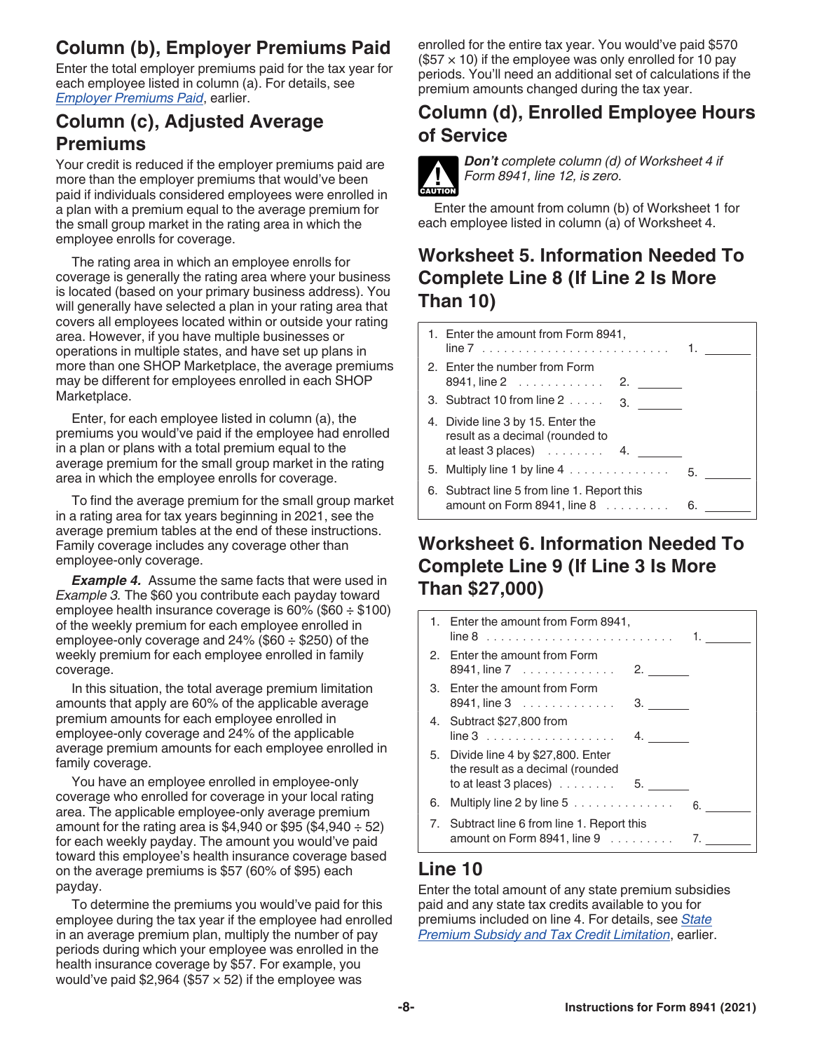## Column (b), Employer Premiums Paid

Enter the total employer premiums paid for the tax year for each employee listed in column (a). For details, see *Employer Premiums Paid*, earlier.

## Column (c), Adjusted Average Premiums

Your credit is reduced if the employer premiums paid are more than the employer premiums that would've been paid if individuals considered employees were enrolled in a plan with a premium equal to the average premium for the small group market in the rating area in which the employee enrolls for coverage.

The rating area in which an employee enrolls for coverage is generally the rating area where your business is located (based on your primary business address). You will generally have selected a plan in your rating area that covers all employees located within or outside your rating area. However, if you have multiple businesses or operations in multiple states, and have set up plans in more than one SHOP Marketplace, the average premiums may be different for employees enrolled in each SHOP Marketplace.

Enter, for each employee listed in column (a), the premiums you would've paid if the employee had enrolled in a plan or plans with a total premium equal to the average premium for the small group market in the rating area in which the employee enrolls for coverage.

To find the average premium for the small group market in a rating area for tax years beginning in 2021, see the average premium tables at the end of these instructions. Family coverage includes any coverage other than employee-only coverage.

***Example 4.*** Assume the same facts that were used in *Example 3.* The $60 you contribute each payday toward employee health insurance coverage is 60% ($60 ÷ $100) of the weekly premium for each employee enrolled in employee-only coverage and 24% ($60 ÷ $250) of the weekly premium for each employee enrolled in family coverage.

In this situation, the total average premium limitation amounts that apply are 60% of the applicable average premium amounts for each employee enrolled in employee-only coverage and 24% of the applicable average premium amounts for each employee enrolled in family coverage.

You have an employee enrolled in employee-only coverage who enrolled for coverage in your local rating area. The applicable employee-only average premium amount for the rating area is $4,940 or $95 ($4,940 ÷ 52) for each weekly payday. The amount you would've paid toward this employee's health insurance coverage based on the average premiums is $57 (60% of $95) each payday.

To determine the premiums you would've paid for this employee during the tax year if the employee had enrolled in an average premium plan, multiply the number of pay periods during which your employee was enrolled in the health insurance coverage by $57. For example, you would've paid $2,964 ($57 × 52) if the employee was enrolled for the entire tax year. You would've paid $570 ($57 × 10) if the employee was only enrolled for 10 pay periods. You'll need an additional set of calculations if the premium amounts changed during the tax year.

## Column (d), Enrolled Employee Hours of Service

**CAUTION:** ***Don't*** *complete column (d) of Worksheet 4 if Form 8941, line 12, is zero.*

Enter the amount from column (b) of Worksheet 1 for each employee listed in column (a) of Worksheet 4.

## Worksheet 5. Information Needed To Complete Line 8 (If Line 2 Is More Than 10)

| | | |
|---|---|---|
| 1. Enter the amount from Form 8941, line 7 | | 1. ______ |
| 2. Enter the number from Form 8941, line 2 | 2. ______ | |
| 3. Subtract 10 from line 2 | 3. ______ | |
| 4. Divide line 3 by 15. Enter the result as a decimal (rounded to at least 3 places) | 4. ______ | |
| 5. Multiply line 1 by line 4 | | 5. ______ |
| 6. Subtract line 5 from line 1. Report this amount on Form 8941, line 8 | | 6. ______ |

## Worksheet 6. Information Needed To Complete Line 9 (If Line 3 Is More Than $27,000)

| | | |
|---|---|---|
| 1. Enter the amount from Form 8941, line 8 | | 1. ______ |
| 2. Enter the amount from Form 8941, line 7 | 2. ______ | |
| 3. Enter the amount from Form 8941, line 3 | 3. ______ | |
| 4. Subtract $27,800 from line 3 | 4. ______ | |
| 5. Divide line 4 by $27,800. Enter the result as a decimal (rounded to at least 3 places) | 5. ______ | |
| 6. Multiply line 2 by line 5 | | 6. ______ |
| 7. Subtract line 6 from line 1. Report this amount on Form 8941, line 9 | | 7. ______ |

## Line 10

Enter the total amount of any state premium subsidies paid and any state tax credits available to you for premiums included on line 4. For details, see *State Premium Subsidy and Tax Credit Limitation*, earlier.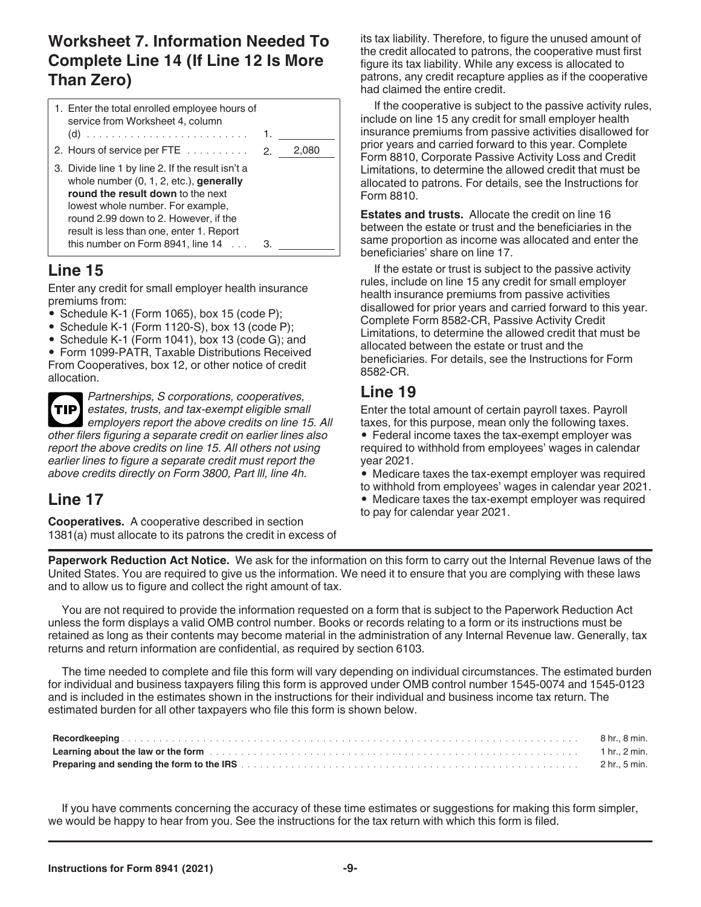## Worksheet 7. Information Needed To Complete Line 14 (If Line 12 Is More Than Zero)

| | | |
|---|---|---|
| 1. Enter the total enrolled employee hours of service from Worksheet 4, column (d) | 1. | |
| 2. Hours of service per FTE | 2. | 2,080 |
| 3. Divide line 1 by line 2. If the result isn't a whole number (0, 1, 2, etc.), **generally round the result down** to the next lowest whole number. For example, round 2.99 down to 2. However, if the result is less than one, enter 1. Report this number on Form 8941, line 14 | 3. | |

## Line 15

Enter any credit for small employer health insurance premiums from:

- Schedule K-1 (Form 1065), box 15 (code P);
- Schedule K-1 (Form 1120-S), box 13 (code P);
- Schedule K-1 (Form 1041), box 13 (code G); and
- Form 1099-PATR, Taxable Distributions Received From Cooperatives, box 12, or other notice of credit allocation.

**TIP** *Partnerships, S corporations, cooperatives, estates, trusts, and tax-exempt eligible small employers report the above credits on line 15. All other filers figuring a separate credit on earlier lines also report the above credits on line 15. All others not using earlier lines to figure a separate credit must report the above credits directly on Form 3800, Part III, line 4h.*

## Line 17

**Cooperatives.** A cooperative described in section 1381(a) must allocate to its patrons the credit in excess of its tax liability. Therefore, to figure the unused amount of the credit allocated to patrons, the cooperative must first figure its tax liability. While any excess is allocated to patrons, any credit recapture applies as if the cooperative had claimed the entire credit.

If the cooperative is subject to the passive activity rules, include on line 15 any credit for small employer health insurance premiums from passive activities disallowed for prior years and carried forward to this year. Complete Form 8810, Corporate Passive Activity Loss and Credit Limitations, to determine the allowed credit that must be allocated to patrons. For details, see the Instructions for Form 8810.

**Estates and trusts.** Allocate the credit on line 16 between the estate or trust and the beneficiaries in the same proportion as income was allocated and enter the beneficiaries' share on line 17.

If the estate or trust is subject to the passive activity rules, include on line 15 any credit for small employer health insurance premiums from passive activities disallowed for prior years and carried forward to this year. Complete Form 8582-CR, Passive Activity Credit Limitations, to determine the allowed credit that must be allocated between the estate or trust and the beneficiaries. For details, see the Instructions for Form 8582-CR.

## Line 19

Enter the total amount of certain payroll taxes. Payroll taxes, for this purpose, mean only the following taxes.

- Federal income taxes the tax-exempt employer was required to withhold from employees' wages in calendar year 2021.
- Medicare taxes the tax-exempt employer was required to withhold from employees' wages in calendar year 2021.
- Medicare taxes the tax-exempt employer was required to pay for calendar year 2021.

**Paperwork Reduction Act Notice.** We ask for the information on this form to carry out the Internal Revenue laws of the United States. You are required to give us the information. We need it to ensure that you are complying with these laws and to allow us to figure and collect the right amount of tax.

You are not required to provide the information requested on a form that is subject to the Paperwork Reduction Act unless the form displays a valid OMB control number. Books or records relating to a form or its instructions must be retained as long as their contents may become material in the administration of any Internal Revenue law. Generally, tax returns and return information are confidential, as required by section 6103.

The time needed to complete and file this form will vary depending on individual circumstances. The estimated burden for individual and business taxpayers filing this form is approved under OMB control number 1545-0074 and 1545-0123 and is included in the estimates shown in the instructions for their individual and business income tax return. The estimated burden for all other taxpayers who file this form is shown below.

| | |
|---|---|
| **Recordkeeping** | 8 hr., 8 min. |
| **Learning about the law or the form** | 1 hr., 2 min. |
| **Preparing and sending the form to the IRS** | 2 hr., 5 min. |

If you have comments concerning the accuracy of these time estimates or suggestions for making this form simpler, we would be happy to hear from you. See the instructions for the tax return with which this form is filed.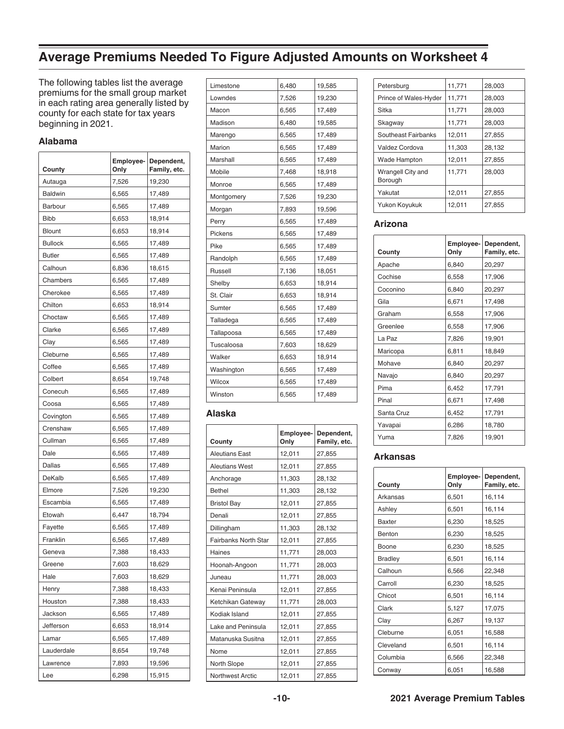# Average Premiums Needed To Figure Adjusted Amounts on Worksheet 4

The following tables list the average premiums for the small group market in each rating area generally listed by county for each state for tax years beginning in 2021.

### Alabama

| County | Employee-Only | Dependent, Family, etc. |
|---|---|---|
| Autauga | 7,526 | 19,230 |
| Baldwin | 6,565 | 17,489 |
| Barbour | 6,565 | 17,489 |
| Bibb | 6,653 | 18,914 |
| Blount | 6,653 | 18,914 |
| Bullock | 6,565 | 17,489 |
| Butler | 6,565 | 17,489 |
| Calhoun | 6,836 | 18,615 |
| Chambers | 6,565 | 17,489 |
| Cherokee | 6,565 | 17,489 |
| Chilton | 6,653 | 18,914 |
| Choctaw | 6,565 | 17,489 |
| Clarke | 6,565 | 17,489 |
| Clay | 6,565 | 17,489 |
| Cleburne | 6,565 | 17,489 |
| Coffee | 6,565 | 17,489 |
| Colbert | 8,654 | 19,748 |
| Conecuh | 6,565 | 17,489 |
| Coosa | 6,565 | 17,489 |
| Covington | 6,565 | 17,489 |
| Crenshaw | 6,565 | 17,489 |
| Cullman | 6,565 | 17,489 |
| Dale | 6,565 | 17,489 |
| Dallas | 6,565 | 17,489 |
| DeKalb | 6,565 | 17,489 |
| Elmore | 7,526 | 19,230 |
| Escambia | 6,565 | 17,489 |
| Etowah | 6,447 | 18,794 |
| Fayette | 6,565 | 17,489 |
| Franklin | 6,565 | 17,489 |
| Geneva | 7,388 | 18,433 |
| Greene | 7,603 | 18,629 |
| Hale | 7,603 | 18,629 |
| Henry | 7,388 | 18,433 |
| Houston | 7,388 | 18,433 |
| Jackson | 6,565 | 17,489 |
| Jefferson | 6,653 | 18,914 |
| Lamar | 6,565 | 17,489 |
| Lauderdale | 8,654 | 19,748 |
| Lawrence | 7,893 | 19,596 |
| Lee | 6,298 | 15,915 |
| Limestone | 6,480 | 19,585 |
| Lowndes | 7,526 | 19,230 |
| Macon | 6,565 | 17,489 |
| Madison | 6,480 | 19,585 |
| Marengo | 6,565 | 17,489 |
| Marion | 6,565 | 17,489 |
| Marshall | 6,565 | 17,489 |
| Mobile | 7,468 | 18,918 |
| Monroe | 6,565 | 17,489 |
| Montgomery | 7,526 | 19,230 |
| Morgan | 7,893 | 19,596 |
| Perry | 6,565 | 17,489 |
| Pickens | 6,565 | 17,489 |
| Pike | 6,565 | 17,489 |
| Randolph | 6,565 | 17,489 |
| Russell | 7,136 | 18,051 |
| Shelby | 6,653 | 18,914 |
| St. Clair | 6,653 | 18,914 |
| Sumter | 6,565 | 17,489 |
| Talladega | 6,565 | 17,489 |
| Tallapoosa | 6,565 | 17,489 |
| Tuscaloosa | 7,603 | 18,629 |
| Walker | 6,653 | 18,914 |
| Washington | 6,565 | 17,489 |
| Wilcox | 6,565 | 17,489 |
| Winston | 6,565 | 17,489 |

### Alaska

| County | Employee-Only | Dependent, Family, etc. |
|---|---|---|
| Aleutians East | 12,011 | 27,855 |
| Aleutians West | 12,011 | 27,855 |
| Anchorage | 11,303 | 28,132 |
| Bethel | 11,303 | 28,132 |
| Bristol Bay | 12,011 | 27,855 |
| Denali | 12,011 | 27,855 |
| Dillingham | 11,303 | 28,132 |
| Fairbanks North Star | 12,011 | 27,855 |
| Haines | 11,771 | 28,003 |
| Hoonah-Angoon | 11,771 | 28,003 |
| Juneau | 11,771 | 28,003 |
| Kenai Peninsula | 12,011 | 27,855 |
| Ketchikan Gateway | 11,771 | 28,003 |
| Kodiak Island | 12,011 | 27,855 |
| Lake and Peninsula | 12,011 | 27,855 |
| Matanuska Susitna | 12,011 | 27,855 |
| Nome | 12,011 | 27,855 |
| North Slope | 12,011 | 27,855 |
| Northwest Arctic | 12,011 | 27,855 |
| Petersburg | 11,771 | 28,003 |
| Prince of Wales-Hyder | 11,771 | 28,003 |
| Sitka | 11,771 | 28,003 |
| Skagway | 11,771 | 28,003 |
| Southeast Fairbanks | 12,011 | 27,855 |
| Valdez Cordova | 11,303 | 28,132 |
| Wade Hampton | 12,011 | 27,855 |
| Wrangell City and Borough | 11,771 | 28,003 |
| Yakutat | 12,011 | 27,855 |
| Yukon Koyukuk | 12,011 | 27,855 |

### Arizona

| County | Employee-Only | Dependent, Family, etc. |
|---|---|---|
| Apache | 6,840 | 20,297 |
| Cochise | 6,558 | 17,906 |
| Coconino | 6,840 | 20,297 |
| Gila | 6,671 | 17,498 |
| Graham | 6,558 | 17,906 |
| Greenlee | 6,558 | 17,906 |
| La Paz | 7,826 | 19,901 |
| Maricopa | 6,811 | 18,849 |
| Mohave | 6,840 | 20,297 |
| Navajo | 6,840 | 20,297 |
| Pima | 6,452 | 17,791 |
| Pinal | 6,671 | 17,498 |
| Santa Cruz | 6,452 | 17,791 |
| Yavapai | 6,286 | 18,780 |
| Yuma | 7,826 | 19,901 |

### Arkansas

| County | Employee-Only | Dependent, Family, etc. |
|---|---|---|
| Arkansas | 6,501 | 16,114 |
| Ashley | 6,501 | 16,114 |
| Baxter | 6,230 | 18,525 |
| Benton | 6,230 | 18,525 |
| Boone | 6,230 | 18,525 |
| Bradley | 6,501 | 16,114 |
| Calhoun | 6,566 | 22,348 |
| Carroll | 6,230 | 18,525 |
| Chicot | 6,501 | 16,114 |
| Clark | 5,127 | 17,075 |
| Clay | 6,267 | 19,137 |
| Cleburne | 6,051 | 16,588 |
| Cleveland | 6,501 | 16,114 |
| Columbia | 6,566 | 22,348 |
| Conway | 6,051 | 16,588 |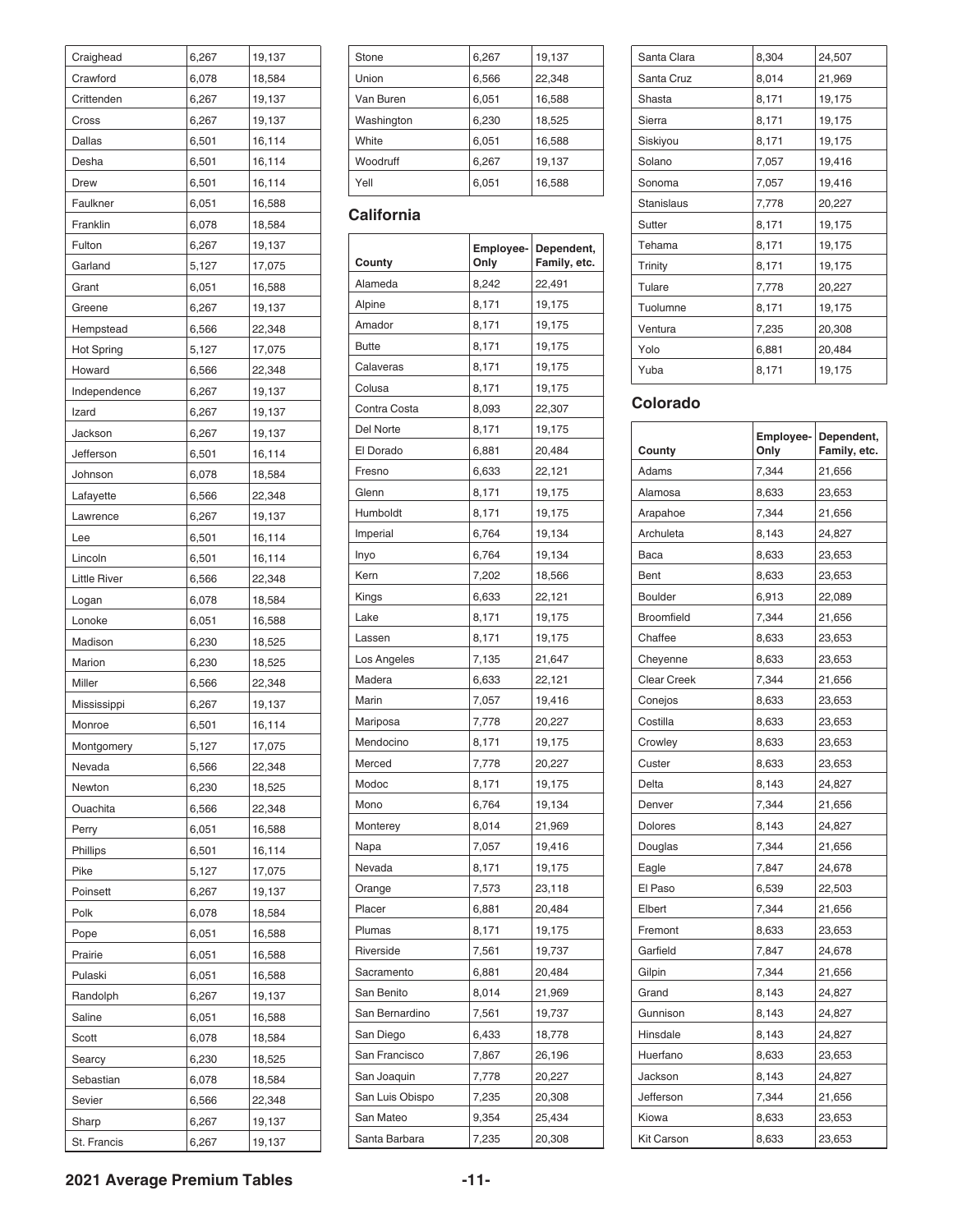| | | |
|---|---|---|
| Craighead | 6,267 | 19,137 |
| Crawford | 6,078 | 18,584 |
| Crittenden | 6,267 | 19,137 |
| Cross | 6,267 | 19,137 |
| Dallas | 6,501 | 16,114 |
| Desha | 6,501 | 16,114 |
| Drew | 6,501 | 16,114 |
| Faulkner | 6,051 | 16,588 |
| Franklin | 6,078 | 18,584 |
| Fulton | 6,267 | 19,137 |
| Garland | 5,127 | 17,075 |
| Grant | 6,051 | 16,588 |
| Greene | 6,267 | 19,137 |
| Hempstead | 6,566 | 22,348 |
| Hot Spring | 5,127 | 17,075 |
| Howard | 6,566 | 22,348 |
| Independence | 6,267 | 19,137 |
| Izard | 6,267 | 19,137 |
| Jackson | 6,267 | 19,137 |
| Jefferson | 6,501 | 16,114 |
| Johnson | 6,078 | 18,584 |
| Lafayette | 6,566 | 22,348 |
| Lawrence | 6,267 | 19,137 |
| Lee | 6,501 | 16,114 |
| Lincoln | 6,501 | 16,114 |
| Little River | 6,566 | 22,348 |
| Logan | 6,078 | 18,584 |
| Lonoke | 6,051 | 16,588 |
| Madison | 6,230 | 18,525 |
| Marion | 6,230 | 18,525 |
| Miller | 6,566 | 22,348 |
| Mississippi | 6,267 | 19,137 |
| Monroe | 6,501 | 16,114 |
| Montgomery | 5,127 | 17,075 |
| Nevada | 6,566 | 22,348 |
| Newton | 6,230 | 18,525 |
| Ouachita | 6,566 | 22,348 |
| Perry | 6,051 | 16,588 |
| Phillips | 6,501 | 16,114 |
| Pike | 5,127 | 17,075 |
| Poinsett | 6,267 | 19,137 |
| Polk | 6,078 | 18,584 |
| Pope | 6,051 | 16,588 |
| Prairie | 6,051 | 16,588 |
| Pulaski | 6,051 | 16,588 |
| Randolph | 6,267 | 19,137 |
| Saline | 6,051 | 16,588 |
| Scott | 6,078 | 18,584 |
| Searcy | 6,230 | 18,525 |
| Sebastian | 6,078 | 18,584 |
| Sevier | 6,566 | 22,348 |
| Sharp | 6,267 | 19,137 |
| St. Francis | 6,267 | 19,137 |
| Stone | 6,267 | 19,137 |
| Union | 6,566 | 22,348 |
| Van Buren | 6,051 | 16,588 |
| Washington | 6,230 | 18,525 |
| White | 6,051 | 16,588 |
| Woodruff | 6,267 | 19,137 |
| Yell | 6,051 | 16,588 |

## California

| County | Employee-Only | Dependent, Family, etc. |
|---|---|---|
| Alameda | 8,242 | 22,491 |
| Alpine | 8,171 | 19,175 |
| Amador | 8,171 | 19,175 |
| Butte | 8,171 | 19,175 |
| Calaveras | 8,171 | 19,175 |
| Colusa | 8,171 | 19,175 |
| Contra Costa | 8,093 | 22,307 |
| Del Norte | 8,171 | 19,175 |
| El Dorado | 6,881 | 20,484 |
| Fresno | 6,633 | 22,121 |
| Glenn | 8,171 | 19,175 |
| Humboldt | 8,171 | 19,175 |
| Imperial | 6,764 | 19,134 |
| Inyo | 6,764 | 19,134 |
| Kern | 7,202 | 18,566 |
| Kings | 6,633 | 22,121 |
| Lake | 8,171 | 19,175 |
| Lassen | 8,171 | 19,175 |
| Los Angeles | 7,135 | 21,647 |
| Madera | 6,633 | 22,121 |
| Marin | 7,057 | 19,416 |
| Mariposa | 7,778 | 20,227 |
| Mendocino | 8,171 | 19,175 |
| Merced | 7,778 | 20,227 |
| Modoc | 8,171 | 19,175 |
| Mono | 6,764 | 19,134 |
| Monterey | 8,014 | 21,969 |
| Napa | 7,057 | 19,416 |
| Nevada | 8,171 | 19,175 |
| Orange | 7,573 | 23,118 |
| Placer | 6,881 | 20,484 |
| Plumas | 8,171 | 19,175 |
| Riverside | 7,561 | 19,737 |
| Sacramento | 6,881 | 20,484 |
| San Benito | 8,014 | 21,969 |
| San Bernardino | 7,561 | 19,737 |
| San Diego | 6,433 | 18,778 |
| San Francisco | 7,867 | 26,196 |
| San Joaquin | 7,778 | 20,227 |
| San Luis Obispo | 7,235 | 20,308 |
| San Mateo | 9,354 | 25,434 |
| Santa Barbara | 7,235 | 20,308 |
| Santa Clara | 8,304 | 24,507 |
| Santa Cruz | 8,014 | 21,969 |
| Shasta | 8,171 | 19,175 |
| Sierra | 8,171 | 19,175 |
| Siskiyou | 8,171 | 19,175 |
| Solano | 7,057 | 19,416 |
| Sonoma | 7,057 | 19,416 |
| Stanislaus | 7,778 | 20,227 |
| Sutter | 8,171 | 19,175 |
| Tehama | 8,171 | 19,175 |
| Trinity | 8,171 | 19,175 |
| Tulare | 7,778 | 20,227 |
| Tuolumne | 8,171 | 19,175 |
| Ventura | 7,235 | 20,308 |
| Yolo | 6,881 | 20,484 |
| Yuba | 8,171 | 19,175 |

## Colorado

| County | Employee-Only | Dependent, Family, etc. |
|---|---|---|
| Adams | 7,344 | 21,656 |
| Alamosa | 8,633 | 23,653 |
| Arapahoe | 7,344 | 21,656 |
| Archuleta | 8,143 | 24,827 |
| Baca | 8,633 | 23,653 |
| Bent | 8,633 | 23,653 |
| Boulder | 6,913 | 22,089 |
| Broomfield | 7,344 | 21,656 |
| Chaffee | 8,633 | 23,653 |
| Cheyenne | 8,633 | 23,653 |
| Clear Creek | 7,344 | 21,656 |
| Conejos | 8,633 | 23,653 |
| Costilla | 8,633 | 23,653 |
| Crowley | 8,633 | 23,653 |
| Custer | 8,633 | 23,653 |
| Delta | 8,143 | 24,827 |
| Denver | 7,344 | 21,656 |
| Dolores | 8,143 | 24,827 |
| Douglas | 7,344 | 21,656 |
| Eagle | 7,847 | 24,678 |
| El Paso | 6,539 | 22,503 |
| Elbert | 7,344 | 21,656 |
| Fremont | 8,633 | 23,653 |
| Garfield | 7,847 | 24,678 |
| Gilpin | 7,344 | 21,656 |
| Grand | 8,143 | 24,827 |
| Gunnison | 8,143 | 24,827 |
| Hinsdale | 8,143 | 24,827 |
| Huerfano | 8,633 | 23,653 |
| Jackson | 8,143 | 24,827 |
| Jefferson | 7,344 | 21,656 |
| Kiowa | 8,633 | 23,653 |
| Kit Carson | 8,633 | 23,653 |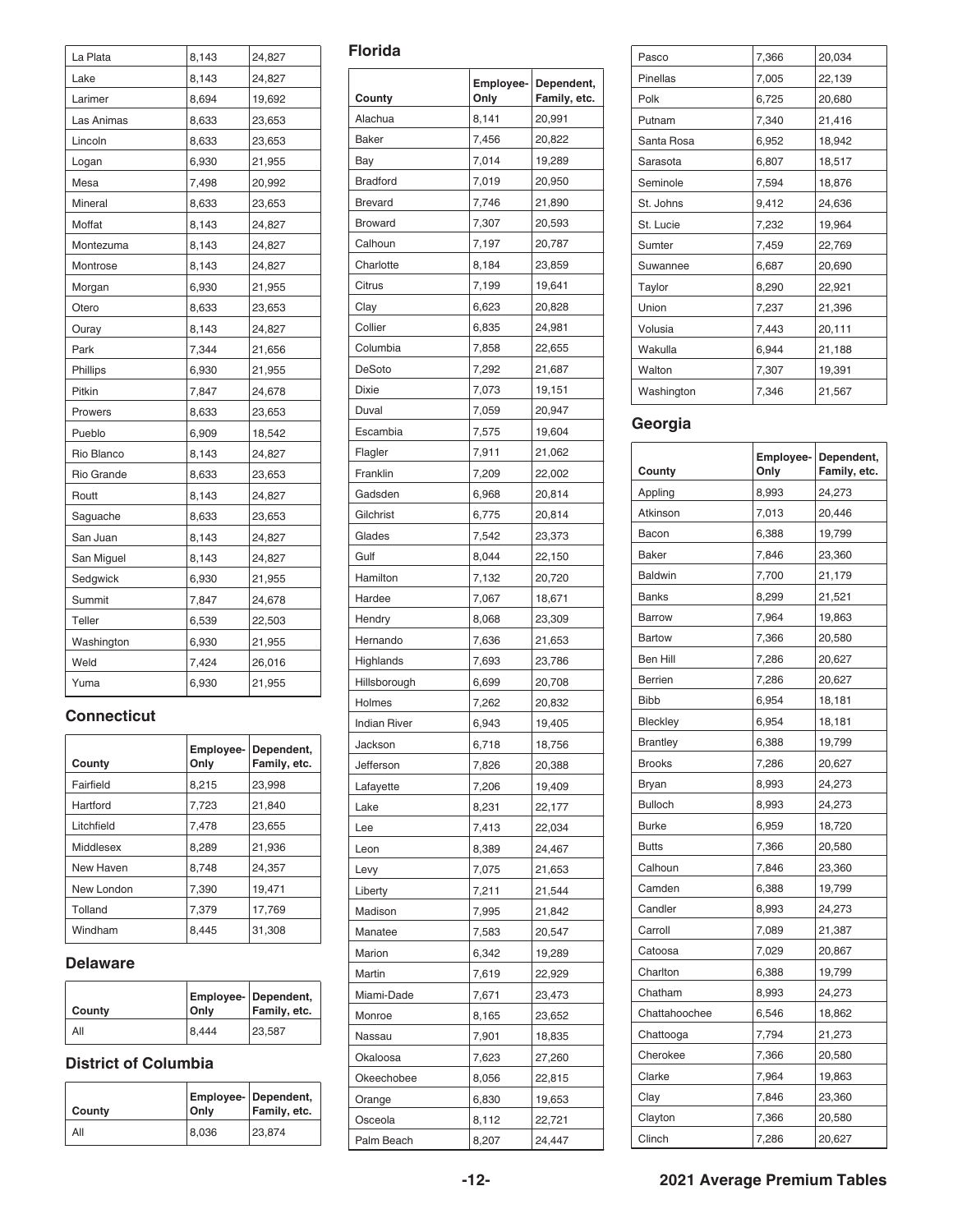| La Plata | 8,143 | 24,827 |
|---|---|---|
| Lake | 8,143 | 24,827 |
| Larimer | 8,694 | 19,692 |
| Las Animas | 8,633 | 23,653 |
| Lincoln | 8,633 | 23,653 |
| Logan | 6,930 | 21,955 |
| Mesa | 7,498 | 20,992 |
| Mineral | 8,633 | 23,653 |
| Moffat | 8,143 | 24,827 |
| Montezuma | 8,143 | 24,827 |
| Montrose | 8,143 | 24,827 |
| Morgan | 6,930 | 21,955 |
| Otero | 8,633 | 23,653 |
| Ouray | 8,143 | 24,827 |
| Park | 7,344 | 21,656 |
| Phillips | 6,930 | 21,955 |
| Pitkin | 7,847 | 24,678 |
| Prowers | 8,633 | 23,653 |
| Pueblo | 6,909 | 18,542 |
| Rio Blanco | 8,143 | 24,827 |
| Rio Grande | 8,633 | 23,653 |
| Routt | 8,143 | 24,827 |
| Saguache | 8,633 | 23,653 |
| San Juan | 8,143 | 24,827 |
| San Miguel | 8,143 | 24,827 |
| Sedgwick | 6,930 | 21,955 |
| Summit | 7,847 | 24,678 |
| Teller | 6,539 | 22,503 |
| Washington | 6,930 | 21,955 |
| Weld | 7,424 | 26,016 |
| Yuma | 6,930 | 21,955 |

## Connecticut

| County | Employee-Only | Dependent, Family, etc. |
|---|---|---|
| Fairfield | 8,215 | 23,998 |
| Hartford | 7,723 | 21,840 |
| Litchfield | 7,478 | 23,655 |
| Middlesex | 8,289 | 21,936 |
| New Haven | 8,748 | 24,357 |
| New London | 7,390 | 19,471 |
| Tolland | 7,379 | 17,769 |
| Windham | 8,445 | 31,308 |

## Delaware

| County | Employee-Only | Dependent, Family, etc. |
|---|---|---|
| All | 8,444 | 23,587 |

## District of Columbia

| County | Employee-Only | Dependent, Family, etc. |
|---|---|---|
| All | 8,036 | 23,874 |

## Florida

| County | Employee-Only | Dependent, Family, etc. |
|---|---|---|
| Alachua | 8,141 | 20,991 |
| Baker | 7,456 | 20,822 |
| Bay | 7,014 | 19,289 |
| Bradford | 7,019 | 20,950 |
| Brevard | 7,746 | 21,890 |
| Broward | 7,307 | 20,593 |
| Calhoun | 7,197 | 20,787 |
| Charlotte | 8,184 | 23,859 |
| Citrus | 7,199 | 19,641 |
| Clay | 6,623 | 20,828 |
| Collier | 6,835 | 24,981 |
| Columbia | 7,858 | 22,655 |
| DeSoto | 7,292 | 21,687 |
| Dixie | 7,073 | 19,151 |
| Duval | 7,059 | 20,947 |
| Escambia | 7,575 | 19,604 |
| Flagler | 7,911 | 21,062 |
| Franklin | 7,209 | 22,002 |
| Gadsden | 6,968 | 20,814 |
| Gilchrist | 6,775 | 20,814 |
| Glades | 7,542 | 23,373 |
| Gulf | 8,044 | 22,150 |
| Hamilton | 7,132 | 20,720 |
| Hardee | 7,067 | 18,671 |
| Hendry | 8,068 | 23,309 |
| Hernando | 7,636 | 21,653 |
| Highlands | 7,693 | 23,786 |
| Hillsborough | 6,699 | 20,708 |
| Holmes | 7,262 | 20,832 |
| Indian River | 6,943 | 19,405 |
| Jackson | 6,718 | 18,756 |
| Jefferson | 7,826 | 20,388 |
| Lafayette | 7,206 | 19,409 |
| Lake | 8,231 | 22,177 |
| Lee | 7,413 | 22,034 |
| Leon | 8,389 | 24,467 |
| Levy | 7,075 | 21,653 |
| Liberty | 7,211 | 21,544 |
| Madison | 7,995 | 21,842 |
| Manatee | 7,583 | 20,547 |
| Marion | 6,342 | 19,289 |
| Martin | 7,619 | 22,929 |
| Miami-Dade | 7,671 | 23,473 |
| Monroe | 8,165 | 23,652 |
| Nassau | 7,901 | 18,835 |
| Okaloosa | 7,623 | 27,260 |
| Okeechobee | 8,056 | 22,815 |
| Orange | 6,830 | 19,653 |
| Osceola | 8,112 | 22,721 |
| Palm Beach | 8,207 | 24,447 |
| Pasco | 7,366 | 20,034 |
| Pinellas | 7,005 | 22,139 |
| Polk | 6,725 | 20,680 |
| Putnam | 7,340 | 21,416 |
| Santa Rosa | 6,952 | 18,942 |
| Sarasota | 6,807 | 18,517 |
| Seminole | 7,594 | 18,876 |
| St. Johns | 9,412 | 24,636 |
| St. Lucie | 7,232 | 19,964 |
| Sumter | 7,459 | 22,769 |
| Suwannee | 6,687 | 20,690 |
| Taylor | 8,290 | 22,921 |
| Union | 7,237 | 21,396 |
| Volusia | 7,443 | 20,111 |
| Wakulla | 6,944 | 21,188 |
| Walton | 7,307 | 19,391 |
| Washington | 7,346 | 21,567 |

## Georgia

| County | Employee-Only | Dependent, Family, etc. |
|---|---|---|
| Appling | 8,993 | 24,273 |
| Atkinson | 7,013 | 20,446 |
| Bacon | 6,388 | 19,799 |
| Baker | 7,846 | 23,360 |
| Baldwin | 7,700 | 21,179 |
| Banks | 8,299 | 21,521 |
| Barrow | 7,964 | 19,863 |
| Bartow | 7,366 | 20,580 |
| Ben Hill | 7,286 | 20,627 |
| Berrien | 7,286 | 20,627 |
| Bibb | 6,954 | 18,181 |
| Bleckley | 6,954 | 18,181 |
| Brantley | 6,388 | 19,799 |
| Brooks | 7,286 | 20,627 |
| Bryan | 8,993 | 24,273 |
| Bulloch | 8,993 | 24,273 |
| Burke | 6,959 | 18,720 |
| Butts | 7,366 | 20,580 |
| Calhoun | 7,846 | 23,360 |
| Camden | 6,388 | 19,799 |
| Candler | 8,993 | 24,273 |
| Carroll | 7,089 | 21,387 |
| Catoosa | 7,029 | 20,867 |
| Charlton | 6,388 | 19,799 |
| Chatham | 8,993 | 24,273 |
| Chattahoochee | 6,546 | 18,862 |
| Chattooga | 7,794 | 21,273 |
| Cherokee | 7,366 | 20,580 |
| Clarke | 7,964 | 19,863 |
| Clay | 7,846 | 23,360 |
| Clayton | 7,366 | 20,580 |
| Clinch | 7,286 | 20,627 |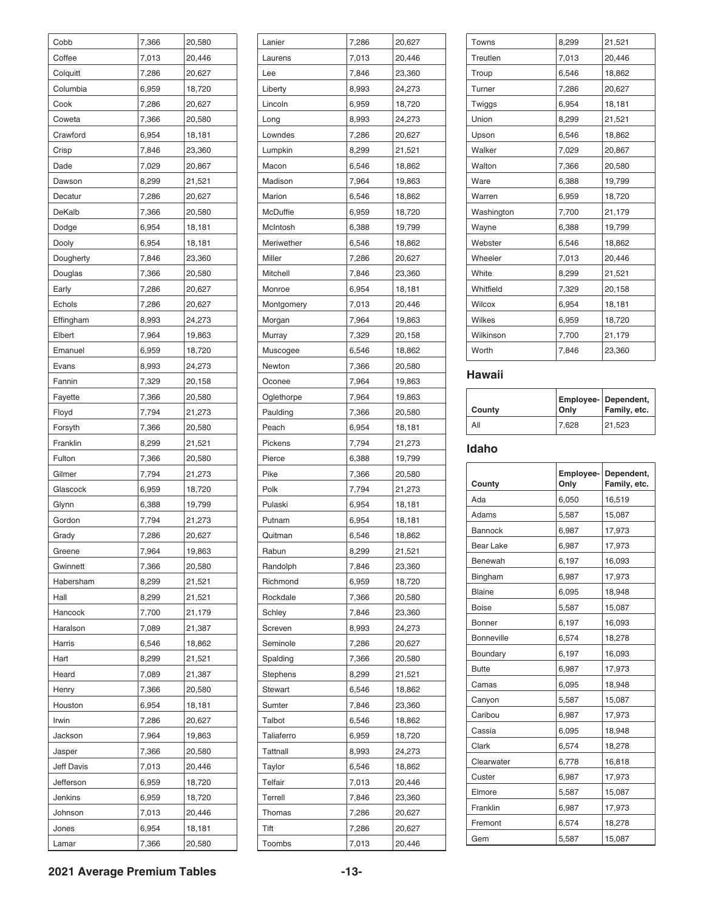| Cobb | 7,366 | 20,580 |
|---|---|---|
| Coffee | 7,013 | 20,446 |
| Colquitt | 7,286 | 20,627 |
| Columbia | 6,959 | 18,720 |
| Cook | 7,286 | 20,627 |
| Coweta | 7,366 | 20,580 |
| Crawford | 6,954 | 18,181 |
| Crisp | 7,846 | 23,360 |
| Dade | 7,029 | 20,867 |
| Dawson | 8,299 | 21,521 |
| Decatur | 7,286 | 20,627 |
| DeKalb | 7,366 | 20,580 |
| Dodge | 6,954 | 18,181 |
| Dooly | 6,954 | 18,181 |
| Dougherty | 7,846 | 23,360 |
| Douglas | 7,366 | 20,580 |
| Early | 7,286 | 20,627 |
| Echols | 7,286 | 20,627 |
| Effingham | 8,993 | 24,273 |
| Elbert | 7,964 | 19,863 |
| Emanuel | 6,959 | 18,720 |
| Evans | 8,993 | 24,273 |
| Fannin | 7,329 | 20,158 |
| Fayette | 7,366 | 20,580 |
| Floyd | 7,794 | 21,273 |
| Forsyth | 7,366 | 20,580 |
| Franklin | 8,299 | 21,521 |
| Fulton | 7,366 | 20,580 |
| Gilmer | 7,794 | 21,273 |
| Glascock | 6,959 | 18,720 |
| Glynn | 6,388 | 19,799 |
| Gordon | 7,794 | 21,273 |
| Grady | 7,286 | 20,627 |
| Greene | 7,964 | 19,863 |
| Gwinnett | 7,366 | 20,580 |
| Habersham | 8,299 | 21,521 |
| Hall | 8,299 | 21,521 |
| Hancock | 7,700 | 21,179 |
| Haralson | 7,089 | 21,387 |
| Harris | 6,546 | 18,862 |
| Hart | 8,299 | 21,521 |
| Heard | 7,089 | 21,387 |
| Henry | 7,366 | 20,580 |
| Houston | 6,954 | 18,181 |
| Irwin | 7,286 | 20,627 |
| Jackson | 7,964 | 19,863 |
| Jasper | 7,366 | 20,580 |
| Jeff Davis | 7,013 | 20,446 |
| Jefferson | 6,959 | 18,720 |
| Jenkins | 6,959 | 18,720 |
| Johnson | 7,013 | 20,446 |
| Jones | 6,954 | 18,181 |
| Lamar | 7,366 | 20,580 |

| Lanier | 7,286 | 20,627 |
|---|---|---|
| Laurens | 7,013 | 20,446 |
| Lee | 7,846 | 23,360 |
| Liberty | 8,993 | 24,273 |
| Lincoln | 6,959 | 18,720 |
| Long | 8,993 | 24,273 |
| Lowndes | 7,286 | 20,627 |
| Lumpkin | 8,299 | 21,521 |
| Macon | 6,546 | 18,862 |
| Madison | 7,964 | 19,863 |
| Marion | 6,546 | 18,862 |
| McDuffie | 6,959 | 18,720 |
| McIntosh | 6,388 | 19,799 |
| Meriwether | 6,546 | 18,862 |
| Miller | 7,286 | 20,627 |
| Mitchell | 7,846 | 23,360 |
| Monroe | 6,954 | 18,181 |
| Montgomery | 7,013 | 20,446 |
| Morgan | 7,964 | 19,863 |
| Murray | 7,329 | 20,158 |
| Muscogee | 6,546 | 18,862 |
| Newton | 7,366 | 20,580 |
| Oconee | 7,964 | 19,863 |
| Oglethorpe | 7,964 | 19,863 |
| Paulding | 7,366 | 20,580 |
| Peach | 6,954 | 18,181 |
| Pickens | 7,794 | 21,273 |
| Pierce | 6,388 | 19,799 |
| Pike | 7,366 | 20,580 |
| Polk | 7,794 | 21,273 |
| Pulaski | 6,954 | 18,181 |
| Putnam | 6,954 | 18,181 |
| Quitman | 6,546 | 18,862 |
| Rabun | 8,299 | 21,521 |
| Randolph | 7,846 | 23,360 |
| Richmond | 6,959 | 18,720 |
| Rockdale | 7,366 | 20,580 |
| Schley | 7,846 | 23,360 |
| Screven | 8,993 | 24,273 |
| Seminole | 7,286 | 20,627 |
| Spalding | 7,366 | 20,580 |
| Stephens | 8,299 | 21,521 |
| Stewart | 6,546 | 18,862 |
| Sumter | 7,846 | 23,360 |
| Talbot | 6,546 | 18,862 |
| Taliaferro | 6,959 | 18,720 |
| Tattnall | 8,993 | 24,273 |
| Taylor | 6,546 | 18,862 |
| Telfair | 7,013 | 20,446 |
| Terrell | 7,846 | 23,360 |
| Thomas | 7,286 | 20,627 |
| Tift | 7,286 | 20,627 |
| Toombs | 7,013 | 20,446 |

| Towns | 8,299 | 21,521 |
|---|---|---|
| Treutlen | 7,013 | 20,446 |
| Troup | 6,546 | 18,862 |
| Turner | 7,286 | 20,627 |
| Twiggs | 6,954 | 18,181 |
| Union | 8,299 | 21,521 |
| Upson | 6,546 | 18,862 |
| Walker | 7,029 | 20,867 |
| Walton | 7,366 | 20,580 |
| Ware | 6,388 | 19,799 |
| Warren | 6,959 | 18,720 |
| Washington | 7,700 | 21,179 |
| Wayne | 6,388 | 19,799 |
| Webster | 6,546 | 18,862 |
| Wheeler | 7,013 | 20,446 |
| White | 8,299 | 21,521 |
| Whitfield | 7,329 | 20,158 |
| Wilcox | 6,954 | 18,181 |
| Wilkes | 6,959 | 18,720 |
| Wilkinson | 7,700 | 21,179 |
| Worth | 7,846 | 23,360 |

## Hawaii

| County | Employee-Only | Dependent, Family, etc. |
|---|---|---|
| All | 7,628 | 21,523 |

## Idaho

| County | Employee-Only | Dependent, Family, etc. |
|---|---|---|
| Ada | 6,050 | 16,519 |
| Adams | 5,587 | 15,087 |
| Bannock | 6,987 | 17,973 |
| Bear Lake | 6,987 | 17,973 |
| Benewah | 6,197 | 16,093 |
| Bingham | 6,987 | 17,973 |
| Blaine | 6,095 | 18,948 |
| Boise | 5,587 | 15,087 |
| Bonner | 6,197 | 16,093 |
| Bonneville | 6,574 | 18,278 |
| Boundary | 6,197 | 16,093 |
| Butte | 6,987 | 17,973 |
| Camas | 6,095 | 18,948 |
| Canyon | 5,587 | 15,087 |
| Caribou | 6,987 | 17,973 |
| Cassia | 6,095 | 18,948 |
| Clark | 6,574 | 18,278 |
| Clearwater | 6,778 | 16,818 |
| Custer | 6,987 | 17,973 |
| Elmore | 5,587 | 15,087 |
| Franklin | 6,987 | 17,973 |
| Fremont | 6,574 | 18,278 |
| Gem | 5,587 | 15,087 |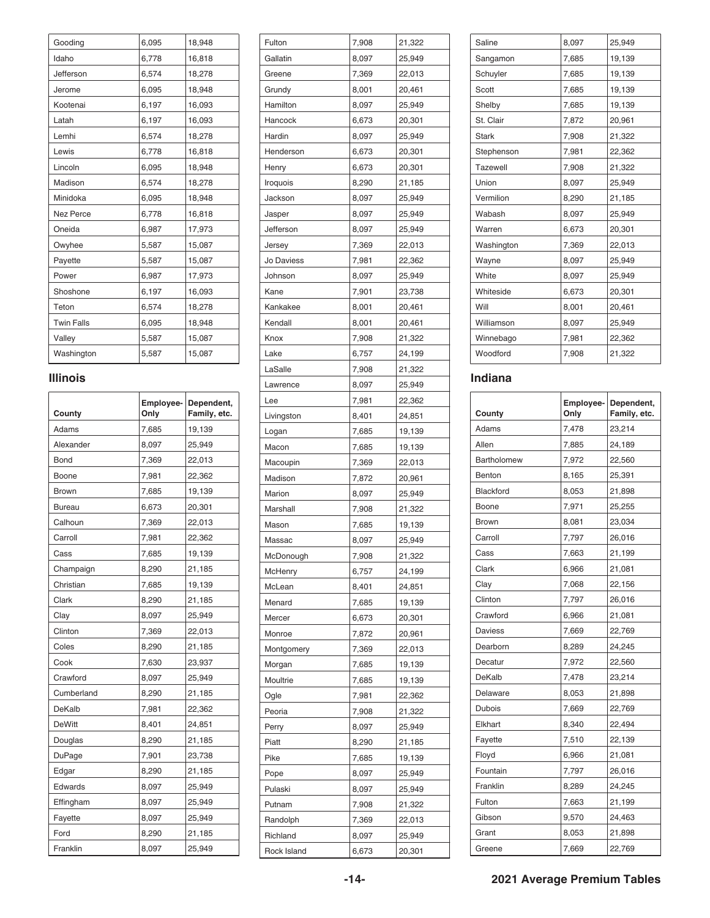| County | Employee-Only | Dependent, Family, etc. |
| --- | --- | --- |
| Gooding | 6,095 | 18,948 |
| Idaho | 6,778 | 16,818 |
| Jefferson | 6,574 | 18,278 |
| Jerome | 6,095 | 18,948 |
| Kootenai | 6,197 | 16,093 |
| Latah | 6,197 | 16,093 |
| Lemhi | 6,574 | 18,278 |
| Lewis | 6,778 | 16,818 |
| Lincoln | 6,095 | 18,948 |
| Madison | 6,574 | 18,278 |
| Minidoka | 6,095 | 18,948 |
| Nez Perce | 6,778 | 16,818 |
| Oneida | 6,987 | 17,973 |
| Owyhee | 5,587 | 15,087 |
| Payette | 5,587 | 15,087 |
| Power | 6,987 | 17,973 |
| Shoshone | 6,197 | 16,093 |
| Teton | 6,574 | 18,278 |
| Twin Falls | 6,095 | 18,948 |
| Valley | 5,587 | 15,087 |
| Washington | 5,587 | 15,087 |

## Illinois

| County | Employee-Only | Dependent, Family, etc. |
| --- | --- | --- |
| Adams | 7,685 | 19,139 |
| Alexander | 8,097 | 25,949 |
| Bond | 7,369 | 22,013 |
| Boone | 7,981 | 22,362 |
| Brown | 7,685 | 19,139 |
| Bureau | 6,673 | 20,301 |
| Calhoun | 7,369 | 22,013 |
| Carroll | 7,981 | 22,362 |
| Cass | 7,685 | 19,139 |
| Champaign | 8,290 | 21,185 |
| Christian | 7,685 | 19,139 |
| Clark | 8,290 | 21,185 |
| Clay | 8,097 | 25,949 |
| Clinton | 7,369 | 22,013 |
| Coles | 8,290 | 21,185 |
| Cook | 7,630 | 23,937 |
| Crawford | 8,097 | 25,949 |
| Cumberland | 8,290 | 21,185 |
| DeKalb | 7,981 | 22,362 |
| DeWitt | 8,401 | 24,851 |
| Douglas | 8,290 | 21,185 |
| DuPage | 7,901 | 23,738 |
| Edgar | 8,290 | 21,185 |
| Edwards | 8,097 | 25,949 |
| Effingham | 8,097 | 25,949 |
| Fayette | 8,097 | 25,949 |
| Ford | 8,290 | 21,185 |
| Franklin | 8,097 | 25,949 |
| Fulton | 7,908 | 21,322 |
| Gallatin | 8,097 | 25,949 |
| Greene | 7,369 | 22,013 |
| Grundy | 8,001 | 20,461 |
| Hamilton | 8,097 | 25,949 |
| Hancock | 6,673 | 20,301 |
| Hardin | 8,097 | 25,949 |
| Henderson | 6,673 | 20,301 |
| Henry | 6,673 | 20,301 |
| Iroquois | 8,290 | 21,185 |
| Jackson | 8,097 | 25,949 |
| Jasper | 8,097 | 25,949 |
| Jefferson | 8,097 | 25,949 |
| Jersey | 7,369 | 22,013 |
| Jo Daviess | 7,981 | 22,362 |
| Johnson | 8,097 | 25,949 |
| Kane | 7,901 | 23,738 |
| Kankakee | 8,001 | 20,461 |
| Kendall | 8,001 | 20,461 |
| Knox | 7,908 | 21,322 |
| Lake | 6,757 | 24,199 |
| LaSalle | 7,908 | 21,322 |
| Lawrence | 8,097 | 25,949 |
| Lee | 7,981 | 22,362 |
| Livingston | 8,401 | 24,851 |
| Logan | 7,685 | 19,139 |
| Macon | 7,685 | 19,139 |
| Macoupin | 7,369 | 22,013 |
| Madison | 7,872 | 20,961 |
| Marion | 8,097 | 25,949 |
| Marshall | 7,908 | 21,322 |
| Mason | 7,685 | 19,139 |
| Massac | 8,097 | 25,949 |
| McDonough | 7,908 | 21,322 |
| McHenry | 6,757 | 24,199 |
| McLean | 8,401 | 24,851 |
| Menard | 7,685 | 19,139 |
| Mercer | 6,673 | 20,301 |
| Monroe | 7,872 | 20,961 |
| Montgomery | 7,369 | 22,013 |
| Morgan | 7,685 | 19,139 |
| Moultrie | 7,685 | 19,139 |
| Ogle | 7,981 | 22,362 |
| Peoria | 7,908 | 21,322 |
| Perry | 8,097 | 25,949 |
| Piatt | 8,290 | 21,185 |
| Pike | 7,685 | 19,139 |
| Pope | 8,097 | 25,949 |
| Pulaski | 8,097 | 25,949 |
| Putnam | 7,908 | 21,322 |
| Randolph | 7,369 | 22,013 |
| Richland | 8,097 | 25,949 |
| Rock Island | 6,673 | 20,301 |
| Saline | 8,097 | 25,949 |
| Sangamon | 7,685 | 19,139 |
| Schuyler | 7,685 | 19,139 |
| Scott | 7,685 | 19,139 |
| Shelby | 7,685 | 19,139 |
| St. Clair | 7,872 | 20,961 |
| Stark | 7,908 | 21,322 |
| Stephenson | 7,981 | 22,362 |
| Tazewell | 7,908 | 21,322 |
| Union | 8,097 | 25,949 |
| Vermilion | 8,290 | 21,185 |
| Wabash | 8,097 | 25,949 |
| Warren | 6,673 | 20,301 |
| Washington | 7,369 | 22,013 |
| Wayne | 8,097 | 25,949 |
| White | 8,097 | 25,949 |
| Whiteside | 6,673 | 20,301 |
| Will | 8,001 | 20,461 |
| Williamson | 8,097 | 25,949 |
| Winnebago | 7,981 | 22,362 |
| Woodford | 7,908 | 21,322 |

## Indiana

| County | Employee-Only | Dependent, Family, etc. |
| --- | --- | --- |
| Adams | 7,478 | 23,214 |
| Allen | 7,885 | 24,189 |
| Bartholomew | 7,972 | 22,560 |
| Benton | 8,165 | 25,391 |
| Blackford | 8,053 | 21,898 |
| Boone | 7,971 | 25,255 |
| Brown | 8,081 | 23,034 |
| Carroll | 7,797 | 26,016 |
| Cass | 7,663 | 21,199 |
| Clark | 6,966 | 21,081 |
| Clay | 7,068 | 22,156 |
| Clinton | 7,797 | 26,016 |
| Crawford | 6,966 | 21,081 |
| Daviess | 7,669 | 22,769 |
| Dearborn | 8,289 | 24,245 |
| Decatur | 7,972 | 22,560 |
| DeKalb | 7,478 | 23,214 |
| Delaware | 8,053 | 21,898 |
| Dubois | 7,669 | 22,769 |
| Elkhart | 8,340 | 22,494 |
| Fayette | 7,510 | 22,139 |
| Floyd | 6,966 | 21,081 |
| Fountain | 7,797 | 26,016 |
| Franklin | 8,289 | 24,245 |
| Fulton | 7,663 | 21,199 |
| Gibson | 9,570 | 24,463 |
| Grant | 8,053 | 21,898 |
| Greene | 7,669 | 22,769 |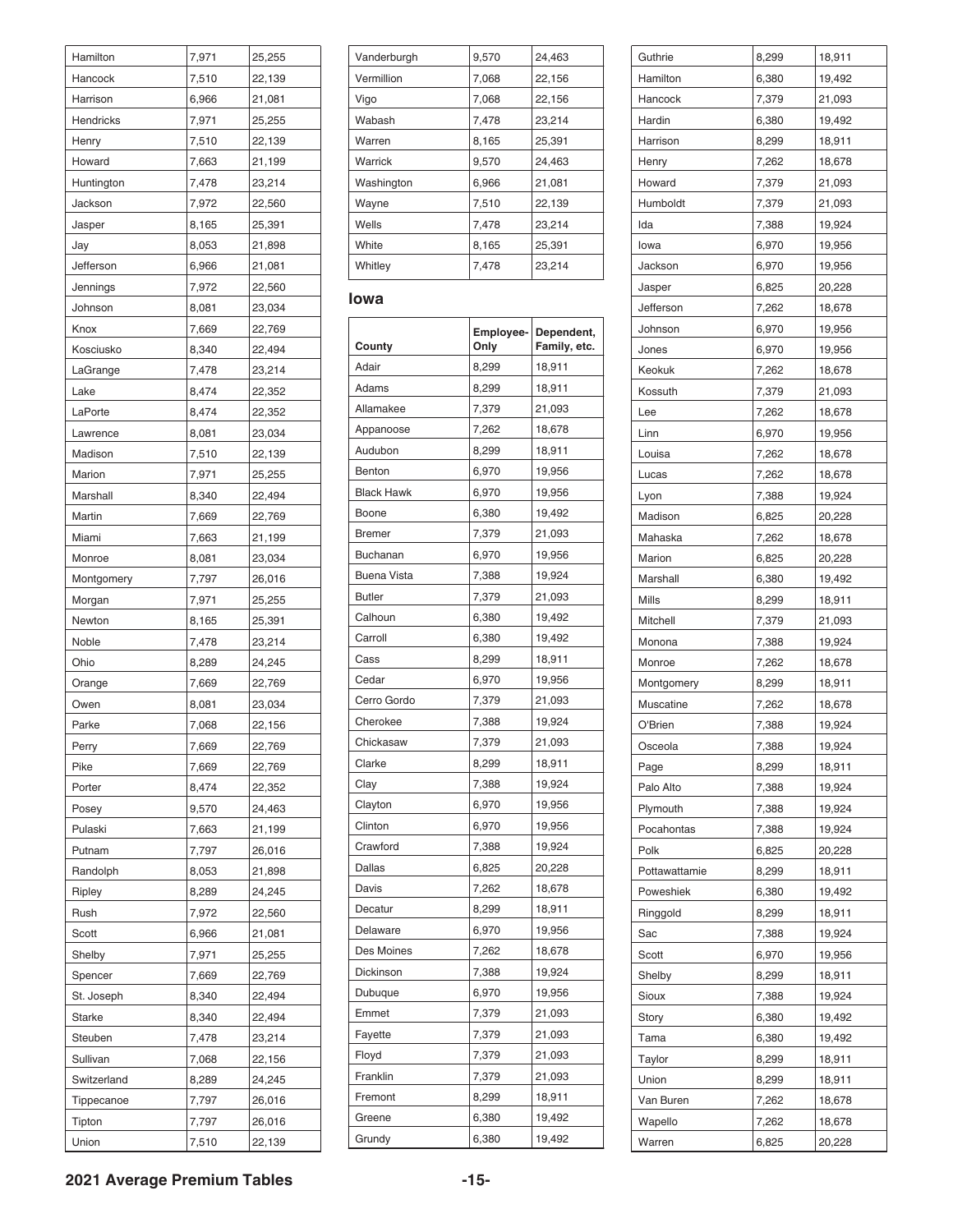| Hamilton | 7,971 | 25,255 |
|---|---|---|
| Hancock | 7,510 | 22,139 |
| Harrison | 6,966 | 21,081 |
| Hendricks | 7,971 | 25,255 |
| Henry | 7,510 | 22,139 |
| Howard | 7,663 | 21,199 |
| Huntington | 7,478 | 23,214 |
| Jackson | 7,972 | 22,560 |
| Jasper | 8,165 | 25,391 |
| Jay | 8,053 | 21,898 |
| Jefferson | 6,966 | 21,081 |
| Jennings | 7,972 | 22,560 |
| Johnson | 8,081 | 23,034 |
| Knox | 7,669 | 22,769 |
| Kosciusko | 8,340 | 22,494 |
| LaGrange | 7,478 | 23,214 |
| Lake | 8,474 | 22,352 |
| LaPorte | 8,474 | 22,352 |
| Lawrence | 8,081 | 23,034 |
| Madison | 7,510 | 22,139 |
| Marion | 7,971 | 25,255 |
| Marshall | 8,340 | 22,494 |
| Martin | 7,669 | 22,769 |
| Miami | 7,663 | 21,199 |
| Monroe | 8,081 | 23,034 |
| Montgomery | 7,797 | 26,016 |
| Morgan | 7,971 | 25,255 |
| Newton | 8,165 | 25,391 |
| Noble | 7,478 | 23,214 |
| Ohio | 8,289 | 24,245 |
| Orange | 7,669 | 22,769 |
| Owen | 8,081 | 23,034 |
| Parke | 7,068 | 22,156 |
| Perry | 7,669 | 22,769 |
| Pike | 7,669 | 22,769 |
| Porter | 8,474 | 22,352 |
| Posey | 9,570 | 24,463 |
| Pulaski | 7,663 | 21,199 |
| Putnam | 7,797 | 26,016 |
| Randolph | 8,053 | 21,898 |
| Ripley | 8,289 | 24,245 |
| Rush | 7,972 | 22,560 |
| Scott | 6,966 | 21,081 |
| Shelby | 7,971 | 25,255 |
| Spencer | 7,669 | 22,769 |
| St. Joseph | 8,340 | 22,494 |
| Starke | 8,340 | 22,494 |
| Steuben | 7,478 | 23,214 |
| Sullivan | 7,068 | 22,156 |
| Switzerland | 8,289 | 24,245 |
| Tippecanoe | 7,797 | 26,016 |
| Tipton | 7,797 | 26,016 |
| Union | 7,510 | 22,139 |
| Vanderburgh | 9,570 | 24,463 |
| Vermillion | 7,068 | 22,156 |
| Vigo | 7,068 | 22,156 |
| Wabash | 7,478 | 23,214 |
| Warren | 8,165 | 25,391 |
| Warrick | 9,570 | 24,463 |
| Washington | 6,966 | 21,081 |
| Wayne | 7,510 | 22,139 |
| Wells | 7,478 | 23,214 |
| White | 8,165 | 25,391 |
| Whitley | 7,478 | 23,214 |

## Iowa

| County | Employee-Only | Dependent, Family, etc. |
|---|---|---|
| Adair | 8,299 | 18,911 |
| Adams | 8,299 | 18,911 |
| Allamakee | 7,379 | 21,093 |
| Appanoose | 7,262 | 18,678 |
| Audubon | 8,299 | 18,911 |
| Benton | 6,970 | 19,956 |
| Black Hawk | 6,970 | 19,956 |
| Boone | 6,380 | 19,492 |
| Bremer | 7,379 | 21,093 |
| Buchanan | 6,970 | 19,956 |
| Buena Vista | 7,388 | 19,924 |
| Butler | 7,379 | 21,093 |
| Calhoun | 6,380 | 19,492 |
| Carroll | 6,380 | 19,492 |
| Cass | 8,299 | 18,911 |
| Cedar | 6,970 | 19,956 |
| Cerro Gordo | 7,379 | 21,093 |
| Cherokee | 7,388 | 19,924 |
| Chickasaw | 7,379 | 21,093 |
| Clarke | 8,299 | 18,911 |
| Clay | 7,388 | 19,924 |
| Clayton | 6,970 | 19,956 |
| Clinton | 6,970 | 19,956 |
| Crawford | 7,388 | 19,924 |
| Dallas | 6,825 | 20,228 |
| Davis | 7,262 | 18,678 |
| Decatur | 8,299 | 18,911 |
| Delaware | 6,970 | 19,956 |
| Des Moines | 7,262 | 18,678 |
| Dickinson | 7,388 | 19,924 |
| Dubuque | 6,970 | 19,956 |
| Emmet | 7,379 | 21,093 |
| Fayette | 7,379 | 21,093 |
| Floyd | 7,379 | 21,093 |
| Franklin | 7,379 | 21,093 |
| Fremont | 8,299 | 18,911 |
| Greene | 6,380 | 19,492 |
| Grundy | 6,380 | 19,492 |
| Guthrie | 8,299 | 18,911 |
| Hamilton | 6,380 | 19,492 |
| Hancock | 7,379 | 21,093 |
| Hardin | 6,380 | 19,492 |
| Harrison | 8,299 | 18,911 |
| Henry | 7,262 | 18,678 |
| Howard | 7,379 | 21,093 |
| Humboldt | 7,379 | 21,093 |
| Ida | 7,388 | 19,924 |
| Iowa | 6,970 | 19,956 |
| Jackson | 6,970 | 19,956 |
| Jasper | 6,825 | 20,228 |
| Jefferson | 7,262 | 18,678 |
| Johnson | 6,970 | 19,956 |
| Jones | 6,970 | 19,956 |
| Keokuk | 7,262 | 18,678 |
| Kossuth | 7,379 | 21,093 |
| Lee | 7,262 | 18,678 |
| Linn | 6,970 | 19,956 |
| Louisa | 7,262 | 18,678 |
| Lucas | 7,262 | 18,678 |
| Lyon | 7,388 | 19,924 |
| Madison | 6,825 | 20,228 |
| Mahaska | 7,262 | 18,678 |
| Marion | 6,825 | 20,228 |
| Marshall | 6,380 | 19,492 |
| Mills | 8,299 | 18,911 |
| Mitchell | 7,379 | 21,093 |
| Monona | 7,388 | 19,924 |
| Monroe | 7,262 | 18,678 |
| Montgomery | 8,299 | 18,911 |
| Muscatine | 7,262 | 18,678 |
| O'Brien | 7,388 | 19,924 |
| Osceola | 7,388 | 19,924 |
| Page | 8,299 | 18,911 |
| Palo Alto | 7,388 | 19,924 |
| Plymouth | 7,388 | 19,924 |
| Pocahontas | 7,388 | 19,924 |
| Polk | 6,825 | 20,228 |
| Pottawattamie | 8,299 | 18,911 |
| Poweshiek | 6,380 | 19,492 |
| Ringgold | 8,299 | 18,911 |
| Sac | 7,388 | 19,924 |
| Scott | 6,970 | 19,956 |
| Shelby | 8,299 | 18,911 |
| Sioux | 7,388 | 19,924 |
| Story | 6,380 | 19,492 |
| Tama | 6,380 | 19,492 |
| Taylor | 8,299 | 18,911 |
| Union | 8,299 | 18,911 |
| Van Buren | 7,262 | 18,678 |
| Wapello | 7,262 | 18,678 |
| Warren | 6,825 | 20,228 |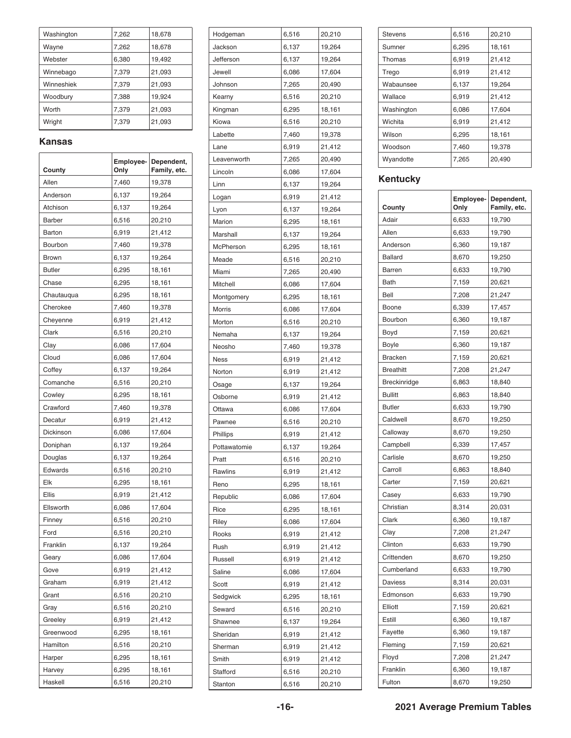| | | |
|---|---|---|
| Washington | 7,262 | 18,678 |
| Wayne | 7,262 | 18,678 |
| Webster | 6,380 | 19,492 |
| Winnebago | 7,379 | 21,093 |
| Winneshiek | 7,379 | 21,093 |
| Woodbury | 7,388 | 19,924 |
| Worth | 7,379 | 21,093 |
| Wright | 7,379 | 21,093 |

### Kansas

| County | Employee-Only | Dependent, Family, etc. |
|---|---|---|
| Allen | 7,460 | 19,378 |
| Anderson | 6,137 | 19,264 |
| Atchison | 6,137 | 19,264 |
| Barber | 6,516 | 20,210 |
| Barton | 6,919 | 21,412 |
| Bourbon | 7,460 | 19,378 |
| Brown | 6,137 | 19,264 |
| Butler | 6,295 | 18,161 |
| Chase | 6,295 | 18,161 |
| Chautauqua | 6,295 | 18,161 |
| Cherokee | 7,460 | 19,378 |
| Cheyenne | 6,919 | 21,412 |
| Clark | 6,516 | 20,210 |
| Clay | 6,086 | 17,604 |
| Cloud | 6,086 | 17,604 |
| Coffey | 6,137 | 19,264 |
| Comanche | 6,516 | 20,210 |
| Cowley | 6,295 | 18,161 |
| Crawford | 7,460 | 19,378 |
| Decatur | 6,919 | 21,412 |
| Dickinson | 6,086 | 17,604 |
| Doniphan | 6,137 | 19,264 |
| Douglas | 6,137 | 19,264 |
| Edwards | 6,516 | 20,210 |
| Elk | 6,295 | 18,161 |
| Ellis | 6,919 | 21,412 |
| Ellsworth | 6,086 | 17,604 |
| Finney | 6,516 | 20,210 |
| Ford | 6,516 | 20,210 |
| Franklin | 6,137 | 19,264 |
| Geary | 6,086 | 17,604 |
| Gove | 6,919 | 21,412 |
| Graham | 6,919 | 21,412 |
| Grant | 6,516 | 20,210 |
| Gray | 6,516 | 20,210 |
| Greeley | 6,919 | 21,412 |
| Greenwood | 6,295 | 18,161 |
| Hamilton | 6,516 | 20,210 |
| Harper | 6,295 | 18,161 |
| Harvey | 6,295 | 18,161 |
| Haskell | 6,516 | 20,210 |
| Hodgeman | 6,516 | 20,210 |
| Jackson | 6,137 | 19,264 |
| Jefferson | 6,137 | 19,264 |
| Jewell | 6,086 | 17,604 |
| Johnson | 7,265 | 20,490 |
| Kearny | 6,516 | 20,210 |
| Kingman | 6,295 | 18,161 |
| Kiowa | 6,516 | 20,210 |
| Labette | 7,460 | 19,378 |
| Lane | 6,919 | 21,412 |
| Leavenworth | 7,265 | 20,490 |
| Lincoln | 6,086 | 17,604 |
| Linn | 6,137 | 19,264 |
| Logan | 6,919 | 21,412 |
| Lyon | 6,137 | 19,264 |
| Marion | 6,295 | 18,161 |
| Marshall | 6,137 | 19,264 |
| McPherson | 6,295 | 18,161 |
| Meade | 6,516 | 20,210 |
| Miami | 7,265 | 20,490 |
| Mitchell | 6,086 | 17,604 |
| Montgomery | 6,295 | 18,161 |
| Morris | 6,086 | 17,604 |
| Morton | 6,516 | 20,210 |
| Nemaha | 6,137 | 19,264 |
| Neosho | 7,460 | 19,378 |
| Ness | 6,919 | 21,412 |
| Norton | 6,919 | 21,412 |
| Osage | 6,137 | 19,264 |
| Osborne | 6,919 | 21,412 |
| Ottawa | 6,086 | 17,604 |
| Pawnee | 6,516 | 20,210 |
| Phillips | 6,919 | 21,412 |
| Pottawatomie | 6,137 | 19,264 |
| Pratt | 6,516 | 20,210 |
| Rawlins | 6,919 | 21,412 |
| Reno | 6,295 | 18,161 |
| Republic | 6,086 | 17,604 |
| Rice | 6,295 | 18,161 |
| Riley | 6,086 | 17,604 |
| Rooks | 6,919 | 21,412 |
| Rush | 6,919 | 21,412 |
| Russell | 6,919 | 21,412 |
| Saline | 6,086 | 17,604 |
| Scott | 6,919 | 21,412 |
| Sedgwick | 6,295 | 18,161 |
| Seward | 6,516 | 20,210 |
| Shawnee | 6,137 | 19,264 |
| Sheridan | 6,919 | 21,412 |
| Sherman | 6,919 | 21,412 |
| Smith | 6,919 | 21,412 |
| Stafford | 6,516 | 20,210 |
| Stanton | 6,516 | 20,210 |
| Stevens | 6,516 | 20,210 |
| Sumner | 6,295 | 18,161 |
| Thomas | 6,919 | 21,412 |
| Trego | 6,919 | 21,412 |
| Wabaunsee | 6,137 | 19,264 |
| Wallace | 6,919 | 21,412 |
| Washington | 6,086 | 17,604 |
| Wichita | 6,919 | 21,412 |
| Wilson | 6,295 | 18,161 |
| Woodson | 7,460 | 19,378 |
| Wyandotte | 7,265 | 20,490 |

### Kentucky

| County | Employee-Only | Dependent, Family, etc. |
|---|---|---|
| Adair | 6,633 | 19,790 |
| Allen | 6,633 | 19,790 |
| Anderson | 6,360 | 19,187 |
| Ballard | 8,670 | 19,250 |
| Barren | 6,633 | 19,790 |
| Bath | 7,159 | 20,621 |
| Bell | 7,208 | 21,247 |
| Boone | 6,339 | 17,457 |
| Bourbon | 6,360 | 19,187 |
| Boyd | 7,159 | 20,621 |
| Boyle | 6,360 | 19,187 |
| Bracken | 7,159 | 20,621 |
| Breathitt | 7,208 | 21,247 |
| Breckinridge | 6,863 | 18,840 |
| Bullitt | 6,863 | 18,840 |
| Butler | 6,633 | 19,790 |
| Caldwell | 8,670 | 19,250 |
| Calloway | 8,670 | 19,250 |
| Campbell | 6,339 | 17,457 |
| Carlisle | 8,670 | 19,250 |
| Carroll | 6,863 | 18,840 |
| Carter | 7,159 | 20,621 |
| Casey | 6,633 | 19,790 |
| Christian | 8,314 | 20,031 |
| Clark | 6,360 | 19,187 |
| Clay | 7,208 | 21,247 |
| Clinton | 6,633 | 19,790 |
| Crittenden | 8,670 | 19,250 |
| Cumberland | 6,633 | 19,790 |
| Daviess | 8,314 | 20,031 |
| Edmonson | 6,633 | 19,790 |
| Elliott | 7,159 | 20,621 |
| Estill | 6,360 | 19,187 |
| Fayette | 6,360 | 19,187 |
| Fleming | 7,159 | 20,621 |
| Floyd | 7,208 | 21,247 |
| Franklin | 6,360 | 19,187 |
| Fulton | 8,670 | 19,250 |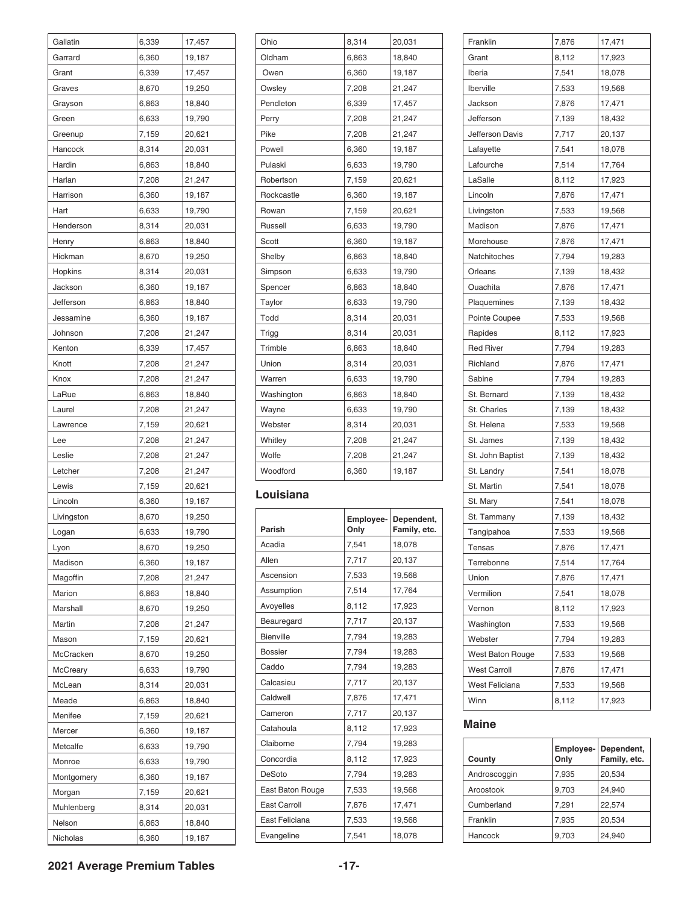| | | |
|---|---|---|
| Gallatin | 6,339 | 17,457 |
| Garrard | 6,360 | 19,187 |
| Grant | 6,339 | 17,457 |
| Graves | 8,670 | 19,250 |
| Grayson | 6,863 | 18,840 |
| Green | 6,633 | 19,790 |
| Greenup | 7,159 | 20,621 |
| Hancock | 8,314 | 20,031 |
| Hardin | 6,863 | 18,840 |
| Harlan | 7,208 | 21,247 |
| Harrison | 6,360 | 19,187 |
| Hart | 6,633 | 19,790 |
| Henderson | 8,314 | 20,031 |
| Henry | 6,863 | 18,840 |
| Hickman | 8,670 | 19,250 |
| Hopkins | 8,314 | 20,031 |
| Jackson | 6,360 | 19,187 |
| Jefferson | 6,863 | 18,840 |
| Jessamine | 6,360 | 19,187 |
| Johnson | 7,208 | 21,247 |
| Kenton | 6,339 | 17,457 |
| Knott | 7,208 | 21,247 |
| Knox | 7,208 | 21,247 |
| LaRue | 6,863 | 18,840 |
| Laurel | 7,208 | 21,247 |
| Lawrence | 7,159 | 20,621 |
| Lee | 7,208 | 21,247 |
| Leslie | 7,208 | 21,247 |
| Letcher | 7,208 | 21,247 |
| Lewis | 7,159 | 20,621 |
| Lincoln | 6,360 | 19,187 |
| Livingston | 8,670 | 19,250 |
| Logan | 6,633 | 19,790 |
| Lyon | 8,670 | 19,250 |
| Madison | 6,360 | 19,187 |
| Magoffin | 7,208 | 21,247 |
| Marion | 6,863 | 18,840 |
| Marshall | 8,670 | 19,250 |
| Martin | 7,208 | 21,247 |
| Mason | 7,159 | 20,621 |
| McCracken | 8,670 | 19,250 |
| McCreary | 6,633 | 19,790 |
| McLean | 8,314 | 20,031 |
| Meade | 6,863 | 18,840 |
| Menifee | 7,159 | 20,621 |
| Mercer | 6,360 | 19,187 |
| Metcalfe | 6,633 | 19,790 |
| Monroe | 6,633 | 19,790 |
| Montgomery | 6,360 | 19,187 |
| Morgan | 7,159 | 20,621 |
| Muhlenberg | 8,314 | 20,031 |
| Nelson | 6,863 | 18,840 |
| Nicholas | 6,360 | 19,187 |
| Ohio | 8,314 | 20,031 |
| Oldham | 6,863 | 18,840 |
| Owen | 6,360 | 19,187 |
| Owsley | 7,208 | 21,247 |
| Pendleton | 6,339 | 17,457 |
| Perry | 7,208 | 21,247 |
| Pike | 7,208 | 21,247 |
| Powell | 6,360 | 19,187 |
| Pulaski | 6,633 | 19,790 |
| Robertson | 7,159 | 20,621 |
| Rockcastle | 6,360 | 19,187 |
| Rowan | 7,159 | 20,621 |
| Russell | 6,633 | 19,790 |
| Scott | 6,360 | 19,187 |
| Shelby | 6,863 | 18,840 |
| Simpson | 6,633 | 19,790 |
| Spencer | 6,863 | 18,840 |
| Taylor | 6,633 | 19,790 |
| Todd | 8,314 | 20,031 |
| Trigg | 8,314 | 20,031 |
| Trimble | 6,863 | 18,840 |
| Union | 8,314 | 20,031 |
| Warren | 6,633 | 19,790 |
| Washington | 6,863 | 18,840 |
| Wayne | 6,633 | 19,790 |
| Webster | 8,314 | 20,031 |
| Whitley | 7,208 | 21,247 |
| Wolfe | 7,208 | 21,247 |
| Woodford | 6,360 | 19,187 |

## Louisiana

| Parish | Employee-Only | Dependent, Family, etc. |
|---|---|---|
| Acadia | 7,541 | 18,078 |
| Allen | 7,717 | 20,137 |
| Ascension | 7,533 | 19,568 |
| Assumption | 7,514 | 17,764 |
| Avoyelles | 8,112 | 17,923 |
| Beauregard | 7,717 | 20,137 |
| Bienville | 7,794 | 19,283 |
| Bossier | 7,794 | 19,283 |
| Caddo | 7,794 | 19,283 |
| Calcasieu | 7,717 | 20,137 |
| Caldwell | 7,876 | 17,471 |
| Cameron | 7,717 | 20,137 |
| Catahoula | 8,112 | 17,923 |
| Claiborne | 7,794 | 19,283 |
| Concordia | 8,112 | 17,923 |
| DeSoto | 7,794 | 19,283 |
| East Baton Rouge | 7,533 | 19,568 |
| East Carroll | 7,876 | 17,471 |
| East Feliciana | 7,533 | 19,568 |
| Evangeline | 7,541 | 18,078 |
| Franklin | 7,876 | 17,471 |
| Grant | 8,112 | 17,923 |
| Iberia | 7,541 | 18,078 |
| Iberville | 7,533 | 19,568 |
| Jackson | 7,876 | 17,471 |
| Jefferson | 7,139 | 18,432 |
| Jefferson Davis | 7,717 | 20,137 |
| Lafayette | 7,541 | 18,078 |
| Lafourche | 7,514 | 17,764 |
| LaSalle | 8,112 | 17,923 |
| Lincoln | 7,876 | 17,471 |
| Livingston | 7,533 | 19,568 |
| Madison | 7,876 | 17,471 |
| Morehouse | 7,876 | 17,471 |
| Natchitoches | 7,794 | 19,283 |
| Orleans | 7,139 | 18,432 |
| Ouachita | 7,876 | 17,471 |
| Plaquemines | 7,139 | 18,432 |
| Pointe Coupee | 7,533 | 19,568 |
| Rapides | 8,112 | 17,923 |
| Red River | 7,794 | 19,283 |
| Richland | 7,876 | 17,471 |
| Sabine | 7,794 | 19,283 |
| St. Bernard | 7,139 | 18,432 |
| St. Charles | 7,139 | 18,432 |
| St. Helena | 7,533 | 19,568 |
| St. James | 7,139 | 18,432 |
| St. John Baptist | 7,139 | 18,432 |
| St. Landry | 7,541 | 18,078 |
| St. Martin | 7,541 | 18,078 |
| St. Mary | 7,541 | 18,078 |
| St. Tammany | 7,139 | 18,432 |
| Tangipahoa | 7,533 | 19,568 |
| Tensas | 7,876 | 17,471 |
| Terrebonne | 7,514 | 17,764 |
| Union | 7,876 | 17,471 |
| Vermilion | 7,541 | 18,078 |
| Vernon | 8,112 | 17,923 |
| Washington | 7,533 | 19,568 |
| Webster | 7,794 | 19,283 |
| West Baton Rouge | 7,533 | 19,568 |
| West Carroll | 7,876 | 17,471 |
| West Feliciana | 7,533 | 19,568 |
| Winn | 8,112 | 17,923 |

## Maine

| County | Employee-Only | Dependent, Family, etc. |
|---|---|---|
| Androscoggin | 7,935 | 20,534 |
| Aroostook | 9,703 | 24,940 |
| Cumberland | 7,291 | 22,574 |
| Franklin | 7,935 | 20,534 |
| Hancock | 9,703 | 24,940 |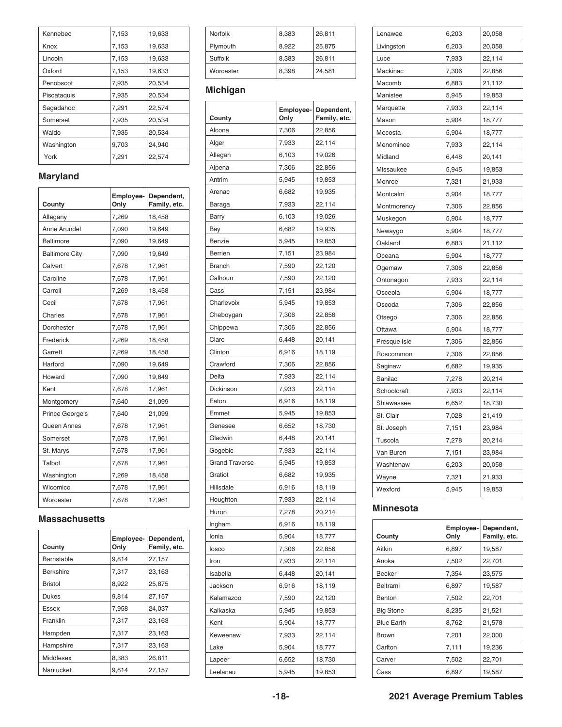| | | |
|---|---|---|
| Kennebec | 7,153 | 19,633 |
| Knox | 7,153 | 19,633 |
| Lincoln | 7,153 | 19,633 |
| Oxford | 7,153 | 19,633 |
| Penobscot | 7,935 | 20,534 |
| Piscataquis | 7,935 | 20,534 |
| Sagadahoc | 7,291 | 22,574 |
| Somerset | 7,935 | 20,534 |
| Waldo | 7,935 | 20,534 |
| Washington | 9,703 | 24,940 |
| York | 7,291 | 22,574 |

## Maryland

| County | Employee-Only | Dependent, Family, etc. |
|---|---|---|
| Allegany | 7,269 | 18,458 |
| Anne Arundel | 7,090 | 19,649 |
| Baltimore | 7,090 | 19,649 |
| Baltimore City | 7,090 | 19,649 |
| Calvert | 7,678 | 17,961 |
| Caroline | 7,678 | 17,961 |
| Carroll | 7,269 | 18,458 |
| Cecil | 7,678 | 17,961 |
| Charles | 7,678 | 17,961 |
| Dorchester | 7,678 | 17,961 |
| Frederick | 7,269 | 18,458 |
| Garrett | 7,269 | 18,458 |
| Harford | 7,090 | 19,649 |
| Howard | 7,090 | 19,649 |
| Kent | 7,678 | 17,961 |
| Montgomery | 7,640 | 21,099 |
| Prince George's | 7,640 | 21,099 |
| Queen Annes | 7,678 | 17,961 |
| Somerset | 7,678 | 17,961 |
| St. Marys | 7,678 | 17,961 |
| Talbot | 7,678 | 17,961 |
| Washington | 7,269 | 18,458 |
| Wicomico | 7,678 | 17,961 |
| Worcester | 7,678 | 17,961 |

## Massachusetts

| County | Employee-Only | Dependent, Family, etc. |
|---|---|---|
| Barnstable | 9,814 | 27,157 |
| Berkshire | 7,317 | 23,163 |
| Bristol | 8,922 | 25,875 |
| Dukes | 9,814 | 27,157 |
| Essex | 7,958 | 24,037 |
| Franklin | 7,317 | 23,163 |
| Hampden | 7,317 | 23,163 |
| Hampshire | 7,317 | 23,163 |
| Middlesex | 8,383 | 26,811 |
| Nantucket | 9,814 | 27,157 |
| Norfolk | 8,383 | 26,811 |
| Plymouth | 8,922 | 25,875 |
| Suffolk | 8,383 | 26,811 |
| Worcester | 8,398 | 24,581 |

## Michigan

| County | Employee-Only | Dependent, Family, etc. |
|---|---|---|
| Alcona | 7,306 | 22,856 |
| Alger | 7,933 | 22,114 |
| Allegan | 6,103 | 19,026 |
| Alpena | 7,306 | 22,856 |
| Antrim | 5,945 | 19,853 |
| Arenac | 6,682 | 19,935 |
| Baraga | 7,933 | 22,114 |
| Barry | 6,103 | 19,026 |
| Bay | 6,682 | 19,935 |
| Benzie | 5,945 | 19,853 |
| Berrien | 7,151 | 23,984 |
| Branch | 7,590 | 22,120 |
| Calhoun | 7,590 | 22,120 |
| Cass | 7,151 | 23,984 |
| Charlevoix | 5,945 | 19,853 |
| Cheboygan | 7,306 | 22,856 |
| Chippewa | 7,306 | 22,856 |
| Clare | 6,448 | 20,141 |
| Clinton | 6,916 | 18,119 |
| Crawford | 7,306 | 22,856 |
| Delta | 7,933 | 22,114 |
| Dickinson | 7,933 | 22,114 |
| Eaton | 6,916 | 18,119 |
| Emmet | 5,945 | 19,853 |
| Genesee | 6,652 | 18,730 |
| Gladwin | 6,448 | 20,141 |
| Gogebic | 7,933 | 22,114 |
| Grand Traverse | 5,945 | 19,853 |
| Gratiot | 6,682 | 19,935 |
| Hillsdale | 6,916 | 18,119 |
| Houghton | 7,933 | 22,114 |
| Huron | 7,278 | 20,214 |
| Ingham | 6,916 | 18,119 |
| Ionia | 5,904 | 18,777 |
| Iosco | 7,306 | 22,856 |
| Iron | 7,933 | 22,114 |
| Isabella | 6,448 | 20,141 |
| Jackson | 6,916 | 18,119 |
| Kalamazoo | 7,590 | 22,120 |
| Kalkaska | 5,945 | 19,853 |
| Kent | 5,904 | 18,777 |
| Keweenaw | 7,933 | 22,114 |
| Lake | 5,904 | 18,777 |
| Lapeer | 6,652 | 18,730 |
| Leelanau | 5,945 | 19,853 |
| Lenawee | 6,203 | 20,058 |
| Livingston | 6,203 | 20,058 |
| Luce | 7,933 | 22,114 |
| Mackinac | 7,306 | 22,856 |
| Macomb | 6,883 | 21,112 |
| Manistee | 5,945 | 19,853 |
| Marquette | 7,933 | 22,114 |
| Mason | 5,904 | 18,777 |
| Mecosta | 5,904 | 18,777 |
| Menominee | 7,933 | 22,114 |
| Midland | 6,448 | 20,141 |
| Missaukee | 5,945 | 19,853 |
| Monroe | 7,321 | 21,933 |
| Montcalm | 5,904 | 18,777 |
| Montmorency | 7,306 | 22,856 |
| Muskegon | 5,904 | 18,777 |
| Newaygo | 5,904 | 18,777 |
| Oakland | 6,883 | 21,112 |
| Oceana | 5,904 | 18,777 |
| Ogemaw | 7,306 | 22,856 |
| Ontonagon | 7,933 | 22,114 |
| Osceola | 5,904 | 18,777 |
| Oscoda | 7,306 | 22,856 |
| Otsego | 7,306 | 22,856 |
| Ottawa | 5,904 | 18,777 |
| Presque Isle | 7,306 | 22,856 |
| Roscommon | 7,306 | 22,856 |
| Saginaw | 6,682 | 19,935 |
| Sanilac | 7,278 | 20,214 |
| Schoolcraft | 7,933 | 22,114 |
| Shiawassee | 6,652 | 18,730 |
| St. Clair | 7,028 | 21,419 |
| St. Joseph | 7,151 | 23,984 |
| Tuscola | 7,278 | 20,214 |
| Van Buren | 7,151 | 23,984 |
| Washtenaw | 6,203 | 20,058 |
| Wayne | 7,321 | 21,933 |
| Wexford | 5,945 | 19,853 |

## Minnesota

| County | Employee-Only | Dependent, Family, etc. |
|---|---|---|
| Aitkin | 6,897 | 19,587 |
| Anoka | 7,502 | 22,701 |
| Becker | 7,354 | 23,575 |
| Beltrami | 6,897 | 19,587 |
| Benton | 7,502 | 22,701 |
| Big Stone | 8,235 | 21,521 |
| Blue Earth | 8,762 | 21,578 |
| Brown | 7,201 | 22,000 |
| Carlton | 7,111 | 19,236 |
| Carver | 7,502 | 22,701 |
| Cass | 6,897 | 19,587 |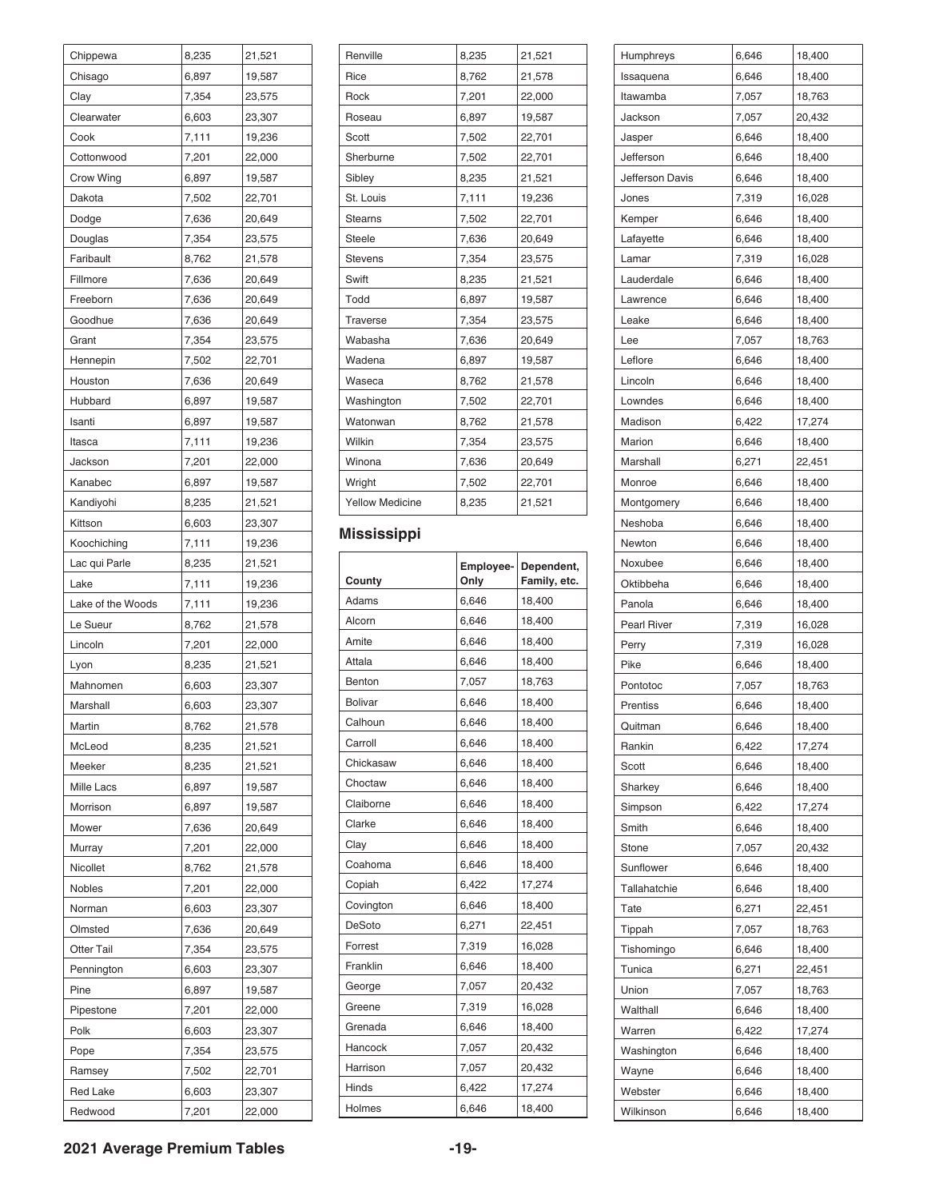| Chippewa | 8,235 | 21,521 |
|---|---|---|
| Chisago | 6,897 | 19,587 |
| Clay | 7,354 | 23,575 |
| Clearwater | 6,603 | 23,307 |
| Cook | 7,111 | 19,236 |
| Cottonwood | 7,201 | 22,000 |
| Crow Wing | 6,897 | 19,587 |
| Dakota | 7,502 | 22,701 |
| Dodge | 7,636 | 20,649 |
| Douglas | 7,354 | 23,575 |
| Faribault | 8,762 | 21,578 |
| Fillmore | 7,636 | 20,649 |
| Freeborn | 7,636 | 20,649 |
| Goodhue | 7,636 | 20,649 |
| Grant | 7,354 | 23,575 |
| Hennepin | 7,502 | 22,701 |
| Houston | 7,636 | 20,649 |
| Hubbard | 6,897 | 19,587 |
| Isanti | 6,897 | 19,587 |
| Itasca | 7,111 | 19,236 |
| Jackson | 7,201 | 22,000 |
| Kanabec | 6,897 | 19,587 |
| Kandiyohi | 8,235 | 21,521 |
| Kittson | 6,603 | 23,307 |
| Koochiching | 7,111 | 19,236 |
| Lac qui Parle | 8,235 | 21,521 |
| Lake | 7,111 | 19,236 |
| Lake of the Woods | 7,111 | 19,236 |
| Le Sueur | 8,762 | 21,578 |
| Lincoln | 7,201 | 22,000 |
| Lyon | 8,235 | 21,521 |
| Mahnomen | 6,603 | 23,307 |
| Marshall | 6,603 | 23,307 |
| Martin | 8,762 | 21,578 |
| McLeod | 8,235 | 21,521 |
| Meeker | 8,235 | 21,521 |
| Mille Lacs | 6,897 | 19,587 |
| Morrison | 6,897 | 19,587 |
| Mower | 7,636 | 20,649 |
| Murray | 7,201 | 22,000 |
| Nicollet | 8,762 | 21,578 |
| Nobles | 7,201 | 22,000 |
| Norman | 6,603 | 23,307 |
| Olmsted | 7,636 | 20,649 |
| Otter Tail | 7,354 | 23,575 |
| Pennington | 6,603 | 23,307 |
| Pine | 6,897 | 19,587 |
| Pipestone | 7,201 | 22,000 |
| Polk | 6,603 | 23,307 |
| Pope | 7,354 | 23,575 |
| Ramsey | 7,502 | 22,701 |
| Red Lake | 6,603 | 23,307 |
| Redwood | 7,201 | 22,000 |
| Renville | 8,235 | 21,521 |
| Rice | 8,762 | 21,578 |
| Rock | 7,201 | 22,000 |
| Roseau | 6,897 | 19,587 |
| Scott | 7,502 | 22,701 |
| Sherburne | 7,502 | 22,701 |
| Sibley | 8,235 | 21,521 |
| St. Louis | 7,111 | 19,236 |
| Stearns | 7,502 | 22,701 |
| Steele | 7,636 | 20,649 |
| Stevens | 7,354 | 23,575 |
| Swift | 8,235 | 21,521 |
| Todd | 6,897 | 19,587 |
| Traverse | 7,354 | 23,575 |
| Wabasha | 7,636 | 20,649 |
| Wadena | 6,897 | 19,587 |
| Waseca | 8,762 | 21,578 |
| Washington | 7,502 | 22,701 |
| Watonwan | 8,762 | 21,578 |
| Wilkin | 7,354 | 23,575 |
| Winona | 7,636 | 20,649 |
| Wright | 7,502 | 22,701 |
| Yellow Medicine | 8,235 | 21,521 |

## Mississippi

| County | Employee-Only | Dependent, Family, etc. |
|---|---|---|
| Adams | 6,646 | 18,400 |
| Alcorn | 6,646 | 18,400 |
| Amite | 6,646 | 18,400 |
| Attala | 6,646 | 18,400 |
| Benton | 7,057 | 18,763 |
| Bolivar | 6,646 | 18,400 |
| Calhoun | 6,646 | 18,400 |
| Carroll | 6,646 | 18,400 |
| Chickasaw | 6,646 | 18,400 |
| Choctaw | 6,646 | 18,400 |
| Claiborne | 6,646 | 18,400 |
| Clarke | 6,646 | 18,400 |
| Clay | 6,646 | 18,400 |
| Coahoma | 6,646 | 18,400 |
| Copiah | 6,422 | 17,274 |
| Covington | 6,646 | 18,400 |
| DeSoto | 6,271 | 22,451 |
| Forrest | 7,319 | 16,028 |
| Franklin | 6,646 | 18,400 |
| George | 7,057 | 20,432 |
| Greene | 7,319 | 16,028 |
| Grenada | 6,646 | 18,400 |
| Hancock | 7,057 | 20,432 |
| Harrison | 7,057 | 20,432 |
| Hinds | 6,422 | 17,274 |
| Holmes | 6,646 | 18,400 |
| Humphreys | 6,646 | 18,400 |
| Issaquena | 6,646 | 18,400 |
| Itawamba | 7,057 | 18,763 |
| Jackson | 7,057 | 20,432 |
| Jasper | 6,646 | 18,400 |
| Jefferson | 6,646 | 18,400 |
| Jefferson Davis | 6,646 | 18,400 |
| Jones | 7,319 | 16,028 |
| Kemper | 6,646 | 18,400 |
| Lafayette | 6,646 | 18,400 |
| Lamar | 7,319 | 16,028 |
| Lauderdale | 6,646 | 18,400 |
| Lawrence | 6,646 | 18,400 |
| Leake | 6,646 | 18,400 |
| Lee | 7,057 | 18,763 |
| Leflore | 6,646 | 18,400 |
| Lincoln | 6,646 | 18,400 |
| Lowndes | 6,646 | 18,400 |
| Madison | 6,422 | 17,274 |
| Marion | 6,646 | 18,400 |
| Marshall | 6,271 | 22,451 |
| Monroe | 6,646 | 18,400 |
| Montgomery | 6,646 | 18,400 |
| Neshoba | 6,646 | 18,400 |
| Newton | 6,646 | 18,400 |
| Noxubee | 6,646 | 18,400 |
| Oktibbeha | 6,646 | 18,400 |
| Panola | 6,646 | 18,400 |
| Pearl River | 7,319 | 16,028 |
| Perry | 7,319 | 16,028 |
| Pike | 6,646 | 18,400 |
| Pontotoc | 7,057 | 18,763 |
| Prentiss | 6,646 | 18,400 |
| Quitman | 6,646 | 18,400 |
| Rankin | 6,422 | 17,274 |
| Scott | 6,646 | 18,400 |
| Sharkey | 6,646 | 18,400 |
| Simpson | 6,422 | 17,274 |
| Smith | 6,646 | 18,400 |
| Stone | 7,057 | 20,432 |
| Sunflower | 6,646 | 18,400 |
| Tallahatchie | 6,646 | 18,400 |
| Tate | 6,271 | 22,451 |
| Tippah | 7,057 | 18,763 |
| Tishomingo | 6,646 | 18,400 |
| Tunica | 6,271 | 22,451 |
| Union | 7,057 | 18,763 |
| Walthall | 6,646 | 18,400 |
| Warren | 6,422 | 17,274 |
| Washington | 6,646 | 18,400 |
| Wayne | 6,646 | 18,400 |
| Webster | 6,646 | 18,400 |
| Wilkinson | 6,646 | 18,400 |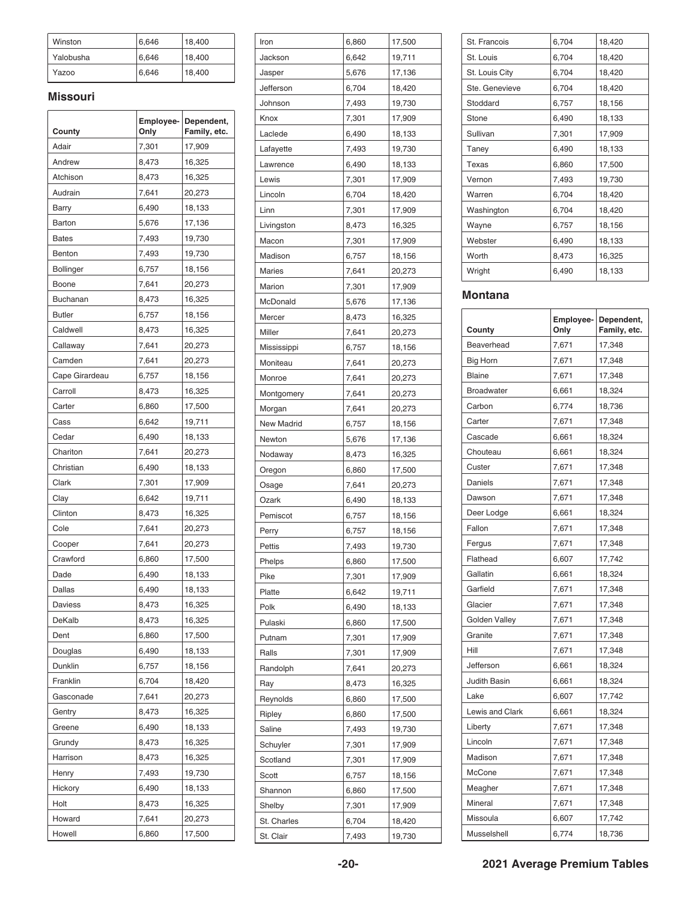| County | Employee-Only | Dependent, Family, etc. |
|---|---|---|
| Winston | 6,646 | 18,400 |
| Yalobusha | 6,646 | 18,400 |
| Yazoo | 6,646 | 18,400 |

### Missouri

| County | Employee-Only | Dependent, Family, etc. |
|---|---|---|
| Adair | 7,301 | 17,909 |
| Andrew | 8,473 | 16,325 |
| Atchison | 8,473 | 16,325 |
| Audrain | 7,641 | 20,273 |
| Barry | 6,490 | 18,133 |
| Barton | 5,676 | 17,136 |
| Bates | 7,493 | 19,730 |
| Benton | 7,493 | 19,730 |
| Bollinger | 6,757 | 18,156 |
| Boone | 7,641 | 20,273 |
| Buchanan | 8,473 | 16,325 |
| Butler | 6,757 | 18,156 |
| Caldwell | 8,473 | 16,325 |
| Callaway | 7,641 | 20,273 |
| Camden | 7,641 | 20,273 |
| Cape Girardeau | 6,757 | 18,156 |
| Carroll | 8,473 | 16,325 |
| Carter | 6,860 | 17,500 |
| Cass | 6,642 | 19,711 |
| Cedar | 6,490 | 18,133 |
| Chariton | 7,641 | 20,273 |
| Christian | 6,490 | 18,133 |
| Clark | 7,301 | 17,909 |
| Clay | 6,642 | 19,711 |
| Clinton | 8,473 | 16,325 |
| Cole | 7,641 | 20,273 |
| Cooper | 7,641 | 20,273 |
| Crawford | 6,860 | 17,500 |
| Dade | 6,490 | 18,133 |
| Dallas | 6,490 | 18,133 |
| Daviess | 8,473 | 16,325 |
| DeKalb | 8,473 | 16,325 |
| Dent | 6,860 | 17,500 |
| Douglas | 6,490 | 18,133 |
| Dunklin | 6,757 | 18,156 |
| Franklin | 6,704 | 18,420 |
| Gasconade | 7,641 | 20,273 |
| Gentry | 8,473 | 16,325 |
| Greene | 6,490 | 18,133 |
| Grundy | 8,473 | 16,325 |
| Harrison | 8,473 | 16,325 |
| Henry | 7,493 | 19,730 |
| Hickory | 6,490 | 18,133 |
| Holt | 8,473 | 16,325 |
| Howard | 7,641 | 20,273 |
| Howell | 6,860 | 17,500 |
| Iron | 6,860 | 17,500 |
| Jackson | 6,642 | 19,711 |
| Jasper | 5,676 | 17,136 |
| Jefferson | 6,704 | 18,420 |
| Johnson | 7,493 | 19,730 |
| Knox | 7,301 | 17,909 |
| Laclede | 6,490 | 18,133 |
| Lafayette | 7,493 | 19,730 |
| Lawrence | 6,490 | 18,133 |
| Lewis | 7,301 | 17,909 |
| Lincoln | 6,704 | 18,420 |
| Linn | 7,301 | 17,909 |
| Livingston | 8,473 | 16,325 |
| Macon | 7,301 | 17,909 |
| Madison | 6,757 | 18,156 |
| Maries | 7,641 | 20,273 |
| Marion | 7,301 | 17,909 |
| McDonald | 5,676 | 17,136 |
| Mercer | 8,473 | 16,325 |
| Miller | 7,641 | 20,273 |
| Mississippi | 6,757 | 18,156 |
| Moniteau | 7,641 | 20,273 |
| Monroe | 7,641 | 20,273 |
| Montgomery | 7,641 | 20,273 |
| Morgan | 7,641 | 20,273 |
| New Madrid | 6,757 | 18,156 |
| Newton | 5,676 | 17,136 |
| Nodaway | 8,473 | 16,325 |
| Oregon | 6,860 | 17,500 |
| Osage | 7,641 | 20,273 |
| Ozark | 6,490 | 18,133 |
| Pemiscot | 6,757 | 18,156 |
| Perry | 6,757 | 18,156 |
| Pettis | 7,493 | 19,730 |
| Phelps | 6,860 | 17,500 |
| Pike | 7,301 | 17,909 |
| Platte | 6,642 | 19,711 |
| Polk | 6,490 | 18,133 |
| Pulaski | 6,860 | 17,500 |
| Putnam | 7,301 | 17,909 |
| Ralls | 7,301 | 17,909 |
| Randolph | 7,641 | 20,273 |
| Ray | 8,473 | 16,325 |
| Reynolds | 6,860 | 17,500 |
| Ripley | 6,860 | 17,500 |
| Saline | 7,493 | 19,730 |
| Schuyler | 7,301 | 17,909 |
| Scotland | 7,301 | 17,909 |
| Scott | 6,757 | 18,156 |
| Shannon | 6,860 | 17,500 |
| Shelby | 7,301 | 17,909 |
| St. Charles | 6,704 | 18,420 |
| St. Clair | 7,493 | 19,730 |
| St. Francois | 6,704 | 18,420 |
| St. Louis | 6,704 | 18,420 |
| St. Louis City | 6,704 | 18,420 |
| Ste. Genevieve | 6,704 | 18,420 |
| Stoddard | 6,757 | 18,156 |
| Stone | 6,490 | 18,133 |
| Sullivan | 7,301 | 17,909 |
| Taney | 6,490 | 18,133 |
| Texas | 6,860 | 17,500 |
| Vernon | 7,493 | 19,730 |
| Warren | 6,704 | 18,420 |
| Washington | 6,704 | 18,420 |
| Wayne | 6,757 | 18,156 |
| Webster | 6,490 | 18,133 |
| Worth | 8,473 | 16,325 |
| Wright | 6,490 | 18,133 |

### Montana

| County | Employee-Only | Dependent, Family, etc. |
|---|---|---|
| Beaverhead | 7,671 | 17,348 |
| Big Horn | 7,671 | 17,348 |
| Blaine | 7,671 | 17,348 |
| Broadwater | 6,661 | 18,324 |
| Carbon | 6,774 | 18,736 |
| Carter | 7,671 | 17,348 |
| Cascade | 6,661 | 18,324 |
| Chouteau | 6,661 | 18,324 |
| Custer | 7,671 | 17,348 |
| Daniels | 7,671 | 17,348 |
| Dawson | 7,671 | 17,348 |
| Deer Lodge | 6,661 | 18,324 |
| Fallon | 7,671 | 17,348 |
| Fergus | 7,671 | 17,348 |
| Flathead | 6,607 | 17,742 |
| Gallatin | 6,661 | 18,324 |
| Garfield | 7,671 | 17,348 |
| Glacier | 7,671 | 17,348 |
| Golden Valley | 7,671 | 17,348 |
| Granite | 7,671 | 17,348 |
| Hill | 7,671 | 17,348 |
| Jefferson | 6,661 | 18,324 |
| Judith Basin | 6,661 | 18,324 |
| Lake | 6,607 | 17,742 |
| Lewis and Clark | 6,661 | 18,324 |
| Liberty | 7,671 | 17,348 |
| Lincoln | 7,671 | 17,348 |
| Madison | 7,671 | 17,348 |
| McCone | 7,671 | 17,348 |
| Meagher | 7,671 | 17,348 |
| Mineral | 7,671 | 17,348 |
| Missoula | 6,607 | 17,742 |
| Musselshell | 6,774 | 18,736 |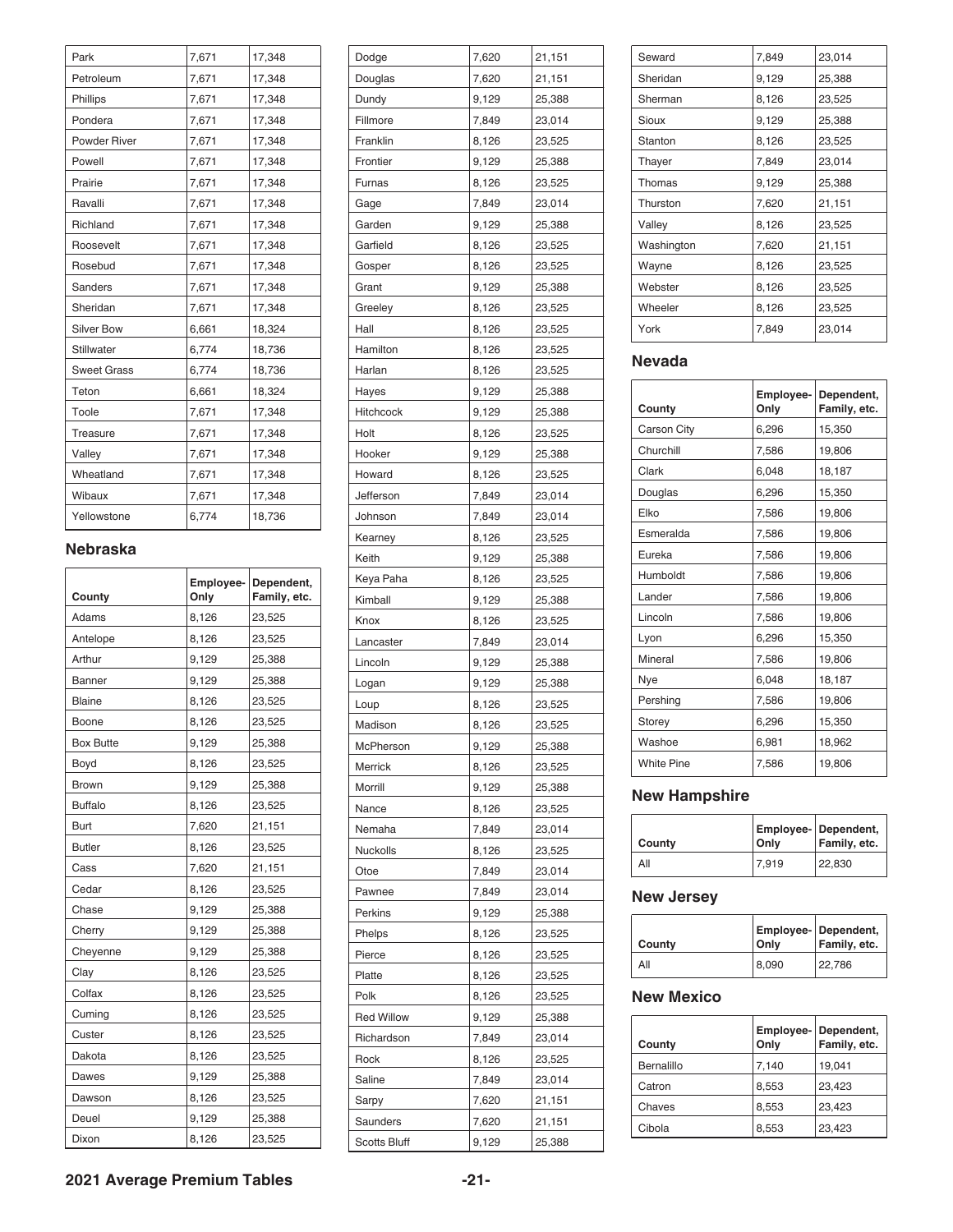| Park | 7,671 | 17,348 |
|---|---|---|
| Petroleum | 7,671 | 17,348 |
| Phillips | 7,671 | 17,348 |
| Pondera | 7,671 | 17,348 |
| Powder River | 7,671 | 17,348 |
| Powell | 7,671 | 17,348 |
| Prairie | 7,671 | 17,348 |
| Ravalli | 7,671 | 17,348 |
| Richland | 7,671 | 17,348 |
| Roosevelt | 7,671 | 17,348 |
| Rosebud | 7,671 | 17,348 |
| Sanders | 7,671 | 17,348 |
| Sheridan | 7,671 | 17,348 |
| Silver Bow | 6,661 | 18,324 |
| Stillwater | 6,774 | 18,736 |
| Sweet Grass | 6,774 | 18,736 |
| Teton | 6,661 | 18,324 |
| Toole | 7,671 | 17,348 |
| Treasure | 7,671 | 17,348 |
| Valley | 7,671 | 17,348 |
| Wheatland | 7,671 | 17,348 |
| Wibaux | 7,671 | 17,348 |
| Yellowstone | 6,774 | 18,736 |

## Nebraska

| County | Employee-Only | Dependent, Family, etc. |
|---|---|---|
| Adams | 8,126 | 23,525 |
| Antelope | 8,126 | 23,525 |
| Arthur | 9,129 | 25,388 |
| Banner | 9,129 | 25,388 |
| Blaine | 8,126 | 23,525 |
| Boone | 8,126 | 23,525 |
| Box Butte | 9,129 | 25,388 |
| Boyd | 8,126 | 23,525 |
| Brown | 9,129 | 25,388 |
| Buffalo | 8,126 | 23,525 |
| Burt | 7,620 | 21,151 |
| Butler | 8,126 | 23,525 |
| Cass | 7,620 | 21,151 |
| Cedar | 8,126 | 23,525 |
| Chase | 9,129 | 25,388 |
| Cherry | 9,129 | 25,388 |
| Cheyenne | 9,129 | 25,388 |
| Clay | 8,126 | 23,525 |
| Colfax | 8,126 | 23,525 |
| Cuming | 8,126 | 23,525 |
| Custer | 8,126 | 23,525 |
| Dakota | 8,126 | 23,525 |
| Dawes | 9,129 | 25,388 |
| Dawson | 8,126 | 23,525 |
| Deuel | 9,129 | 25,388 |
| Dixon | 8,126 | 23,525 |
| Dodge | 7,620 | 21,151 |
| Douglas | 7,620 | 21,151 |
| Dundy | 9,129 | 25,388 |
| Fillmore | 7,849 | 23,014 |
| Franklin | 8,126 | 23,525 |
| Frontier | 9,129 | 25,388 |
| Furnas | 8,126 | 23,525 |
| Gage | 7,849 | 23,014 |
| Garden | 9,129 | 25,388 |
| Garfield | 8,126 | 23,525 |
| Gosper | 8,126 | 23,525 |
| Grant | 9,129 | 25,388 |
| Greeley | 8,126 | 23,525 |
| Hall | 8,126 | 23,525 |
| Hamilton | 8,126 | 23,525 |
| Harlan | 8,126 | 23,525 |
| Hayes | 9,129 | 25,388 |
| Hitchcock | 9,129 | 25,388 |
| Holt | 8,126 | 23,525 |
| Hooker | 9,129 | 25,388 |
| Howard | 8,126 | 23,525 |
| Jefferson | 7,849 | 23,014 |
| Johnson | 7,849 | 23,014 |
| Kearney | 8,126 | 23,525 |
| Keith | 9,129 | 25,388 |
| Keya Paha | 8,126 | 23,525 |
| Kimball | 9,129 | 25,388 |
| Knox | 8,126 | 23,525 |
| Lancaster | 7,849 | 23,014 |
| Lincoln | 9,129 | 25,388 |
| Logan | 9,129 | 25,388 |
| Loup | 8,126 | 23,525 |
| Madison | 8,126 | 23,525 |
| McPherson | 9,129 | 25,388 |
| Merrick | 8,126 | 23,525 |
| Morrill | 9,129 | 25,388 |
| Nance | 8,126 | 23,525 |
| Nemaha | 7,849 | 23,014 |
| Nuckolls | 8,126 | 23,525 |
| Otoe | 7,849 | 23,014 |
| Pawnee | 7,849 | 23,014 |
| Perkins | 9,129 | 25,388 |
| Phelps | 8,126 | 23,525 |
| Pierce | 8,126 | 23,525 |
| Platte | 8,126 | 23,525 |
| Polk | 8,126 | 23,525 |
| Red Willow | 9,129 | 25,388 |
| Richardson | 7,849 | 23,014 |
| Rock | 8,126 | 23,525 |
| Saline | 7,849 | 23,014 |
| Sarpy | 7,620 | 21,151 |
| Saunders | 7,620 | 21,151 |
| Scotts Bluff | 9,129 | 25,388 |
| Seward | 7,849 | 23,014 |
| Sheridan | 9,129 | 25,388 |
| Sherman | 8,126 | 23,525 |
| Sioux | 9,129 | 25,388 |
| Stanton | 8,126 | 23,525 |
| Thayer | 7,849 | 23,014 |
| Thomas | 9,129 | 25,388 |
| Thurston | 7,620 | 21,151 |
| Valley | 8,126 | 23,525 |
| Washington | 7,620 | 21,151 |
| Wayne | 8,126 | 23,525 |
| Webster | 8,126 | 23,525 |
| Wheeler | 8,126 | 23,525 |
| York | 7,849 | 23,014 |

## Nevada

| County | Employee-Only | Dependent, Family, etc. |
|---|---|---|
| Carson City | 6,296 | 15,350 |
| Churchill | 7,586 | 19,806 |
| Clark | 6,048 | 18,187 |
| Douglas | 6,296 | 15,350 |
| Elko | 7,586 | 19,806 |
| Esmeralda | 7,586 | 19,806 |
| Eureka | 7,586 | 19,806 |
| Humboldt | 7,586 | 19,806 |
| Lander | 7,586 | 19,806 |
| Lincoln | 7,586 | 19,806 |
| Lyon | 6,296 | 15,350 |
| Mineral | 7,586 | 19,806 |
| Nye | 6,048 | 18,187 |
| Pershing | 7,586 | 19,806 |
| Storey | 6,296 | 15,350 |
| Washoe | 6,981 | 18,962 |
| White Pine | 7,586 | 19,806 |

## New Hampshire

| County | Employee-Only | Dependent, Family, etc. |
|---|---|---|
| All | 7,919 | 22,830 |

## New Jersey

| County | Employee-Only | Dependent, Family, etc. |
|---|---|---|
| All | 8,090 | 22,786 |

## New Mexico

| County | Employee-Only | Dependent, Family, etc. |
|---|---|---|
| Bernalillo | 7,140 | 19,041 |
| Catron | 8,553 | 23,423 |
| Chaves | 8,553 | 23,423 |
| Cibola | 8,553 | 23,423 |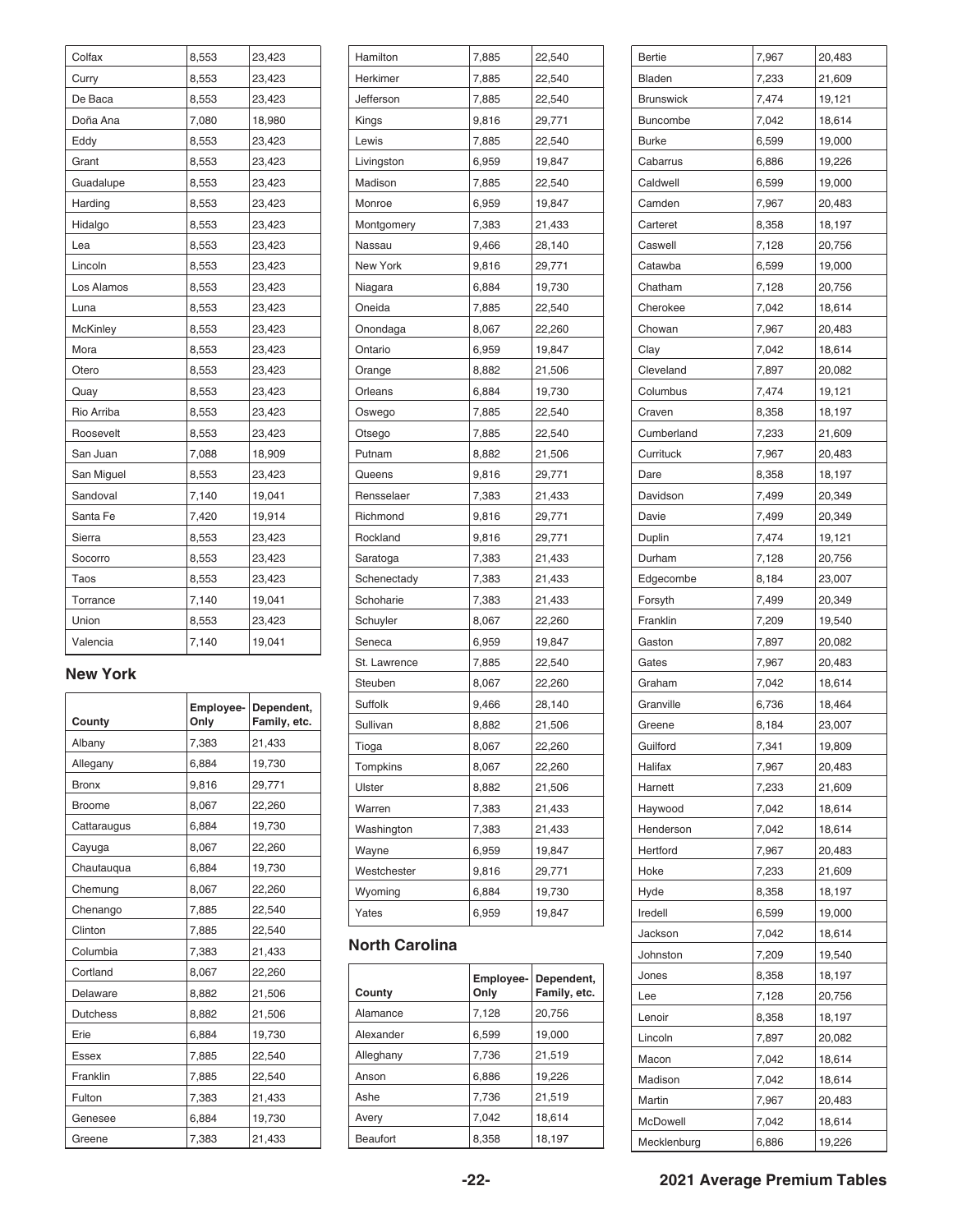| Colfax | 8,553 | 23,423 |
|---|---|---|
| Curry | 8,553 | 23,423 |
| De Baca | 8,553 | 23,423 |
| Doña Ana | 7,080 | 18,980 |
| Eddy | 8,553 | 23,423 |
| Grant | 8,553 | 23,423 |
| Guadalupe | 8,553 | 23,423 |
| Harding | 8,553 | 23,423 |
| Hidalgo | 8,553 | 23,423 |
| Lea | 8,553 | 23,423 |
| Lincoln | 8,553 | 23,423 |
| Los Alamos | 8,553 | 23,423 |
| Luna | 8,553 | 23,423 |
| McKinley | 8,553 | 23,423 |
| Mora | 8,553 | 23,423 |
| Otero | 8,553 | 23,423 |
| Quay | 8,553 | 23,423 |
| Rio Arriba | 8,553 | 23,423 |
| Roosevelt | 8,553 | 23,423 |
| San Juan | 7,088 | 18,909 |
| San Miguel | 8,553 | 23,423 |
| Sandoval | 7,140 | 19,041 |
| Santa Fe | 7,420 | 19,914 |
| Sierra | 8,553 | 23,423 |
| Socorro | 8,553 | 23,423 |
| Taos | 8,553 | 23,423 |
| Torrance | 7,140 | 19,041 |
| Union | 8,553 | 23,423 |
| Valencia | 7,140 | 19,041 |

### New York

| County | Employee-Only | Dependent, Family, etc. |
|---|---|---|
| Albany | 7,383 | 21,433 |
| Allegany | 6,884 | 19,730 |
| Bronx | 9,816 | 29,771 |
| Broome | 8,067 | 22,260 |
| Cattaraugus | 6,884 | 19,730 |
| Cayuga | 8,067 | 22,260 |
| Chautauqua | 6,884 | 19,730 |
| Chemung | 8,067 | 22,260 |
| Chenango | 7,885 | 22,540 |
| Clinton | 7,885 | 22,540 |
| Columbia | 7,383 | 21,433 |
| Cortland | 8,067 | 22,260 |
| Delaware | 8,882 | 21,506 |
| Dutchess | 8,882 | 21,506 |
| Erie | 6,884 | 19,730 |
| Essex | 7,885 | 22,540 |
| Franklin | 7,885 | 22,540 |
| Fulton | 7,383 | 21,433 |
| Genesee | 6,884 | 19,730 |
| Greene | 7,383 | 21,433 |
| Hamilton | 7,885 | 22,540 |
| Herkimer | 7,885 | 22,540 |
| Jefferson | 7,885 | 22,540 |
| Kings | 9,816 | 29,771 |
| Lewis | 7,885 | 22,540 |
| Livingston | 6,959 | 19,847 |
| Madison | 7,885 | 22,540 |
| Monroe | 6,959 | 19,847 |
| Montgomery | 7,383 | 21,433 |
| Nassau | 9,466 | 28,140 |
| New York | 9,816 | 29,771 |
| Niagara | 6,884 | 19,730 |
| Oneida | 7,885 | 22,540 |
| Onondaga | 8,067 | 22,260 |
| Ontario | 6,959 | 19,847 |
| Orange | 8,882 | 21,506 |
| Orleans | 6,884 | 19,730 |
| Oswego | 7,885 | 22,540 |
| Otsego | 7,885 | 22,540 |
| Putnam | 8,882 | 21,506 |
| Queens | 9,816 | 29,771 |
| Rensselaer | 7,383 | 21,433 |
| Richmond | 9,816 | 29,771 |
| Rockland | 9,816 | 29,771 |
| Saratoga | 7,383 | 21,433 |
| Schenectady | 7,383 | 21,433 |
| Schoharie | 7,383 | 21,433 |
| Schuyler | 8,067 | 22,260 |
| Seneca | 6,959 | 19,847 |
| St. Lawrence | 7,885 | 22,540 |
| Steuben | 8,067 | 22,260 |
| Suffolk | 9,466 | 28,140 |
| Sullivan | 8,882 | 21,506 |
| Tioga | 8,067 | 22,260 |
| Tompkins | 8,067 | 22,260 |
| Ulster | 8,882 | 21,506 |
| Warren | 7,383 | 21,433 |
| Washington | 7,383 | 21,433 |
| Wayne | 6,959 | 19,847 |
| Westchester | 9,816 | 29,771 |
| Wyoming | 6,884 | 19,730 |
| Yates | 6,959 | 19,847 |

### North Carolina

| County | Employee-Only | Dependent, Family, etc. |
|---|---|---|
| Alamance | 7,128 | 20,756 |
| Alexander | 6,599 | 19,000 |
| Alleghany | 7,736 | 21,519 |
| Anson | 6,886 | 19,226 |
| Ashe | 7,736 | 21,519 |
| Avery | 7,042 | 18,614 |
| Beaufort | 8,358 | 18,197 |
| Bertie | 7,967 | 20,483 |
| Bladen | 7,233 | 21,609 |
| Brunswick | 7,474 | 19,121 |
| Buncombe | 7,042 | 18,614 |
| Burke | 6,599 | 19,000 |
| Cabarrus | 6,886 | 19,226 |
| Caldwell | 6,599 | 19,000 |
| Camden | 7,967 | 20,483 |
| Carteret | 8,358 | 18,197 |
| Caswell | 7,128 | 20,756 |
| Catawba | 6,599 | 19,000 |
| Chatham | 7,128 | 20,756 |
| Cherokee | 7,042 | 18,614 |
| Chowan | 7,967 | 20,483 |
| Clay | 7,042 | 18,614 |
| Cleveland | 7,897 | 20,082 |
| Columbus | 7,474 | 19,121 |
| Craven | 8,358 | 18,197 |
| Cumberland | 7,233 | 21,609 |
| Currituck | 7,967 | 20,483 |
| Dare | 8,358 | 18,197 |
| Davidson | 7,499 | 20,349 |
| Davie | 7,499 | 20,349 |
| Duplin | 7,474 | 19,121 |
| Durham | 7,128 | 20,756 |
| Edgecombe | 8,184 | 23,007 |
| Forsyth | 7,499 | 20,349 |
| Franklin | 7,209 | 19,540 |
| Gaston | 7,897 | 20,082 |
| Gates | 7,967 | 20,483 |
| Graham | 7,042 | 18,614 |
| Granville | 6,736 | 18,464 |
| Greene | 8,184 | 23,007 |
| Guilford | 7,341 | 19,809 |
| Halifax | 7,967 | 20,483 |
| Harnett | 7,233 | 21,609 |
| Haywood | 7,042 | 18,614 |
| Henderson | 7,042 | 18,614 |
| Hertford | 7,967 | 20,483 |
| Hoke | 7,233 | 21,609 |
| Hyde | 8,358 | 18,197 |
| Iredell | 6,599 | 19,000 |
| Jackson | 7,042 | 18,614 |
| Johnston | 7,209 | 19,540 |
| Jones | 8,358 | 18,197 |
| Lee | 7,128 | 20,756 |
| Lenoir | 8,358 | 18,197 |
| Lincoln | 7,897 | 20,082 |
| Macon | 7,042 | 18,614 |
| Madison | 7,042 | 18,614 |
| Martin | 7,967 | 20,483 |
| McDowell | 7,042 | 18,614 |
| Mecklenburg | 6,886 | 19,226 |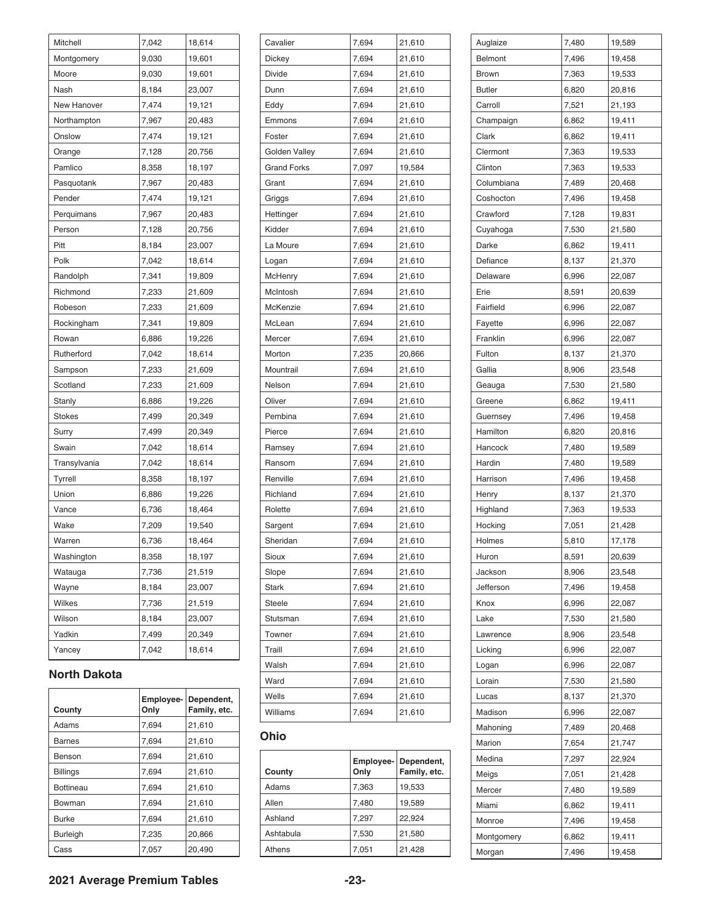| Mitchell | 7,042 | 18,614 |
|---|---|---|
| Montgomery | 9,030 | 19,601 |
| Moore | 9,030 | 19,601 |
| Nash | 8,184 | 23,007 |
| New Hanover | 7,474 | 19,121 |
| Northampton | 7,967 | 20,483 |
| Onslow | 7,474 | 19,121 |
| Orange | 7,128 | 20,756 |
| Pamlico | 8,358 | 18,197 |
| Pasquotank | 7,967 | 20,483 |
| Pender | 7,474 | 19,121 |
| Perquimans | 7,967 | 20,483 |
| Person | 7,128 | 20,756 |
| Pitt | 8,184 | 23,007 |
| Polk | 7,042 | 18,614 |
| Randolph | 7,341 | 19,809 |
| Richmond | 7,233 | 21,609 |
| Robeson | 7,233 | 21,609 |
| Rockingham | 7,341 | 19,809 |
| Rowan | 6,886 | 19,226 |
| Rutherford | 7,042 | 18,614 |
| Sampson | 7,233 | 21,609 |
| Scotland | 7,233 | 21,609 |
| Stanly | 6,886 | 19,226 |
| Stokes | 7,499 | 20,349 |
| Surry | 7,499 | 20,349 |
| Swain | 7,042 | 18,614 |
| Transylvania | 7,042 | 18,614 |
| Tyrrell | 8,358 | 18,197 |
| Union | 6,886 | 19,226 |
| Vance | 6,736 | 18,464 |
| Wake | 7,209 | 19,540 |
| Warren | 6,736 | 18,464 |
| Washington | 8,358 | 18,197 |
| Watauga | 7,736 | 21,519 |
| Wayne | 8,184 | 23,007 |
| Wilkes | 7,736 | 21,519 |
| Wilson | 8,184 | 23,007 |
| Yadkin | 7,499 | 20,349 |
| Yancey | 7,042 | 18,614 |

## North Dakota

| County | Employee-Only | Dependent, Family, etc. |
|---|---|---|
| Adams | 7,694 | 21,610 |
| Barnes | 7,694 | 21,610 |
| Benson | 7,694 | 21,610 |
| Billings | 7,694 | 21,610 |
| Bottineau | 7,694 | 21,610 |
| Bowman | 7,694 | 21,610 |
| Burke | 7,694 | 21,610 |
| Burleigh | 7,235 | 20,866 |
| Cass | 7,057 | 20,490 |
| Cavalier | 7,694 | 21,610 |
| Dickey | 7,694 | 21,610 |
| Divide | 7,694 | 21,610 |
| Dunn | 7,694 | 21,610 |
| Eddy | 7,694 | 21,610 |
| Emmons | 7,694 | 21,610 |
| Foster | 7,694 | 21,610 |
| Golden Valley | 7,694 | 21,610 |
| Grand Forks | 7,097 | 19,584 |
| Grant | 7,694 | 21,610 |
| Griggs | 7,694 | 21,610 |
| Hettinger | 7,694 | 21,610 |
| Kidder | 7,694 | 21,610 |
| La Moure | 7,694 | 21,610 |
| Logan | 7,694 | 21,610 |
| McHenry | 7,694 | 21,610 |
| McIntosh | 7,694 | 21,610 |
| McKenzie | 7,694 | 21,610 |
| McLean | 7,694 | 21,610 |
| Mercer | 7,694 | 21,610 |
| Morton | 7,235 | 20,866 |
| Mountrail | 7,694 | 21,610 |
| Nelson | 7,694 | 21,610 |
| Oliver | 7,694 | 21,610 |
| Pembina | 7,694 | 21,610 |
| Pierce | 7,694 | 21,610 |
| Ramsey | 7,694 | 21,610 |
| Ransom | 7,694 | 21,610 |
| Renville | 7,694 | 21,610 |
| Richland | 7,694 | 21,610 |
| Rolette | 7,694 | 21,610 |
| Sargent | 7,694 | 21,610 |
| Sheridan | 7,694 | 21,610 |
| Sioux | 7,694 | 21,610 |
| Slope | 7,694 | 21,610 |
| Stark | 7,694 | 21,610 |
| Steele | 7,694 | 21,610 |
| Stutsman | 7,694 | 21,610 |
| Towner | 7,694 | 21,610 |
| Traill | 7,694 | 21,610 |
| Walsh | 7,694 | 21,610 |
| Ward | 7,694 | 21,610 |
| Wells | 7,694 | 21,610 |
| Williams | 7,694 | 21,610 |

## Ohio

| County | Employee-Only | Dependent, Family, etc. |
|---|---|---|
| Adams | 7,363 | 19,533 |
| Allen | 7,480 | 19,589 |
| Ashland | 7,297 | 22,924 |
| Ashtabula | 7,530 | 21,580 |
| Athens | 7,051 | 21,428 |
| Auglaize | 7,480 | 19,589 |
| Belmont | 7,496 | 19,458 |
| Brown | 7,363 | 19,533 |
| Butler | 6,820 | 20,816 |
| Carroll | 7,521 | 21,193 |
| Champaign | 6,862 | 19,411 |
| Clark | 6,862 | 19,411 |
| Clermont | 7,363 | 19,533 |
| Clinton | 7,363 | 19,533 |
| Columbiana | 7,489 | 20,468 |
| Coshocton | 7,496 | 19,458 |
| Crawford | 7,128 | 19,831 |
| Cuyahoga | 7,530 | 21,580 |
| Darke | 6,862 | 19,411 |
| Defiance | 8,137 | 21,370 |
| Delaware | 6,996 | 22,087 |
| Erie | 8,591 | 20,639 |
| Fairfield | 6,996 | 22,087 |
| Fayette | 6,996 | 22,087 |
| Franklin | 6,996 | 22,087 |
| Fulton | 8,137 | 21,370 |
| Gallia | 8,906 | 23,548 |
| Geauga | 7,530 | 21,580 |
| Greene | 6,862 | 19,411 |
| Guernsey | 7,496 | 19,458 |
| Hamilton | 6,820 | 20,816 |
| Hancock | 7,480 | 19,589 |
| Hardin | 7,480 | 19,589 |
| Harrison | 7,496 | 19,458 |
| Henry | 8,137 | 21,370 |
| Highland | 7,363 | 19,533 |
| Hocking | 7,051 | 21,428 |
| Holmes | 5,810 | 17,178 |
| Huron | 8,591 | 20,639 |
| Jackson | 8,906 | 23,548 |
| Jefferson | 7,496 | 19,458 |
| Knox | 6,996 | 22,087 |
| Lake | 7,530 | 21,580 |
| Lawrence | 8,906 | 23,548 |
| Licking | 6,996 | 22,087 |
| Logan | 6,996 | 22,087 |
| Lorain | 7,530 | 21,580 |
| Lucas | 8,137 | 21,370 |
| Madison | 6,996 | 22,087 |
| Mahoning | 7,489 | 20,468 |
| Marion | 7,654 | 21,747 |
| Medina | 7,297 | 22,924 |
| Meigs | 7,051 | 21,428 |
| Mercer | 7,480 | 19,589 |
| Miami | 6,862 | 19,411 |
| Monroe | 7,496 | 19,458 |
| Montgomery | 6,862 | 19,411 |
| Morgan | 7,496 | 19,458 |

2021 Average Premium Tables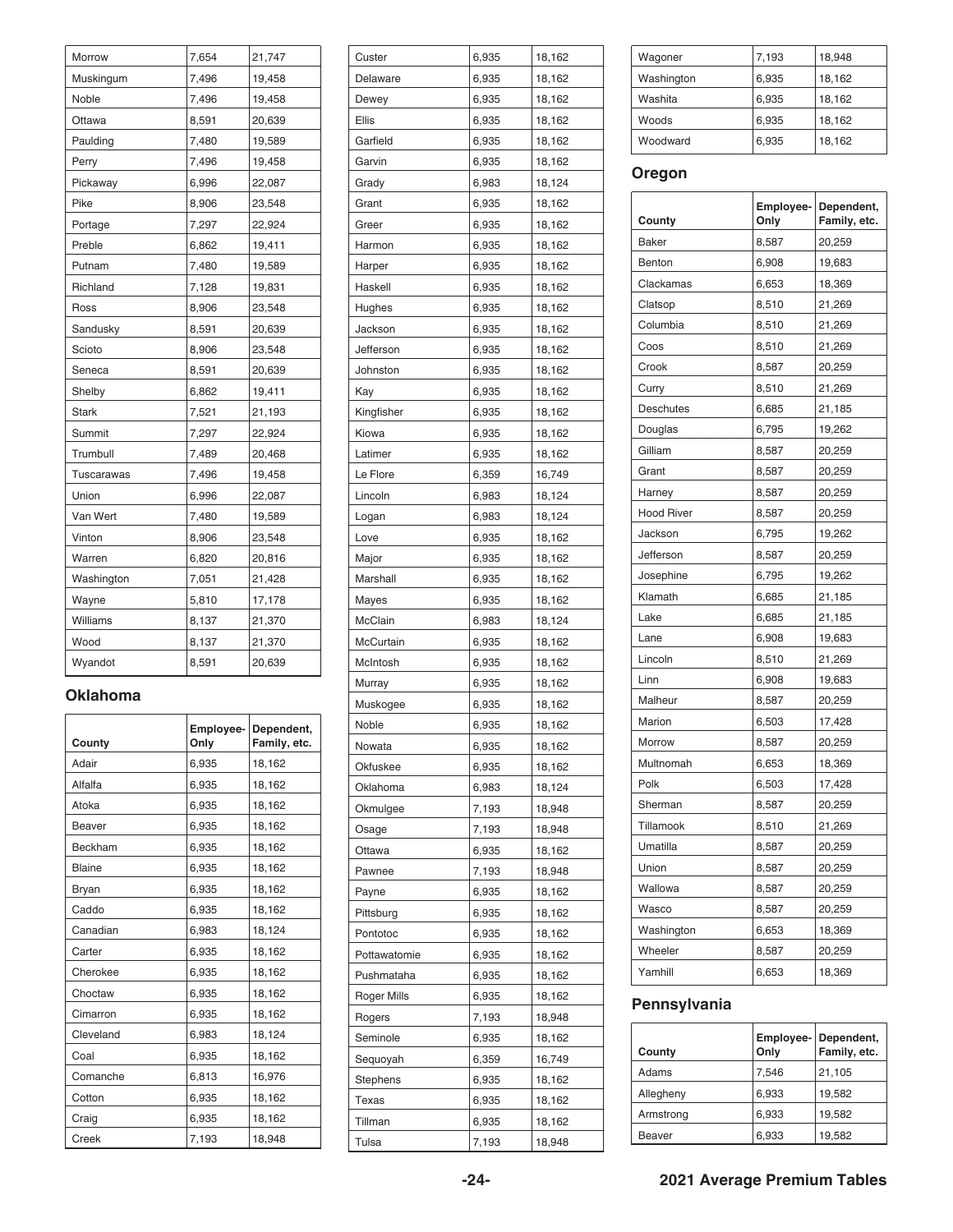| | | |
|---|---|---|
| Morrow | 7,654 | 21,747 |
| Muskingum | 7,496 | 19,458 |
| Noble | 7,496 | 19,458 |
| Ottawa | 8,591 | 20,639 |
| Paulding | 7,480 | 19,589 |
| Perry | 7,496 | 19,458 |
| Pickaway | 6,996 | 22,087 |
| Pike | 8,906 | 23,548 |
| Portage | 7,297 | 22,924 |
| Preble | 6,862 | 19,411 |
| Putnam | 7,480 | 19,589 |
| Richland | 7,128 | 19,831 |
| Ross | 8,906 | 23,548 |
| Sandusky | 8,591 | 20,639 |
| Scioto | 8,906 | 23,548 |
| Seneca | 8,591 | 20,639 |
| Shelby | 6,862 | 19,411 |
| Stark | 7,521 | 21,193 |
| Summit | 7,297 | 22,924 |
| Trumbull | 7,489 | 20,468 |
| Tuscarawas | 7,496 | 19,458 |
| Union | 6,996 | 22,087 |
| Van Wert | 7,480 | 19,589 |
| Vinton | 8,906 | 23,548 |
| Warren | 6,820 | 20,816 |
| Washington | 7,051 | 21,428 |
| Wayne | 5,810 | 17,178 |
| Williams | 8,137 | 21,370 |
| Wood | 8,137 | 21,370 |
| Wyandot | 8,591 | 20,639 |

## Oklahoma

| County | Employee-Only | Dependent, Family, etc. |
|---|---|---|
| Adair | 6,935 | 18,162 |
| Alfalfa | 6,935 | 18,162 |
| Atoka | 6,935 | 18,162 |
| Beaver | 6,935 | 18,162 |
| Beckham | 6,935 | 18,162 |
| Blaine | 6,935 | 18,162 |
| Bryan | 6,935 | 18,162 |
| Caddo | 6,935 | 18,162 |
| Canadian | 6,983 | 18,124 |
| Carter | 6,935 | 18,162 |
| Cherokee | 6,935 | 18,162 |
| Choctaw | 6,935 | 18,162 |
| Cimarron | 6,935 | 18,162 |
| Cleveland | 6,983 | 18,124 |
| Coal | 6,935 | 18,162 |
| Comanche | 6,813 | 16,976 |
| Cotton | 6,935 | 18,162 |
| Craig | 6,935 | 18,162 |
| Creek | 7,193 | 18,948 |
| Custer | 6,935 | 18,162 |
| Delaware | 6,935 | 18,162 |
| Dewey | 6,935 | 18,162 |
| Ellis | 6,935 | 18,162 |
| Garfield | 6,935 | 18,162 |
| Garvin | 6,935 | 18,162 |
| Grady | 6,983 | 18,124 |
| Grant | 6,935 | 18,162 |
| Greer | 6,935 | 18,162 |
| Harmon | 6,935 | 18,162 |
| Harper | 6,935 | 18,162 |
| Haskell | 6,935 | 18,162 |
| Hughes | 6,935 | 18,162 |
| Jackson | 6,935 | 18,162 |
| Jefferson | 6,935 | 18,162 |
| Johnston | 6,935 | 18,162 |
| Kay | 6,935 | 18,162 |
| Kingfisher | 6,935 | 18,162 |
| Kiowa | 6,935 | 18,162 |
| Latimer | 6,935 | 18,162 |
| Le Flore | 6,359 | 16,749 |
| Lincoln | 6,983 | 18,124 |
| Logan | 6,983 | 18,124 |
| Love | 6,935 | 18,162 |
| Major | 6,935 | 18,162 |
| Marshall | 6,935 | 18,162 |
| Mayes | 6,935 | 18,162 |
| McClain | 6,983 | 18,124 |
| McCurtain | 6,935 | 18,162 |
| McIntosh | 6,935 | 18,162 |
| Murray | 6,935 | 18,162 |
| Muskogee | 6,935 | 18,162 |
| Noble | 6,935 | 18,162 |
| Nowata | 6,935 | 18,162 |
| Okfuskee | 6,935 | 18,162 |
| Oklahoma | 6,983 | 18,124 |
| Okmulgee | 7,193 | 18,948 |
| Osage | 7,193 | 18,948 |
| Ottawa | 6,935 | 18,162 |
| Pawnee | 7,193 | 18,948 |
| Payne | 6,935 | 18,162 |
| Pittsburg | 6,935 | 18,162 |
| Pontotoc | 6,935 | 18,162 |
| Pottawatomie | 6,935 | 18,162 |
| Pushmataha | 6,935 | 18,162 |
| Roger Mills | 6,935 | 18,162 |
| Rogers | 7,193 | 18,948 |
| Seminole | 6,935 | 18,162 |
| Sequoyah | 6,359 | 16,749 |
| Stephens | 6,935 | 18,162 |
| Texas | 6,935 | 18,162 |
| Tillman | 6,935 | 18,162 |
| Tulsa | 7,193 | 18,948 |
| Wagoner | 7,193 | 18,948 |
| Washington | 6,935 | 18,162 |
| Washita | 6,935 | 18,162 |
| Woods | 6,935 | 18,162 |
| Woodward | 6,935 | 18,162 |

## Oregon

| County | Employee-Only | Dependent, Family, etc. |
|---|---|---|
| Baker | 8,587 | 20,259 |
| Benton | 6,908 | 19,683 |
| Clackamas | 6,653 | 18,369 |
| Clatsop | 8,510 | 21,269 |
| Columbia | 8,510 | 21,269 |
| Coos | 8,510 | 21,269 |
| Crook | 8,587 | 20,259 |
| Curry | 8,510 | 21,269 |
| Deschutes | 6,685 | 21,185 |
| Douglas | 6,795 | 19,262 |
| Gilliam | 8,587 | 20,259 |
| Grant | 8,587 | 20,259 |
| Harney | 8,587 | 20,259 |
| Hood River | 8,587 | 20,259 |
| Jackson | 6,795 | 19,262 |
| Jefferson | 8,587 | 20,259 |
| Josephine | 6,795 | 19,262 |
| Klamath | 6,685 | 21,185 |
| Lake | 6,685 | 21,185 |
| Lane | 6,908 | 19,683 |
| Lincoln | 8,510 | 21,269 |
| Linn | 6,908 | 19,683 |
| Malheur | 8,587 | 20,259 |
| Marion | 6,503 | 17,428 |
| Morrow | 8,587 | 20,259 |
| Multnomah | 6,653 | 18,369 |
| Polk | 6,503 | 17,428 |
| Sherman | 8,587 | 20,259 |
| Tillamook | 8,510 | 21,269 |
| Umatilla | 8,587 | 20,259 |
| Union | 8,587 | 20,259 |
| Wallowa | 8,587 | 20,259 |
| Wasco | 8,587 | 20,259 |
| Washington | 6,653 | 18,369 |
| Wheeler | 8,587 | 20,259 |
| Yamhill | 6,653 | 18,369 |

## Pennsylvania

| County | Employee-Only | Dependent, Family, etc. |
|---|---|---|
| Adams | 7,546 | 21,105 |
| Allegheny | 6,933 | 19,582 |
| Armstrong | 6,933 | 19,582 |
| Beaver | 6,933 | 19,582 |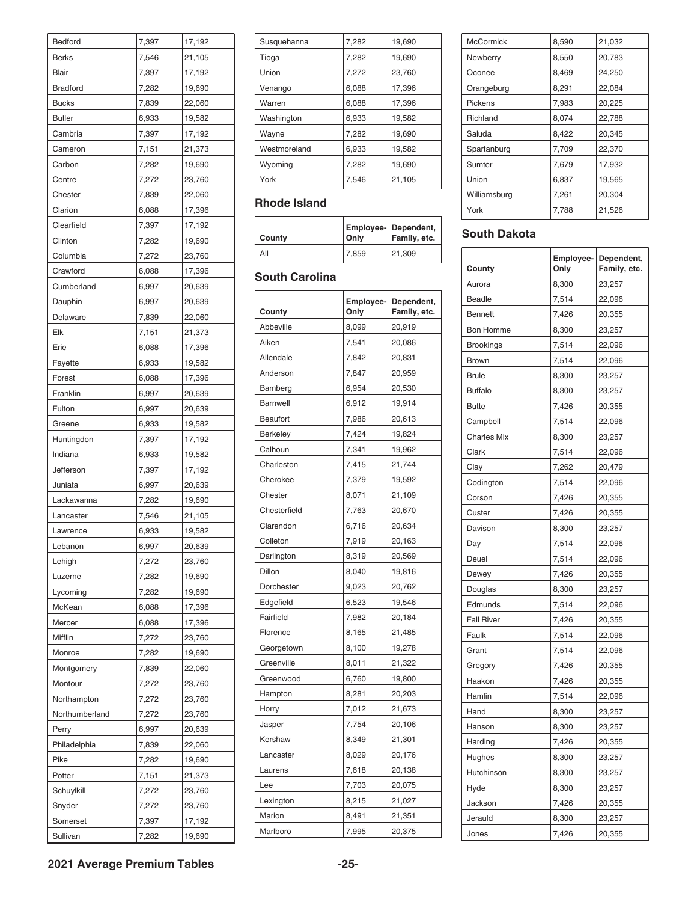| County | Employee-Only | Dependent, Family, etc. |
|---|---|---|
| Bedford | 7,397 | 17,192 |
| Berks | 7,546 | 21,105 |
| Blair | 7,397 | 17,192 |
| Bradford | 7,282 | 19,690 |
| Bucks | 7,839 | 22,060 |
| Butler | 6,933 | 19,582 |
| Cambria | 7,397 | 17,192 |
| Cameron | 7,151 | 21,373 |
| Carbon | 7,282 | 19,690 |
| Centre | 7,272 | 23,760 |
| Chester | 7,839 | 22,060 |
| Clarion | 6,088 | 17,396 |
| Clearfield | 7,397 | 17,192 |
| Clinton | 7,282 | 19,690 |
| Columbia | 7,272 | 23,760 |
| Crawford | 6,088 | 17,396 |
| Cumberland | 6,997 | 20,639 |
| Dauphin | 6,997 | 20,639 |
| Delaware | 7,839 | 22,060 |
| Elk | 7,151 | 21,373 |
| Erie | 6,088 | 17,396 |
| Fayette | 6,933 | 19,582 |
| Forest | 6,088 | 17,396 |
| Franklin | 6,997 | 20,639 |
| Fulton | 6,997 | 20,639 |
| Greene | 6,933 | 19,582 |
| Huntingdon | 7,397 | 17,192 |
| Indiana | 6,933 | 19,582 |
| Jefferson | 7,397 | 17,192 |
| Juniata | 6,997 | 20,639 |
| Lackawanna | 7,282 | 19,690 |
| Lancaster | 7,546 | 21,105 |
| Lawrence | 6,933 | 19,582 |
| Lebanon | 6,997 | 20,639 |
| Lehigh | 7,272 | 23,760 |
| Luzerne | 7,282 | 19,690 |
| Lycoming | 7,282 | 19,690 |
| McKean | 6,088 | 17,396 |
| Mercer | 6,088 | 17,396 |
| Mifflin | 7,272 | 23,760 |
| Monroe | 7,282 | 19,690 |
| Montgomery | 7,839 | 22,060 |
| Montour | 7,272 | 23,760 |
| Northampton | 7,272 | 23,760 |
| Northumberland | 7,272 | 23,760 |
| Perry | 6,997 | 20,639 |
| Philadelphia | 7,839 | 22,060 |
| Pike | 7,282 | 19,690 |
| Potter | 7,151 | 21,373 |
| Schuylkill | 7,272 | 23,760 |
| Snyder | 7,272 | 23,760 |
| Somerset | 7,397 | 17,192 |
| Sullivan | 7,282 | 19,690 |
| Susquehanna | 7,282 | 19,690 |
| Tioga | 7,282 | 19,690 |
| Union | 7,272 | 23,760 |
| Venango | 6,088 | 17,396 |
| Warren | 6,088 | 17,396 |
| Washington | 6,933 | 19,582 |
| Wayne | 7,282 | 19,690 |
| Westmoreland | 6,933 | 19,582 |
| Wyoming | 7,282 | 19,690 |
| York | 7,546 | 21,105 |

## Rhode Island

| County | Employee-Only | Dependent, Family, etc. |
|---|---|---|
| All | 7,859 | 21,309 |

## South Carolina

| County | Employee-Only | Dependent, Family, etc. |
|---|---|---|
| Abbeville | 8,099 | 20,919 |
| Aiken | 7,541 | 20,086 |
| Allendale | 7,842 | 20,831 |
| Anderson | 7,847 | 20,959 |
| Bamberg | 6,954 | 20,530 |
| Barnwell | 6,912 | 19,914 |
| Beaufort | 7,986 | 20,613 |
| Berkeley | 7,424 | 19,824 |
| Calhoun | 7,341 | 19,962 |
| Charleston | 7,415 | 21,744 |
| Cherokee | 7,379 | 19,592 |
| Chester | 8,071 | 21,109 |
| Chesterfield | 7,763 | 20,670 |
| Clarendon | 6,716 | 20,634 |
| Colleton | 7,919 | 20,163 |
| Darlington | 8,319 | 20,569 |
| Dillon | 8,040 | 19,816 |
| Dorchester | 9,023 | 20,762 |
| Edgefield | 6,523 | 19,546 |
| Fairfield | 7,982 | 20,184 |
| Florence | 8,165 | 21,485 |
| Georgetown | 8,100 | 19,278 |
| Greenville | 8,011 | 21,322 |
| Greenwood | 6,760 | 19,800 |
| Hampton | 8,281 | 20,203 |
| Horry | 7,012 | 21,673 |
| Jasper | 7,754 | 20,106 |
| Kershaw | 8,349 | 21,301 |
| Lancaster | 8,029 | 20,176 |
| Laurens | 7,618 | 20,138 |
| Lee | 7,703 | 20,075 |
| Lexington | 8,215 | 21,027 |
| Marion | 8,491 | 21,351 |
| Marlboro | 7,995 | 20,375 |
| McCormick | 8,590 | 21,032 |
| Newberry | 8,550 | 20,783 |
| Oconee | 8,469 | 24,250 |
| Orangeburg | 8,291 | 22,084 |
| Pickens | 7,983 | 20,225 |
| Richland | 8,074 | 22,788 |
| Saluda | 8,422 | 20,345 |
| Spartanburg | 7,709 | 22,370 |
| Sumter | 7,679 | 17,932 |
| Union | 6,837 | 19,565 |
| Williamsburg | 7,261 | 20,304 |
| York | 7,788 | 21,526 |

## South Dakota

| County | Employee-Only | Dependent, Family, etc. |
|---|---|---|
| Aurora | 8,300 | 23,257 |
| Beadle | 7,514 | 22,096 |
| Bennett | 7,426 | 20,355 |
| Bon Homme | 8,300 | 23,257 |
| Brookings | 7,514 | 22,096 |
| Brown | 7,514 | 22,096 |
| Brule | 8,300 | 23,257 |
| Buffalo | 8,300 | 23,257 |
| Butte | 7,426 | 20,355 |
| Campbell | 7,514 | 22,096 |
| Charles Mix | 8,300 | 23,257 |
| Clark | 7,514 | 22,096 |
| Clay | 7,262 | 20,479 |
| Codington | 7,514 | 22,096 |
| Corson | 7,426 | 20,355 |
| Custer | 7,426 | 20,355 |
| Davison | 8,300 | 23,257 |
| Day | 7,514 | 22,096 |
| Deuel | 7,514 | 22,096 |
| Dewey | 7,426 | 20,355 |
| Douglas | 8,300 | 23,257 |
| Edmunds | 7,514 | 22,096 |
| Fall River | 7,426 | 20,355 |
| Faulk | 7,514 | 22,096 |
| Grant | 7,514 | 22,096 |
| Gregory | 7,426 | 20,355 |
| Haakon | 7,426 | 20,355 |
| Hamlin | 7,514 | 22,096 |
| Hand | 8,300 | 23,257 |
| Hanson | 8,300 | 23,257 |
| Harding | 7,426 | 20,355 |
| Hughes | 8,300 | 23,257 |
| Hutchinson | 8,300 | 23,257 |
| Hyde | 8,300 | 23,257 |
| Jackson | 7,426 | 20,355 |
| Jerauld | 8,300 | 23,257 |
| Jones | 7,426 | 20,355 |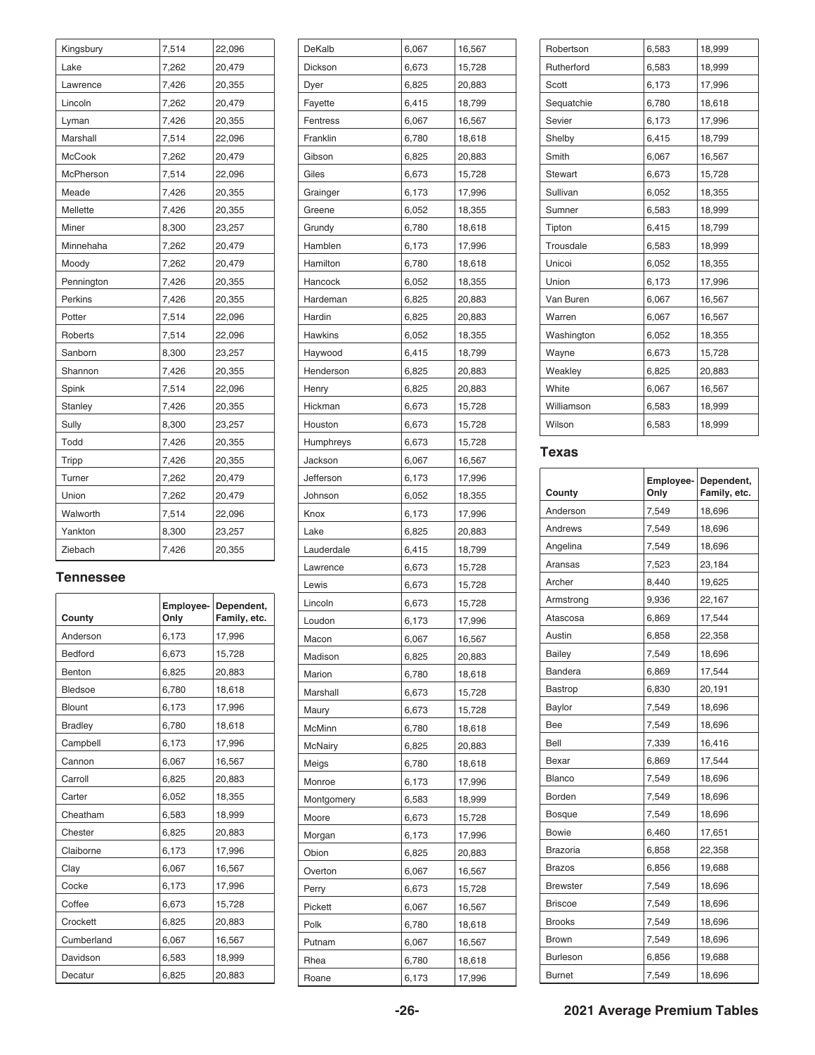| Kingsbury | 7,514 | 22,096 |
|---|---|---|
| Lake | 7,262 | 20,479 |
| Lawrence | 7,426 | 20,355 |
| Lincoln | 7,262 | 20,479 |
| Lyman | 7,426 | 20,355 |
| Marshall | 7,514 | 22,096 |
| McCook | 7,262 | 20,479 |
| McPherson | 7,514 | 22,096 |
| Meade | 7,426 | 20,355 |
| Mellette | 7,426 | 20,355 |
| Miner | 8,300 | 23,257 |
| Minnehaha | 7,262 | 20,479 |
| Moody | 7,262 | 20,479 |
| Pennington | 7,426 | 20,355 |
| Perkins | 7,426 | 20,355 |
| Potter | 7,514 | 22,096 |
| Roberts | 7,514 | 22,096 |
| Sanborn | 8,300 | 23,257 |
| Shannon | 7,426 | 20,355 |
| Spink | 7,514 | 22,096 |
| Stanley | 7,426 | 20,355 |
| Sully | 8,300 | 23,257 |
| Todd | 7,426 | 20,355 |
| Tripp | 7,426 | 20,355 |
| Turner | 7,262 | 20,479 |
| Union | 7,262 | 20,479 |
| Walworth | 7,514 | 22,096 |
| Yankton | 8,300 | 23,257 |
| Ziebach | 7,426 | 20,355 |

### Tennessee

| County | Employee-Only | Dependent, Family, etc. |
|---|---|---|
| Anderson | 6,173 | 17,996 |
| Bedford | 6,673 | 15,728 |
| Benton | 6,825 | 20,883 |
| Bledsoe | 6,780 | 18,618 |
| Blount | 6,173 | 17,996 |
| Bradley | 6,780 | 18,618 |
| Campbell | 6,173 | 17,996 |
| Cannon | 6,067 | 16,567 |
| Carroll | 6,825 | 20,883 |
| Carter | 6,052 | 18,355 |
| Cheatham | 6,583 | 18,999 |
| Chester | 6,825 | 20,883 |
| Claiborne | 6,173 | 17,996 |
| Clay | 6,067 | 16,567 |
| Cocke | 6,173 | 17,996 |
| Coffee | 6,673 | 15,728 |
| Crockett | 6,825 | 20,883 |
| Cumberland | 6,067 | 16,567 |
| Davidson | 6,583 | 18,999 |
| Decatur | 6,825 | 20,883 |
| DeKalb | 6,067 | 16,567 |
| Dickson | 6,673 | 15,728 |
| Dyer | 6,825 | 20,883 |
| Fayette | 6,415 | 18,799 |
| Fentress | 6,067 | 16,567 |
| Franklin | 6,780 | 18,618 |
| Gibson | 6,825 | 20,883 |
| Giles | 6,673 | 15,728 |
| Grainger | 6,173 | 17,996 |
| Greene | 6,052 | 18,355 |
| Grundy | 6,780 | 18,618 |
| Hamblen | 6,173 | 17,996 |
| Hamilton | 6,780 | 18,618 |
| Hancock | 6,052 | 18,355 |
| Hardeman | 6,825 | 20,883 |
| Hardin | 6,825 | 20,883 |
| Hawkins | 6,052 | 18,355 |
| Haywood | 6,415 | 18,799 |
| Henderson | 6,825 | 20,883 |
| Henry | 6,825 | 20,883 |
| Hickman | 6,673 | 15,728 |
| Houston | 6,673 | 15,728 |
| Humphreys | 6,673 | 15,728 |
| Jackson | 6,067 | 16,567 |
| Jefferson | 6,173 | 17,996 |
| Johnson | 6,052 | 18,355 |
| Knox | 6,173 | 17,996 |
| Lake | 6,825 | 20,883 |
| Lauderdale | 6,415 | 18,799 |
| Lawrence | 6,673 | 15,728 |
| Lewis | 6,673 | 15,728 |
| Lincoln | 6,673 | 15,728 |
| Loudon | 6,173 | 17,996 |
| Macon | 6,067 | 16,567 |
| Madison | 6,825 | 20,883 |
| Marion | 6,780 | 18,618 |
| Marshall | 6,673 | 15,728 |
| Maury | 6,673 | 15,728 |
| McMinn | 6,780 | 18,618 |
| McNairy | 6,825 | 20,883 |
| Meigs | 6,780 | 18,618 |
| Monroe | 6,173 | 17,996 |
| Montgomery | 6,583 | 18,999 |
| Moore | 6,673 | 15,728 |
| Morgan | 6,173 | 17,996 |
| Obion | 6,825 | 20,883 |
| Overton | 6,067 | 16,567 |
| Perry | 6,673 | 15,728 |
| Pickett | 6,067 | 16,567 |
| Polk | 6,780 | 18,618 |
| Putnam | 6,067 | 16,567 |
| Rhea | 6,780 | 18,618 |
| Roane | 6,173 | 17,996 |
| Robertson | 6,583 | 18,999 |
| Rutherford | 6,583 | 18,999 |
| Scott | 6,173 | 17,996 |
| Sequatchie | 6,780 | 18,618 |
| Sevier | 6,173 | 17,996 |
| Shelby | 6,415 | 18,799 |
| Smith | 6,067 | 16,567 |
| Stewart | 6,673 | 15,728 |
| Sullivan | 6,052 | 18,355 |
| Sumner | 6,583 | 18,999 |
| Tipton | 6,415 | 18,799 |
| Trousdale | 6,583 | 18,999 |
| Unicoi | 6,052 | 18,355 |
| Union | 6,173 | 17,996 |
| Van Buren | 6,067 | 16,567 |
| Warren | 6,067 | 16,567 |
| Washington | 6,052 | 18,355 |
| Wayne | 6,673 | 15,728 |
| Weakley | 6,825 | 20,883 |
| White | 6,067 | 16,567 |
| Williamson | 6,583 | 18,999 |
| Wilson | 6,583 | 18,999 |

### Texas

| County | Employee-Only | Dependent, Family, etc. |
|---|---|---|
| Anderson | 7,549 | 18,696 |
| Andrews | 7,549 | 18,696 |
| Angelina | 7,549 | 18,696 |
| Aransas | 7,523 | 23,184 |
| Archer | 8,440 | 19,625 |
| Armstrong | 9,936 | 22,167 |
| Atascosa | 6,869 | 17,544 |
| Austin | 6,858 | 22,358 |
| Bailey | 7,549 | 18,696 |
| Bandera | 6,869 | 17,544 |
| Bastrop | 6,830 | 20,191 |
| Baylor | 7,549 | 18,696 |
| Bee | 7,549 | 18,696 |
| Bell | 7,339 | 16,416 |
| Bexar | 6,869 | 17,544 |
| Blanco | 7,549 | 18,696 |
| Borden | 7,549 | 18,696 |
| Bosque | 7,549 | 18,696 |
| Bowie | 6,460 | 17,651 |
| Brazoria | 6,858 | 22,358 |
| Brazos | 6,856 | 19,688 |
| Brewster | 7,549 | 18,696 |
| Briscoe | 7,549 | 18,696 |
| Brooks | 7,549 | 18,696 |
| Brown | 7,549 | 18,696 |
| Burleson | 6,856 | 19,688 |
| Burnet | 7,549 | 18,696 |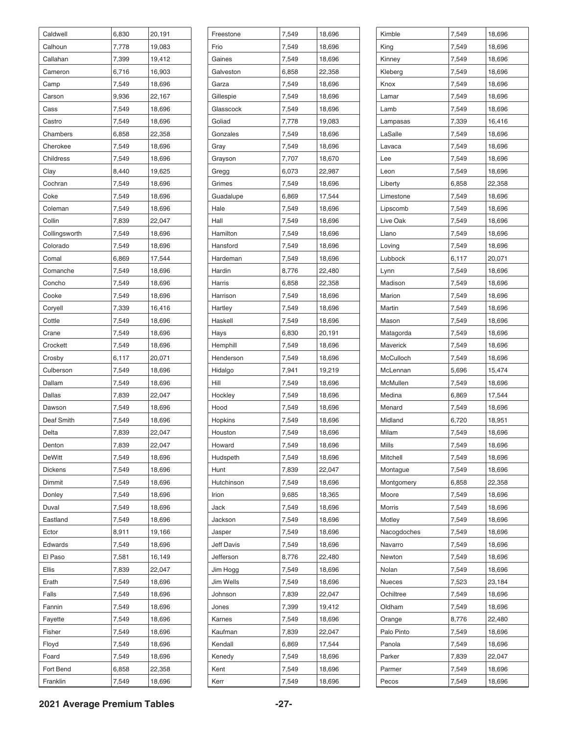| | | |
|---|---|---|
| Caldwell | 6,830 | 20,191 |
| Calhoun | 7,778 | 19,083 |
| Callahan | 7,399 | 19,412 |
| Cameron | 6,716 | 16,903 |
| Camp | 7,549 | 18,696 |
| Carson | 9,936 | 22,167 |
| Cass | 7,549 | 18,696 |
| Castro | 7,549 | 18,696 |
| Chambers | 6,858 | 22,358 |
| Cherokee | 7,549 | 18,696 |
| Childress | 7,549 | 18,696 |
| Clay | 8,440 | 19,625 |
| Cochran | 7,549 | 18,696 |
| Coke | 7,549 | 18,696 |
| Coleman | 7,549 | 18,696 |
| Collin | 7,839 | 22,047 |
| Collingsworth | 7,549 | 18,696 |
| Colorado | 7,549 | 18,696 |
| Comal | 6,869 | 17,544 |
| Comanche | 7,549 | 18,696 |
| Concho | 7,549 | 18,696 |
| Cooke | 7,549 | 18,696 |
| Coryell | 7,339 | 16,416 |
| Cottle | 7,549 | 18,696 |
| Crane | 7,549 | 18,696 |
| Crockett | 7,549 | 18,696 |
| Crosby | 6,117 | 20,071 |
| Culberson | 7,549 | 18,696 |
| Dallam | 7,549 | 18,696 |
| Dallas | 7,839 | 22,047 |
| Dawson | 7,549 | 18,696 |
| Deaf Smith | 7,549 | 18,696 |
| Delta | 7,839 | 22,047 |
| Denton | 7,839 | 22,047 |
| DeWitt | 7,549 | 18,696 |
| Dickens | 7,549 | 18,696 |
| Dimmit | 7,549 | 18,696 |
| Donley | 7,549 | 18,696 |
| Duval | 7,549 | 18,696 |
| Eastland | 7,549 | 18,696 |
| Ector | 8,911 | 19,166 |
| Edwards | 7,549 | 18,696 |
| El Paso | 7,581 | 16,149 |
| Ellis | 7,839 | 22,047 |
| Erath | 7,549 | 18,696 |
| Falls | 7,549 | 18,696 |
| Fannin | 7,549 | 18,696 |
| Fayette | 7,549 | 18,696 |
| Fisher | 7,549 | 18,696 |
| Floyd | 7,549 | 18,696 |
| Foard | 7,549 | 18,696 |
| Fort Bend | 6,858 | 22,358 |
| Franklin | 7,549 | 18,696 |
| Freestone | 7,549 | 18,696 |
| Frio | 7,549 | 18,696 |
| Gaines | 7,549 | 18,696 |
| Galveston | 6,858 | 22,358 |
| Garza | 7,549 | 18,696 |
| Gillespie | 7,549 | 18,696 |
| Glasscock | 7,549 | 18,696 |
| Goliad | 7,778 | 19,083 |
| Gonzales | 7,549 | 18,696 |
| Gray | 7,549 | 18,696 |
| Grayson | 7,707 | 18,670 |
| Gregg | 6,073 | 22,987 |
| Grimes | 7,549 | 18,696 |
| Guadalupe | 6,869 | 17,544 |
| Hale | 7,549 | 18,696 |
| Hall | 7,549 | 18,696 |
| Hamilton | 7,549 | 18,696 |
| Hansford | 7,549 | 18,696 |
| Hardeman | 7,549 | 18,696 |
| Hardin | 8,776 | 22,480 |
| Harris | 6,858 | 22,358 |
| Harrison | 7,549 | 18,696 |
| Hartley | 7,549 | 18,696 |
| Haskell | 7,549 | 18,696 |
| Hays | 6,830 | 20,191 |
| Hemphill | 7,549 | 18,696 |
| Henderson | 7,549 | 18,696 |
| Hidalgo | 7,941 | 19,219 |
| Hill | 7,549 | 18,696 |
| Hockley | 7,549 | 18,696 |
| Hood | 7,549 | 18,696 |
| Hopkins | 7,549 | 18,696 |
| Houston | 7,549 | 18,696 |
| Howard | 7,549 | 18,696 |
| Hudspeth | 7,549 | 18,696 |
| Hunt | 7,839 | 22,047 |
| Hutchinson | 7,549 | 18,696 |
| Irion | 9,685 | 18,365 |
| Jack | 7,549 | 18,696 |
| Jackson | 7,549 | 18,696 |
| Jasper | 7,549 | 18,696 |
| Jeff Davis | 7,549 | 18,696 |
| Jefferson | 8,776 | 22,480 |
| Jim Hogg | 7,549 | 18,696 |
| Jim Wells | 7,549 | 18,696 |
| Johnson | 7,839 | 22,047 |
| Jones | 7,399 | 19,412 |
| Karnes | 7,549 | 18,696 |
| Kaufman | 7,839 | 22,047 |
| Kendall | 6,869 | 17,544 |
| Kenedy | 7,549 | 18,696 |
| Kent | 7,549 | 18,696 |
| Kerr | 7,549 | 18,696 |
| Kimble | 7,549 | 18,696 |
| King | 7,549 | 18,696 |
| Kinney | 7,549 | 18,696 |
| Kleberg | 7,549 | 18,696 |
| Knox | 7,549 | 18,696 |
| Lamar | 7,549 | 18,696 |
| Lamb | 7,549 | 18,696 |
| Lampasas | 7,339 | 16,416 |
| LaSalle | 7,549 | 18,696 |
| Lavaca | 7,549 | 18,696 |
| Lee | 7,549 | 18,696 |
| Leon | 7,549 | 18,696 |
| Liberty | 6,858 | 22,358 |
| Limestone | 7,549 | 18,696 |
| Lipscomb | 7,549 | 18,696 |
| Live Oak | 7,549 | 18,696 |
| Llano | 7,549 | 18,696 |
| Loving | 7,549 | 18,696 |
| Lubbock | 6,117 | 20,071 |
| Lynn | 7,549 | 18,696 |
| Madison | 7,549 | 18,696 |
| Marion | 7,549 | 18,696 |
| Martin | 7,549 | 18,696 |
| Mason | 7,549 | 18,696 |
| Matagorda | 7,549 | 18,696 |
| Maverick | 7,549 | 18,696 |
| McCulloch | 7,549 | 18,696 |
| McLennan | 5,696 | 15,474 |
| McMullen | 7,549 | 18,696 |
| Medina | 6,869 | 17,544 |
| Menard | 7,549 | 18,696 |
| Midland | 6,720 | 18,951 |
| Milam | 7,549 | 18,696 |
| Mills | 7,549 | 18,696 |
| Mitchell | 7,549 | 18,696 |
| Montague | 7,549 | 18,696 |
| Montgomery | 6,858 | 22,358 |
| Moore | 7,549 | 18,696 |
| Morris | 7,549 | 18,696 |
| Motley | 7,549 | 18,696 |
| Nacogdoches | 7,549 | 18,696 |
| Navarro | 7,549 | 18,696 |
| Newton | 7,549 | 18,696 |
| Nolan | 7,549 | 18,696 |
| Nueces | 7,523 | 23,184 |
| Ochiltree | 7,549 | 18,696 |
| Oldham | 7,549 | 18,696 |
| Orange | 8,776 | 22,480 |
| Palo Pinto | 7,549 | 18,696 |
| Panola | 7,549 | 18,696 |
| Parker | 7,839 | 22,047 |
| Parmer | 7,549 | 18,696 |
| Pecos | 7,549 | 18,696 |

**2021 Average Premium Tables**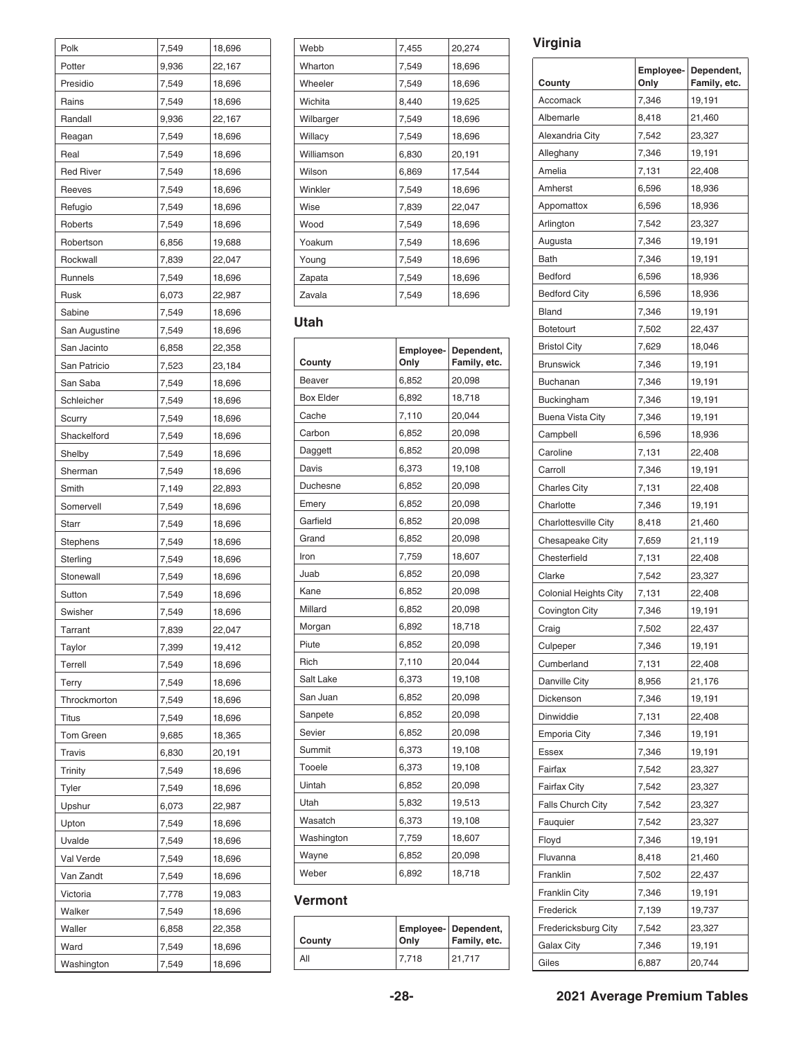| Polk | 7,549 | 18,696 |
|---|---|---|
| Potter | 9,936 | 22,167 |
| Presidio | 7,549 | 18,696 |
| Rains | 7,549 | 18,696 |
| Randall | 9,936 | 22,167 |
| Reagan | 7,549 | 18,696 |
| Real | 7,549 | 18,696 |
| Red River | 7,549 | 18,696 |
| Reeves | 7,549 | 18,696 |
| Refugio | 7,549 | 18,696 |
| Roberts | 7,549 | 18,696 |
| Robertson | 6,856 | 19,688 |
| Rockwall | 7,839 | 22,047 |
| Runnels | 7,549 | 18,696 |
| Rusk | 6,073 | 22,987 |
| Sabine | 7,549 | 18,696 |
| San Augustine | 7,549 | 18,696 |
| San Jacinto | 6,858 | 22,358 |
| San Patricio | 7,523 | 23,184 |
| San Saba | 7,549 | 18,696 |
| Schleicher | 7,549 | 18,696 |
| Scurry | 7,549 | 18,696 |
| Shackelford | 7,549 | 18,696 |
| Shelby | 7,549 | 18,696 |
| Sherman | 7,549 | 18,696 |
| Smith | 7,149 | 22,893 |
| Somervell | 7,549 | 18,696 |
| Starr | 7,549 | 18,696 |
| Stephens | 7,549 | 18,696 |
| Sterling | 7,549 | 18,696 |
| Stonewall | 7,549 | 18,696 |
| Sutton | 7,549 | 18,696 |
| Swisher | 7,549 | 18,696 |
| Tarrant | 7,839 | 22,047 |
| Taylor | 7,399 | 19,412 |
| Terrell | 7,549 | 18,696 |
| Terry | 7,549 | 18,696 |
| Throckmorton | 7,549 | 18,696 |
| Titus | 7,549 | 18,696 |
| Tom Green | 9,685 | 18,365 |
| Travis | 6,830 | 20,191 |
| Trinity | 7,549 | 18,696 |
| Tyler | 7,549 | 18,696 |
| Upshur | 6,073 | 22,987 |
| Upton | 7,549 | 18,696 |
| Uvalde | 7,549 | 18,696 |
| Val Verde | 7,549 | 18,696 |
| Van Zandt | 7,549 | 18,696 |
| Victoria | 7,778 | 19,083 |
| Walker | 7,549 | 18,696 |
| Waller | 6,858 | 22,358 |
| Ward | 7,549 | 18,696 |
| Washington | 7,549 | 18,696 |
| Webb | 7,455 | 20,274 |
| Wharton | 7,549 | 18,696 |
| Wheeler | 7,549 | 18,696 |
| Wichita | 8,440 | 19,625 |
| Wilbarger | 7,549 | 18,696 |
| Willacy | 7,549 | 18,696 |
| Williamson | 6,830 | 20,191 |
| Wilson | 6,869 | 17,544 |
| Winkler | 7,549 | 18,696 |
| Wise | 7,839 | 22,047 |
| Wood | 7,549 | 18,696 |
| Yoakum | 7,549 | 18,696 |
| Young | 7,549 | 18,696 |
| Zapata | 7,549 | 18,696 |
| Zavala | 7,549 | 18,696 |

### Utah

| County | Employee-Only | Dependent, Family, etc. |
|---|---|---|
| Beaver | 6,852 | 20,098 |
| Box Elder | 6,892 | 18,718 |
| Cache | 7,110 | 20,044 |
| Carbon | 6,852 | 20,098 |
| Daggett | 6,852 | 20,098 |
| Davis | 6,373 | 19,108 |
| Duchesne | 6,852 | 20,098 |
| Emery | 6,852 | 20,098 |
| Garfield | 6,852 | 20,098 |
| Grand | 6,852 | 20,098 |
| Iron | 7,759 | 18,607 |
| Juab | 6,852 | 20,098 |
| Kane | 6,852 | 20,098 |
| Millard | 6,852 | 20,098 |
| Morgan | 6,892 | 18,718 |
| Piute | 6,852 | 20,098 |
| Rich | 7,110 | 20,044 |
| Salt Lake | 6,373 | 19,108 |
| San Juan | 6,852 | 20,098 |
| Sanpete | 6,852 | 20,098 |
| Sevier | 6,852 | 20,098 |
| Summit | 6,373 | 19,108 |
| Tooele | 6,373 | 19,108 |
| Uintah | 6,852 | 20,098 |
| Utah | 5,832 | 19,513 |
| Wasatch | 6,373 | 19,108 |
| Washington | 7,759 | 18,607 |
| Wayne | 6,852 | 20,098 |
| Weber | 6,892 | 18,718 |

### Vermont

| County | Employee-Only | Dependent, Family, etc. |
|---|---|---|
| All | 7,718 | 21,717 |

### Virginia

| County | Employee-Only | Dependent, Family, etc. |
|---|---|---|
| Accomack | 7,346 | 19,191 |
| Albemarle | 8,418 | 21,460 |
| Alexandria City | 7,542 | 23,327 |
| Alleghany | 7,346 | 19,191 |
| Amelia | 7,131 | 22,408 |
| Amherst | 6,596 | 18,936 |
| Appomattox | 6,596 | 18,936 |
| Arlington | 7,542 | 23,327 |
| Augusta | 7,346 | 19,191 |
| Bath | 7,346 | 19,191 |
| Bedford | 6,596 | 18,936 |
| Bedford City | 6,596 | 18,936 |
| Bland | 7,346 | 19,191 |
| Botetourt | 7,502 | 22,437 |
| Bristol City | 7,629 | 18,046 |
| Brunswick | 7,346 | 19,191 |
| Buchanan | 7,346 | 19,191 |
| Buckingham | 7,346 | 19,191 |
| Buena Vista City | 7,346 | 19,191 |
| Campbell | 6,596 | 18,936 |
| Caroline | 7,131 | 22,408 |
| Carroll | 7,346 | 19,191 |
| Charles City | 7,131 | 22,408 |
| Charlotte | 7,346 | 19,191 |
| Charlottesville City | 8,418 | 21,460 |
| Chesapeake City | 7,659 | 21,119 |
| Chesterfield | 7,131 | 22,408 |
| Clarke | 7,542 | 23,327 |
| Colonial Heights City | 7,131 | 22,408 |
| Covington City | 7,346 | 19,191 |
| Craig | 7,502 | 22,437 |
| Culpeper | 7,346 | 19,191 |
| Cumberland | 7,131 | 22,408 |
| Danville City | 8,956 | 21,176 |
| Dickenson | 7,346 | 19,191 |
| Dinwiddie | 7,131 | 22,408 |
| Emporia City | 7,346 | 19,191 |
| Essex | 7,346 | 19,191 |
| Fairfax | 7,542 | 23,327 |
| Fairfax City | 7,542 | 23,327 |
| Falls Church City | 7,542 | 23,327 |
| Fauquier | 7,542 | 23,327 |
| Floyd | 7,346 | 19,191 |
| Fluvanna | 8,418 | 21,460 |
| Franklin | 7,502 | 22,437 |
| Franklin City | 7,346 | 19,191 |
| Frederick | 7,139 | 19,737 |
| Fredericksburg City | 7,542 | 23,327 |
| Galax City | 7,346 | 19,191 |
| Giles | 6,887 | 20,744 |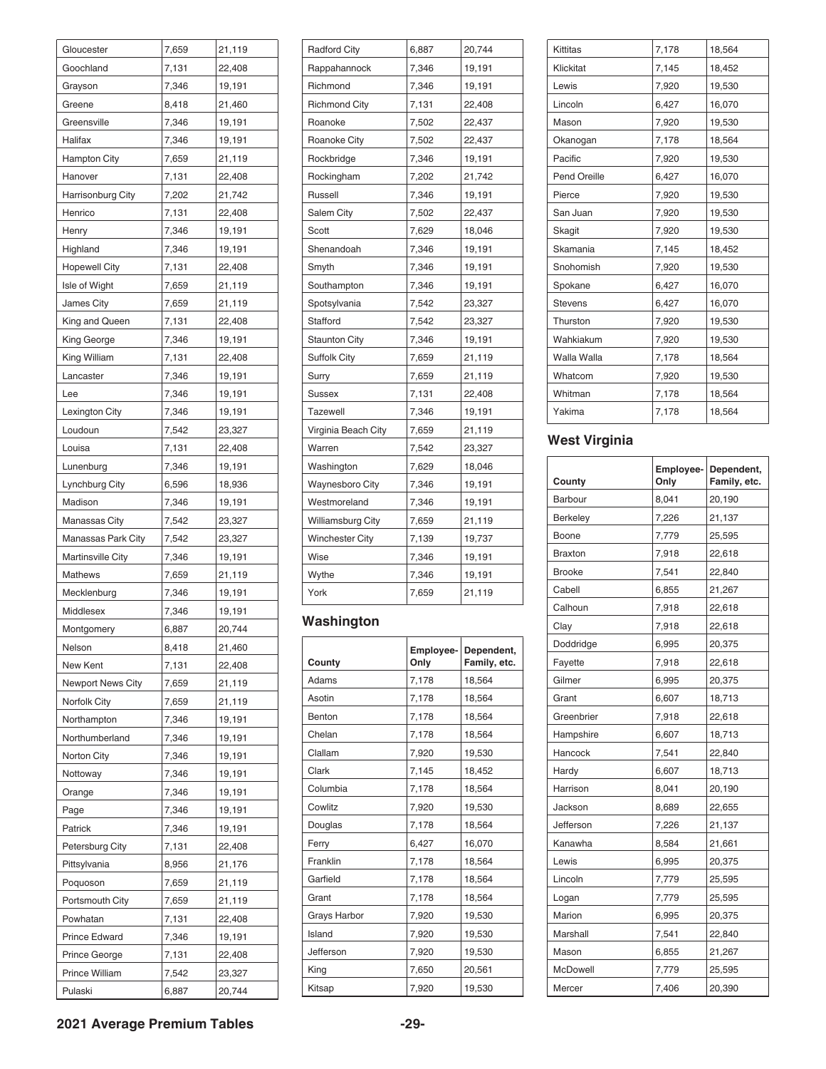| Gloucester | 7,659 | 21,119 |
|---|---|---|
| Goochland | 7,131 | 22,408 |
| Grayson | 7,346 | 19,191 |
| Greene | 8,418 | 21,460 |
| Greensville | 7,346 | 19,191 |
| Halifax | 7,346 | 19,191 |
| Hampton City | 7,659 | 21,119 |
| Hanover | 7,131 | 22,408 |
| Harrisonburg City | 7,202 | 21,742 |
| Henrico | 7,131 | 22,408 |
| Henry | 7,346 | 19,191 |
| Highland | 7,346 | 19,191 |
| Hopewell City | 7,131 | 22,408 |
| Isle of Wight | 7,659 | 21,119 |
| James City | 7,659 | 21,119 |
| King and Queen | 7,131 | 22,408 |
| King George | 7,346 | 19,191 |
| King William | 7,131 | 22,408 |
| Lancaster | 7,346 | 19,191 |
| Lee | 7,346 | 19,191 |
| Lexington City | 7,346 | 19,191 |
| Loudoun | 7,542 | 23,327 |
| Louisa | 7,131 | 22,408 |
| Lunenburg | 7,346 | 19,191 |
| Lynchburg City | 6,596 | 18,936 |
| Madison | 7,346 | 19,191 |
| Manassas City | 7,542 | 23,327 |
| Manassas Park City | 7,542 | 23,327 |
| Martinsville City | 7,346 | 19,191 |
| Mathews | 7,659 | 21,119 |
| Mecklenburg | 7,346 | 19,191 |
| Middlesex | 7,346 | 19,191 |
| Montgomery | 6,887 | 20,744 |
| Nelson | 8,418 | 21,460 |
| New Kent | 7,131 | 22,408 |
| Newport News City | 7,659 | 21,119 |
| Norfolk City | 7,659 | 21,119 |
| Northampton | 7,346 | 19,191 |
| Northumberland | 7,346 | 19,191 |
| Norton City | 7,346 | 19,191 |
| Nottoway | 7,346 | 19,191 |
| Orange | 7,346 | 19,191 |
| Page | 7,346 | 19,191 |
| Patrick | 7,346 | 19,191 |
| Petersburg City | 7,131 | 22,408 |
| Pittsylvania | 8,956 | 21,176 |
| Poquoson | 7,659 | 21,119 |
| Portsmouth City | 7,659 | 21,119 |
| Powhatan | 7,131 | 22,408 |
| Prince Edward | 7,346 | 19,191 |
| Prince George | 7,131 | 22,408 |
| Prince William | 7,542 | 23,327 |
| Pulaski | 6,887 | 20,744 |
| Radford City | 6,887 | 20,744 |
| Rappahannock | 7,346 | 19,191 |
| Richmond | 7,346 | 19,191 |
| Richmond City | 7,131 | 22,408 |
| Roanoke | 7,502 | 22,437 |
| Roanoke City | 7,502 | 22,437 |
| Rockbridge | 7,346 | 19,191 |
| Rockingham | 7,202 | 21,742 |
| Russell | 7,346 | 19,191 |
| Salem City | 7,502 | 22,437 |
| Scott | 7,629 | 18,046 |
| Shenandoah | 7,346 | 19,191 |
| Smyth | 7,346 | 19,191 |
| Southampton | 7,346 | 19,191 |
| Spotsylvania | 7,542 | 23,327 |
| Stafford | 7,542 | 23,327 |
| Staunton City | 7,346 | 19,191 |
| Suffolk City | 7,659 | 21,119 |
| Surry | 7,659 | 21,119 |
| Sussex | 7,131 | 22,408 |
| Tazewell | 7,346 | 19,191 |
| Virginia Beach City | 7,659 | 21,119 |
| Warren | 7,542 | 23,327 |
| Washington | 7,629 | 18,046 |
| Waynesboro City | 7,346 | 19,191 |
| Westmoreland | 7,346 | 19,191 |
| Williamsburg City | 7,659 | 21,119 |
| Winchester City | 7,139 | 19,737 |
| Wise | 7,346 | 19,191 |
| Wythe | 7,346 | 19,191 |
| York | 7,659 | 21,119 |

## Washington

| County | Employee-Only | Dependent, Family, etc. |
|---|---|---|
| Adams | 7,178 | 18,564 |
| Asotin | 7,178 | 18,564 |
| Benton | 7,178 | 18,564 |
| Chelan | 7,178 | 18,564 |
| Clallam | 7,920 | 19,530 |
| Clark | 7,145 | 18,452 |
| Columbia | 7,178 | 18,564 |
| Cowlitz | 7,920 | 19,530 |
| Douglas | 7,178 | 18,564 |
| Ferry | 6,427 | 16,070 |
| Franklin | 7,178 | 18,564 |
| Garfield | 7,178 | 18,564 |
| Grant | 7,178 | 18,564 |
| Grays Harbor | 7,920 | 19,530 |
| Island | 7,920 | 19,530 |
| Jefferson | 7,920 | 19,530 |
| King | 7,650 | 20,561 |
| Kitsap | 7,920 | 19,530 |
| Kittitas | 7,178 | 18,564 |
| Klickitat | 7,145 | 18,452 |
| Lewis | 7,920 | 19,530 |
| Lincoln | 6,427 | 16,070 |
| Mason | 7,920 | 19,530 |
| Okanogan | 7,178 | 18,564 |
| Pacific | 7,920 | 19,530 |
| Pend Oreille | 6,427 | 16,070 |
| Pierce | 7,920 | 19,530 |
| San Juan | 7,920 | 19,530 |
| Skagit | 7,920 | 19,530 |
| Skamania | 7,145 | 18,452 |
| Snohomish | 7,920 | 19,530 |
| Spokane | 6,427 | 16,070 |
| Stevens | 6,427 | 16,070 |
| Thurston | 7,920 | 19,530 |
| Wahkiakum | 7,920 | 19,530 |
| Walla Walla | 7,178 | 18,564 |
| Whatcom | 7,920 | 19,530 |
| Whitman | 7,178 | 18,564 |
| Yakima | 7,178 | 18,564 |

## West Virginia

| County | Employee-Only | Dependent, Family, etc. |
|---|---|---|
| Barbour | 8,041 | 20,190 |
| Berkeley | 7,226 | 21,137 |
| Boone | 7,779 | 25,595 |
| Braxton | 7,918 | 22,618 |
| Brooke | 7,541 | 22,840 |
| Cabell | 6,855 | 21,267 |
| Calhoun | 7,918 | 22,618 |
| Clay | 7,918 | 22,618 |
| Doddridge | 6,995 | 20,375 |
| Fayette | 7,918 | 22,618 |
| Gilmer | 6,995 | 20,375 |
| Grant | 6,607 | 18,713 |
| Greenbrier | 7,918 | 22,618 |
| Hampshire | 6,607 | 18,713 |
| Hancock | 7,541 | 22,840 |
| Hardy | 6,607 | 18,713 |
| Harrison | 8,041 | 20,190 |
| Jackson | 8,689 | 22,655 |
| Jefferson | 7,226 | 21,137 |
| Kanawha | 8,584 | 21,661 |
| Lewis | 6,995 | 20,375 |
| Lincoln | 7,779 | 25,595 |
| Logan | 7,779 | 25,595 |
| Marion | 6,995 | 20,375 |
| Marshall | 7,541 | 22,840 |
| Mason | 6,855 | 21,267 |
| McDowell | 7,779 | 25,595 |
| Mercer | 7,406 | 20,390 |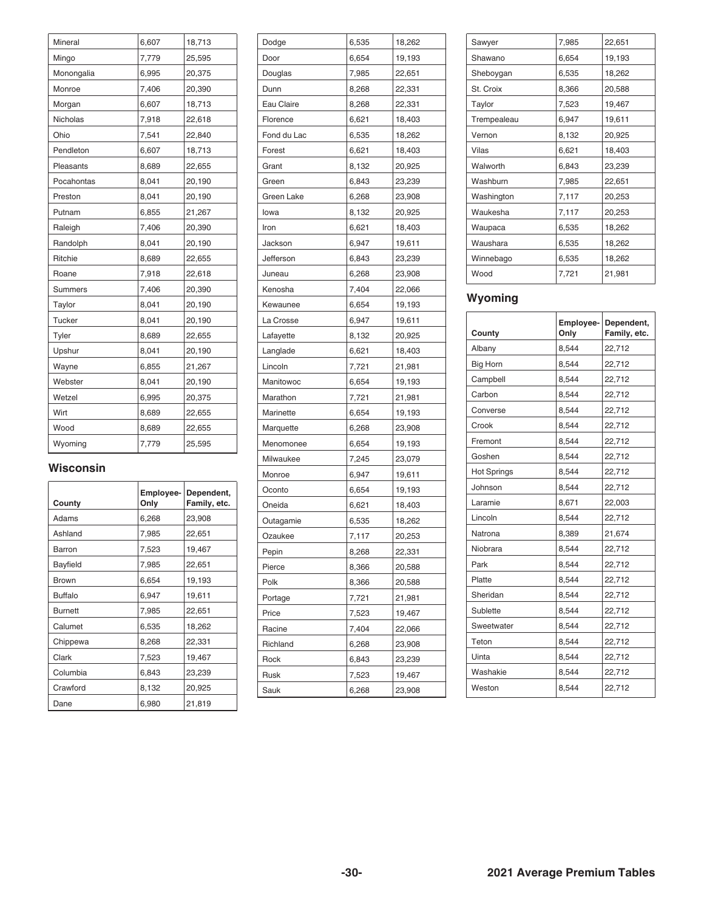| | | |
|---|---|---|
| Mineral | 6,607 | 18,713 |
| Mingo | 7,779 | 25,595 |
| Monongalia | 6,995 | 20,375 |
| Monroe | 7,406 | 20,390 |
| Morgan | 6,607 | 18,713 |
| Nicholas | 7,918 | 22,618 |
| Ohio | 7,541 | 22,840 |
| Pendleton | 6,607 | 18,713 |
| Pleasants | 8,689 | 22,655 |
| Pocahontas | 8,041 | 20,190 |
| Preston | 8,041 | 20,190 |
| Putnam | 6,855 | 21,267 |
| Raleigh | 7,406 | 20,390 |
| Randolph | 8,041 | 20,190 |
| Ritchie | 8,689 | 22,655 |
| Roane | 7,918 | 22,618 |
| Summers | 7,406 | 20,390 |
| Taylor | 8,041 | 20,190 |
| Tucker | 8,041 | 20,190 |
| Tyler | 8,689 | 22,655 |
| Upshur | 8,041 | 20,190 |
| Wayne | 6,855 | 21,267 |
| Webster | 8,041 | 20,190 |
| Wetzel | 6,995 | 20,375 |
| Wirt | 8,689 | 22,655 |
| Wood | 8,689 | 22,655 |
| Wyoming | 7,779 | 25,595 |

## Wisconsin

| County | Employee-Only | Dependent, Family, etc. |
|---|---|---|
| Adams | 6,268 | 23,908 |
| Ashland | 7,985 | 22,651 |
| Barron | 7,523 | 19,467 |
| Bayfield | 7,985 | 22,651 |
| Brown | 6,654 | 19,193 |
| Buffalo | 6,947 | 19,611 |
| Burnett | 7,985 | 22,651 |
| Calumet | 6,535 | 18,262 |
| Chippewa | 8,268 | 22,331 |
| Clark | 7,523 | 19,467 |
| Columbia | 6,843 | 23,239 |
| Crawford | 8,132 | 20,925 |
| Dane | 6,980 | 21,819 |
| Dodge | 6,535 | 18,262 |
| Door | 6,654 | 19,193 |
| Douglas | 7,985 | 22,651 |
| Dunn | 8,268 | 22,331 |
| Eau Claire | 8,268 | 22,331 |
| Florence | 6,621 | 18,403 |
| Fond du Lac | 6,535 | 18,262 |
| Forest | 6,621 | 18,403 |
| Grant | 8,132 | 20,925 |
| Green | 6,843 | 23,239 |
| Green Lake | 6,268 | 23,908 |
| Iowa | 8,132 | 20,925 |
| Iron | 6,621 | 18,403 |
| Jackson | 6,947 | 19,611 |
| Jefferson | 6,843 | 23,239 |
| Juneau | 6,268 | 23,908 |
| Kenosha | 7,404 | 22,066 |
| Kewaunee | 6,654 | 19,193 |
| La Crosse | 6,947 | 19,611 |
| Lafayette | 8,132 | 20,925 |
| Langlade | 6,621 | 18,403 |
| Lincoln | 7,721 | 21,981 |
| Manitowoc | 6,654 | 19,193 |
| Marathon | 7,721 | 21,981 |
| Marinette | 6,654 | 19,193 |
| Marquette | 6,268 | 23,908 |
| Menomonee | 6,654 | 19,193 |
| Milwaukee | 7,245 | 23,079 |
| Monroe | 6,947 | 19,611 |
| Oconto | 6,654 | 19,193 |
| Oneida | 6,621 | 18,403 |
| Outagamie | 6,535 | 18,262 |
| Ozaukee | 7,117 | 20,253 |
| Pepin | 8,268 | 22,331 |
| Pierce | 8,366 | 20,588 |
| Polk | 8,366 | 20,588 |
| Portage | 7,721 | 21,981 |
| Price | 7,523 | 19,467 |
| Racine | 7,404 | 22,066 |
| Richland | 6,268 | 23,908 |
| Rock | 6,843 | 23,239 |
| Rusk | 7,523 | 19,467 |
| Sauk | 6,268 | 23,908 |
| Sawyer | 7,985 | 22,651 |
| Shawano | 6,654 | 19,193 |
| Sheboygan | 6,535 | 18,262 |
| St. Croix | 8,366 | 20,588 |
| Taylor | 7,523 | 19,467 |
| Trempealeau | 6,947 | 19,611 |
| Vernon | 8,132 | 20,925 |
| Vilas | 6,621 | 18,403 |
| Walworth | 6,843 | 23,239 |
| Washburn | 7,985 | 22,651 |
| Washington | 7,117 | 20,253 |
| Waukesha | 7,117 | 20,253 |
| Waupaca | 6,535 | 18,262 |
| Waushara | 6,535 | 18,262 |
| Winnebago | 6,535 | 18,262 |
| Wood | 7,721 | 21,981 |

## Wyoming

| County | Employee-Only | Dependent, Family, etc. |
|---|---|---|
| Albany | 8,544 | 22,712 |
| Big Horn | 8,544 | 22,712 |
| Campbell | 8,544 | 22,712 |
| Carbon | 8,544 | 22,712 |
| Converse | 8,544 | 22,712 |
| Crook | 8,544 | 22,712 |
| Fremont | 8,544 | 22,712 |
| Goshen | 8,544 | 22,712 |
| Hot Springs | 8,544 | 22,712 |
| Johnson | 8,544 | 22,712 |
| Laramie | 8,671 | 22,003 |
| Lincoln | 8,544 | 22,712 |
| Natrona | 8,389 | 21,674 |
| Niobrara | 8,544 | 22,712 |
| Park | 8,544 | 22,712 |
| Platte | 8,544 | 22,712 |
| Sheridan | 8,544 | 22,712 |
| Sublette | 8,544 | 22,712 |
| Sweetwater | 8,544 | 22,712 |
| Teton | 8,544 | 22,712 |
| Uinta | 8,544 | 22,712 |
| Washakie | 8,544 | 22,712 |
| Weston | 8,544 | 22,712 |